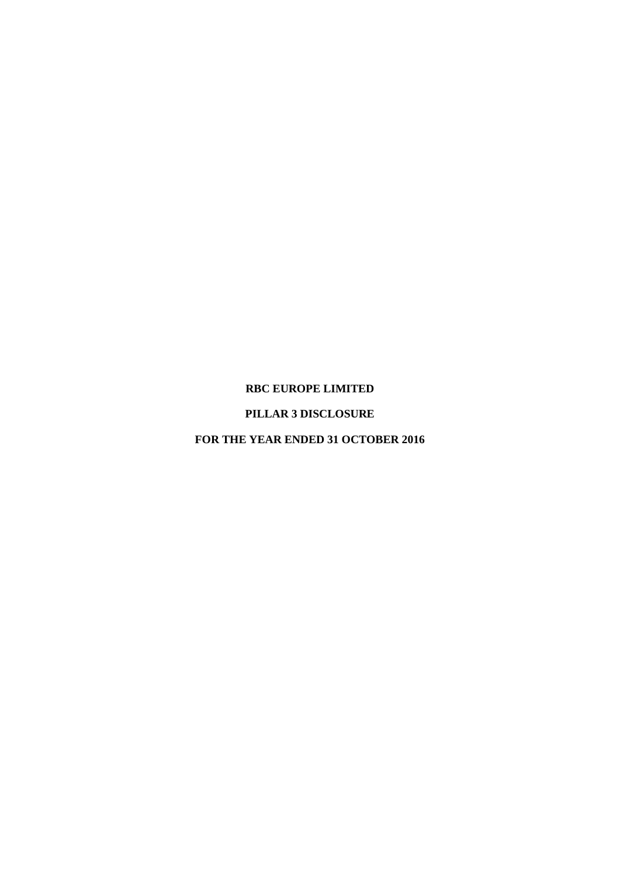# RBC EUROPE LIMITED

# PILLAR 3 DISCLOSURE

# FOR THE YEAR ENDED 31 OCTOBER 2016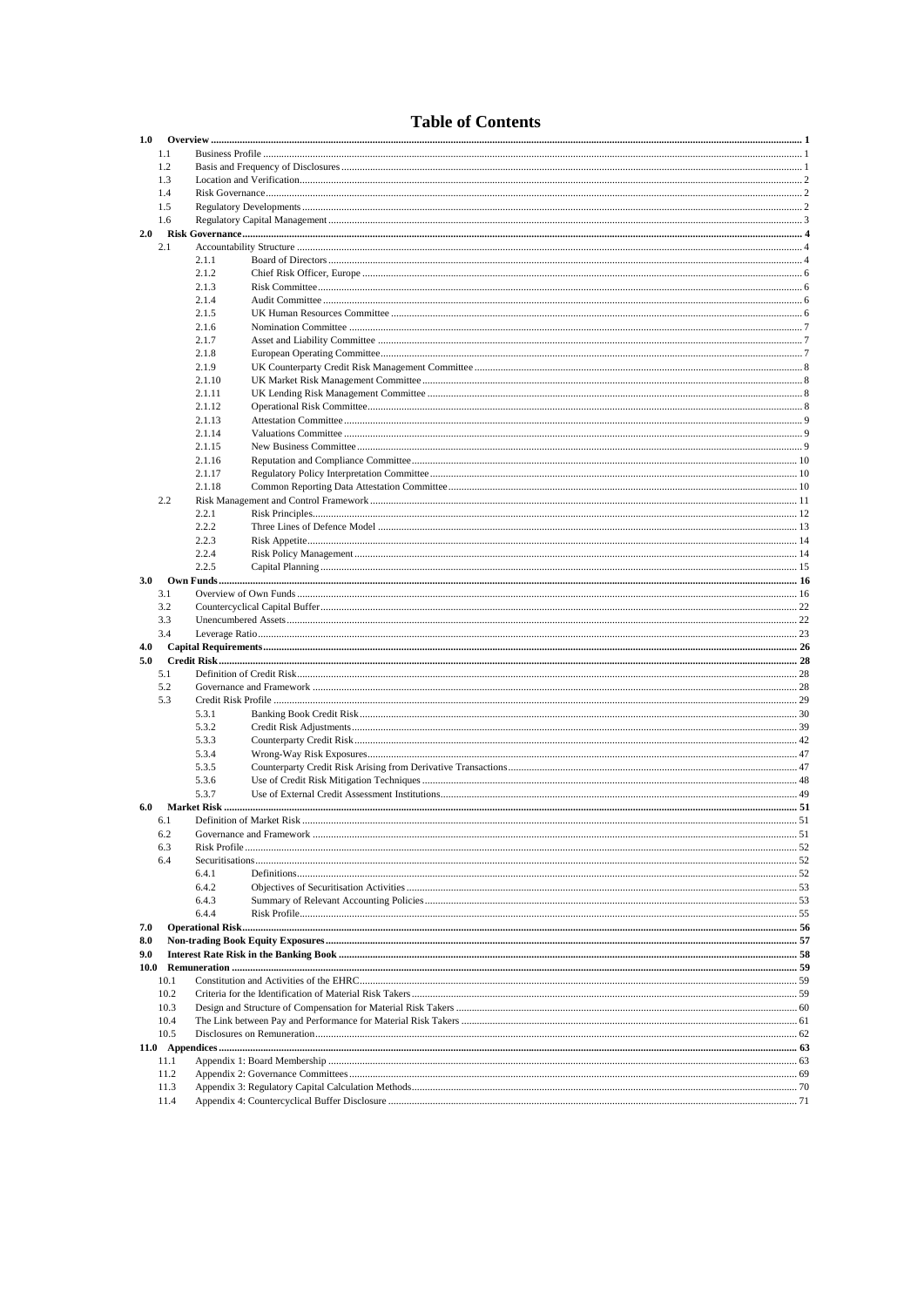# Table of Contents

| | | | |
|---|---|---|---|
| **1.0** | **Overview** | | **1** |
| 1.1 | Business Profile | | 1 |
| 1.2 | Basis and Frequency of Disclosures | | 1 |
| 1.3 | Location and Verification | | 2 |
| 1.4 | Risk Governance | | 2 |
| 1.5 | Regulatory Developments | | 2 |
| 1.6 | Regulatory Capital Management | | 3 |
| **2.0** | **Risk Governance** | | **4** |
| 2.1 | Accountability Structure | | 4 |
| | 2.1.1 | Board of Directors | 4 |
| | 2.1.2 | Chief Risk Officer, Europe | 6 |
| | 2.1.3 | Risk Committee | 6 |
| | 2.1.4 | Audit Committee | 6 |
| | 2.1.5 | UK Human Resources Committee | 6 |
| | 2.1.6 | Nomination Committee | 7 |
| | 2.1.7 | Asset and Liability Committee | 7 |
| | 2.1.8 | European Operating Committee | 7 |
| | 2.1.9 | UK Counterparty Credit Risk Management Committee | 8 |
| | 2.1.10 | UK Market Risk Management Committee | 8 |
| | 2.1.11 | UK Lending Risk Management Committee | 8 |
| | 2.1.12 | Operational Risk Committee | 8 |
| | 2.1.13 | Attestation Committee | 9 |
| | 2.1.14 | Valuations Committee | 9 |
| | 2.1.15 | New Business Committee | 9 |
| | 2.1.16 | Reputation and Compliance Committee | 10 |
| | 2.1.17 | Regulatory Policy Interpretation Committee | 10 |
| | 2.1.18 | Common Reporting Data Attestation Committee | 10 |
| 2.2 | Risk Management and Control Framework | | 11 |
| | 2.2.1 | Risk Principles | 12 |
| | 2.2.2 | Three Lines of Defence Model | 13 |
| | 2.2.3 | Risk Appetite | 14 |
| | 2.2.4 | Risk Policy Management | 14 |
| | 2.2.5 | Capital Planning | 15 |
| **3.0** | **Own Funds** | | **16** |
| 3.1 | Overview of Own Funds | | 16 |
| 3.2 | Countercyclical Capital Buffer | | 22 |
| 3.3 | Unencumbered Assets | | 22 |
| 3.4 | Leverage Ratio | | 23 |
| **4.0** | **Capital Requirements** | | **26** |
| **5.0** | **Credit Risk** | | **28** |
| 5.1 | Definition of Credit Risk | | 28 |
| 5.2 | Governance and Framework | | 28 |
| 5.3 | Credit Risk Profile | | 29 |
| | 5.3.1 | Banking Book Credit Risk | 30 |
| | 5.3.2 | Credit Risk Adjustments | 39 |
| | 5.3.3 | Counterparty Credit Risk | 42 |
| | 5.3.4 | Wrong-Way Risk Exposures | 47 |
| | 5.3.5 | Counterparty Credit Risk Arising from Derivative Transactions | 47 |
| | 5.3.6 | Use of Credit Risk Mitigation Techniques | 48 |
| | 5.3.7 | Use of External Credit Assessment Institutions | 49 |
| **6.0** | **Market Risk** | | **51** |
| 6.1 | Definition of Market Risk | | 51 |
| 6.2 | Governance and Framework | | 51 |
| 6.3 | Risk Profile | | 52 |
| 6.4 | Securitisations | | 52 |
| | 6.4.1 | Definitions | 52 |
| | 6.4.2 | Objectives of Securitisation Activities | 53 |
| | 6.4.3 | Summary of Relevant Accounting Policies | 53 |
| | 6.4.4 | Risk Profile | 55 |
| **7.0** | **Operational Risk** | | **56** |
| **8.0** | **Non-trading Book Equity Exposures** | | **57** |
| **9.0** | **Interest Rate Risk in the Banking Book** | | **58** |
| **10.0** | **Remuneration** | | **59** |
| 10.1 | Constitution and Activities of the EHRC | | 59 |
| 10.2 | Criteria for the Identification of Material Risk Takers | | 59 |
| 10.3 | Design and Structure of Compensation for Material Risk Takers | | 60 |
| 10.4 | The Link between Pay and Performance for Material Risk Takers | | 61 |
| 10.5 | Disclosures on Remuneration | | 62 |
| **11.0** | **Appendices** | | **63** |
| 11.1 | Appendix 1: Board Membership | | 63 |
| 11.2 | Appendix 2: Governance Committees | | 69 |
| 11.3 | Appendix 3: Regulatory Capital Calculation Methods | | 70 |
| 11.4 | Appendix 4: Countercyclical Buffer Disclosure | | 71 |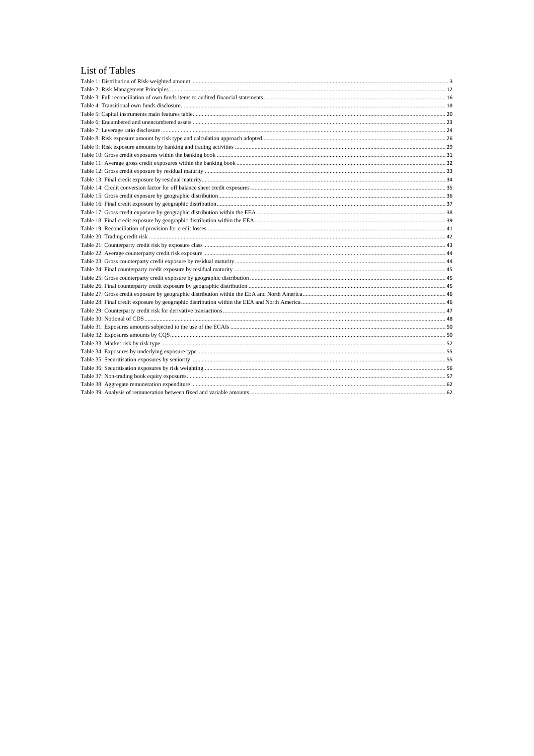# List of Tables

Table 1: Distribution of Risk-weighted amount ..... 3
Table 2: Risk Management Principles ..... 12
Table 3: Full reconciliation of own funds items to audited financial statements ..... 16
Table 4: Transitional own funds disclosure ..... 18
Table 5: Capital instruments main features table ..... 20
Table 6: Encumbered and unencumbered assets ..... 23
Table 7: Leverage ratio disclosure ..... 24
Table 8: Risk exposure amount by risk type and calculation approach adopted ..... 26
Table 9: Risk exposure amounts by banking and trading activities ..... 29
Table 10: Gross credit exposures within the banking book ..... 31
Table 11: Average gross credit exposures within the banking book ..... 32
Table 12: Gross credit exposure by residual maturity ..... 33
Table 13: Final credit exposure by residual maturity ..... 34
Table 14: Credit conversion factor for off balance sheet credit exposures ..... 35
Table 15: Gross credit exposure by geographic distribution ..... 36
Table 16: Final credit exposure by geographic distribution ..... 37
Table 17: Gross credit exposure by geographic distribution within the EEA ..... 38
Table 18: Final credit exposure by geographic distribution within the EEA ..... 39
Table 19: Reconciliation of provision for credit losses ..... 41
Table 20: Trading credit risk ..... 42
Table 21: Counterparty credit risk by exposure class ..... 43
Table 22: Average counterparty credit risk exposure ..... 44
Table 23: Gross counterparty credit exposure by residual maturity ..... 44
Table 24: Final counterparty credit exposure by residual maturity ..... 45
Table 25: Gross counterparty credit exposure by geographic distribution ..... 45
Table 26: Final counterparty credit exposure by geographic distribution ..... 45
Table 27: Gross credit exposure by geographic distribution within the EEA and North America ..... 46
Table 28: Final credit exposure by geographic distribution within the EEA and North America ..... 46
Table 29: Counterparty credit risk for derivative transactions ..... 47
Table 30: Notional of CDS ..... 48
Table 31: Exposures amounts subjected to the use of the ECAIs ..... 50
Table 32: Exposures amounts by CQS ..... 50
Table 33: Market risk by risk type ..... 52
Table 34: Exposures by underlying exposure type ..... 55
Table 35: Securitisation exposures by seniority ..... 55
Table 36: Securitisation exposures by risk weighting ..... 56
Table 37: Non-trading book equity exposures ..... 57
Table 38: Aggregate remuneration expenditure ..... 62
Table 39: Analysis of remuneration between fixed and variable amounts ..... 62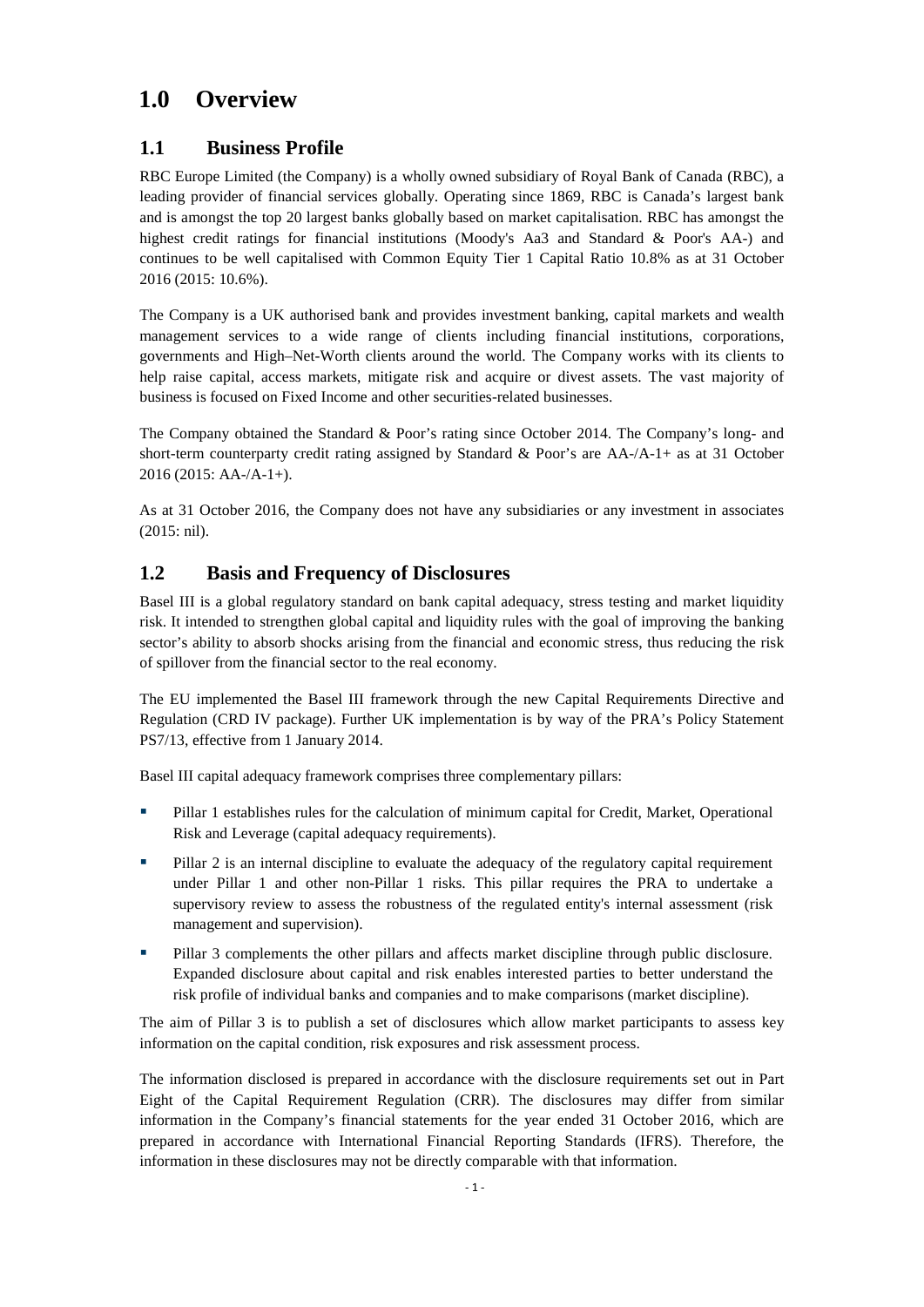# 1.0 Overview

## 1.1 Business Profile

RBC Europe Limited (the Company) is a wholly owned subsidiary of Royal Bank of Canada (RBC), a leading provider of financial services globally. Operating since 1869, RBC is Canada's largest bank and is amongst the top 20 largest banks globally based on market capitalisation. RBC has amongst the highest credit ratings for financial institutions (Moody's Aa3 and Standard & Poor's AA-) and continues to be well capitalised with Common Equity Tier 1 Capital Ratio 10.8% as at 31 October 2016 (2015: 10.6%).

The Company is a UK authorised bank and provides investment banking, capital markets and wealth management services to a wide range of clients including financial institutions, corporations, governments and High–Net-Worth clients around the world. The Company works with its clients to help raise capital, access markets, mitigate risk and acquire or divest assets. The vast majority of business is focused on Fixed Income and other securities-related businesses.

The Company obtained the Standard & Poor's rating since October 2014. The Company's long- and short-term counterparty credit rating assigned by Standard & Poor's are AA-/A-1+ as at 31 October 2016 (2015: AA-/A-1+).

As at 31 October 2016, the Company does not have any subsidiaries or any investment in associates (2015: nil).

## 1.2 Basis and Frequency of Disclosures

Basel III is a global regulatory standard on bank capital adequacy, stress testing and market liquidity risk. It intended to strengthen global capital and liquidity rules with the goal of improving the banking sector's ability to absorb shocks arising from the financial and economic stress, thus reducing the risk of spillover from the financial sector to the real economy.

The EU implemented the Basel III framework through the new Capital Requirements Directive and Regulation (CRD IV package). Further UK implementation is by way of the PRA's Policy Statement PS7/13, effective from 1 January 2014.

Basel III capital adequacy framework comprises three complementary pillars:

- Pillar 1 establishes rules for the calculation of minimum capital for Credit, Market, Operational Risk and Leverage (capital adequacy requirements).
- Pillar 2 is an internal discipline to evaluate the adequacy of the regulatory capital requirement under Pillar 1 and other non-Pillar 1 risks. This pillar requires the PRA to undertake a supervisory review to assess the robustness of the regulated entity's internal assessment (risk management and supervision).
- Pillar 3 complements the other pillars and affects market discipline through public disclosure. Expanded disclosure about capital and risk enables interested parties to better understand the risk profile of individual banks and companies and to make comparisons (market discipline).

The aim of Pillar 3 is to publish a set of disclosures which allow market participants to assess key information on the capital condition, risk exposures and risk assessment process.

The information disclosed is prepared in accordance with the disclosure requirements set out in Part Eight of the Capital Requirement Regulation (CRR). The disclosures may differ from similar information in the Company's financial statements for the year ended 31 October 2016, which are prepared in accordance with International Financial Reporting Standards (IFRS). Therefore, the information in these disclosures may not be directly comparable with that information.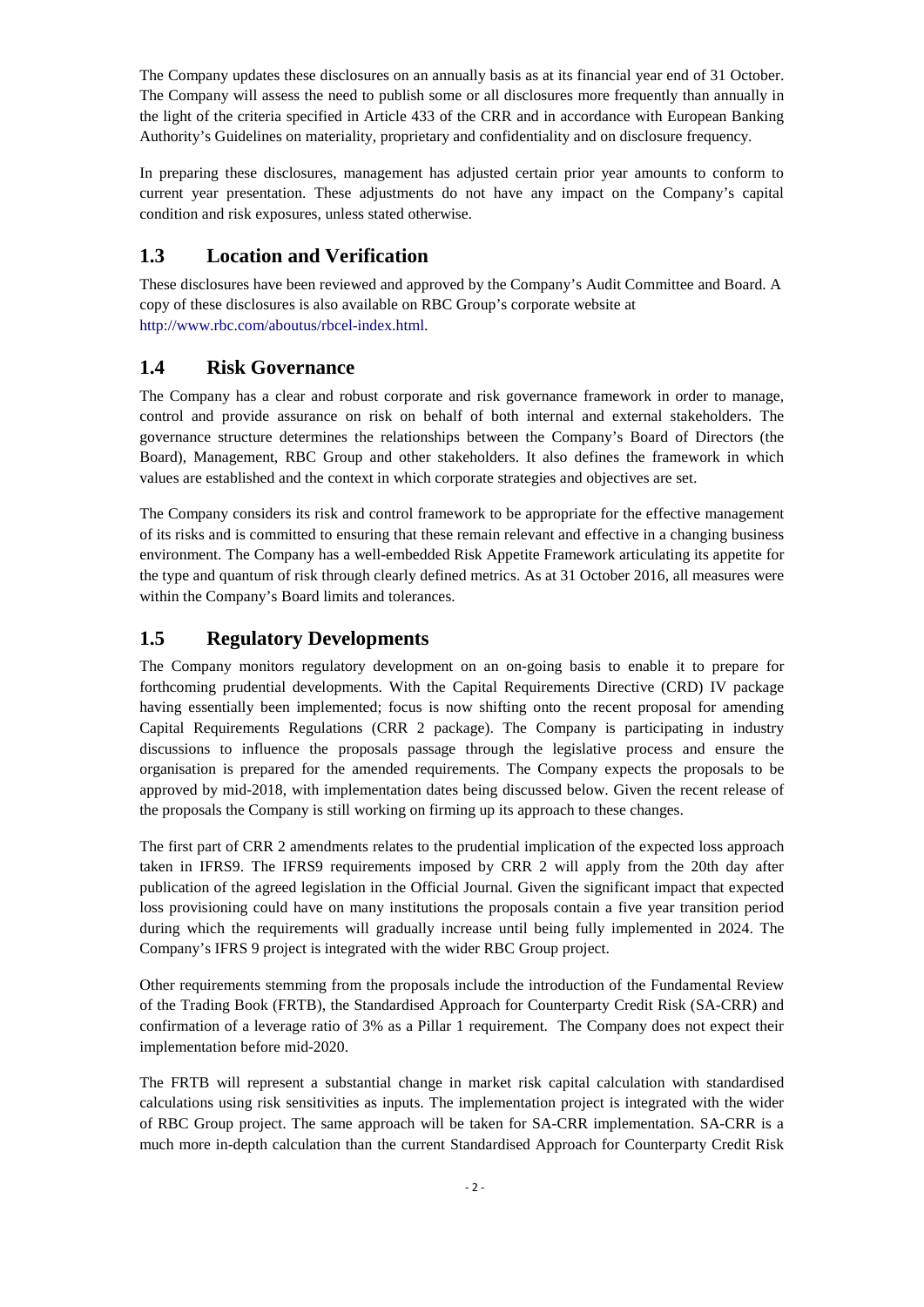The Company updates these disclosures on an annually basis as at its financial year end of 31 October. The Company will assess the need to publish some or all disclosures more frequently than annually in the light of the criteria specified in Article 433 of the CRR and in accordance with European Banking Authority's Guidelines on materiality, proprietary and confidentiality and on disclosure frequency.

In preparing these disclosures, management has adjusted certain prior year amounts to conform to current year presentation. These adjustments do not have any impact on the Company's capital condition and risk exposures, unless stated otherwise.

## 1.3 Location and Verification

These disclosures have been reviewed and approved by the Company's Audit Committee and Board. A copy of these disclosures is also available on RBC Group's corporate website at http://www.rbc.com/aboutus/rbcel-index.html.

## 1.4 Risk Governance

The Company has a clear and robust corporate and risk governance framework in order to manage, control and provide assurance on risk on behalf of both internal and external stakeholders. The governance structure determines the relationships between the Company's Board of Directors (the Board), Management, RBC Group and other stakeholders. It also defines the framework in which values are established and the context in which corporate strategies and objectives are set.

The Company considers its risk and control framework to be appropriate for the effective management of its risks and is committed to ensuring that these remain relevant and effective in a changing business environment. The Company has a well-embedded Risk Appetite Framework articulating its appetite for the type and quantum of risk through clearly defined metrics. As at 31 October 2016, all measures were within the Company's Board limits and tolerances.

## 1.5 Regulatory Developments

The Company monitors regulatory development on an on-going basis to enable it to prepare for forthcoming prudential developments. With the Capital Requirements Directive (CRD) IV package having essentially been implemented; focus is now shifting onto the recent proposal for amending Capital Requirements Regulations (CRR 2 package). The Company is participating in industry discussions to influence the proposals passage through the legislative process and ensure the organisation is prepared for the amended requirements. The Company expects the proposals to be approved by mid-2018, with implementation dates being discussed below. Given the recent release of the proposals the Company is still working on firming up its approach to these changes.

The first part of CRR 2 amendments relates to the prudential implication of the expected loss approach taken in IFRS9. The IFRS9 requirements imposed by CRR 2 will apply from the 20th day after publication of the agreed legislation in the Official Journal. Given the significant impact that expected loss provisioning could have on many institutions the proposals contain a five year transition period during which the requirements will gradually increase until being fully implemented in 2024. The Company's IFRS 9 project is integrated with the wider RBC Group project.

Other requirements stemming from the proposals include the introduction of the Fundamental Review of the Trading Book (FRTB), the Standardised Approach for Counterparty Credit Risk (SA-CRR) and confirmation of a leverage ratio of 3% as a Pillar 1 requirement. The Company does not expect their implementation before mid-2020.

The FRTB will represent a substantial change in market risk capital calculation with standardised calculations using risk sensitivities as inputs. The implementation project is integrated with the wider of RBC Group project. The same approach will be taken for SA-CRR implementation. SA-CRR is a much more in-depth calculation than the current Standardised Approach for Counterparty Credit Risk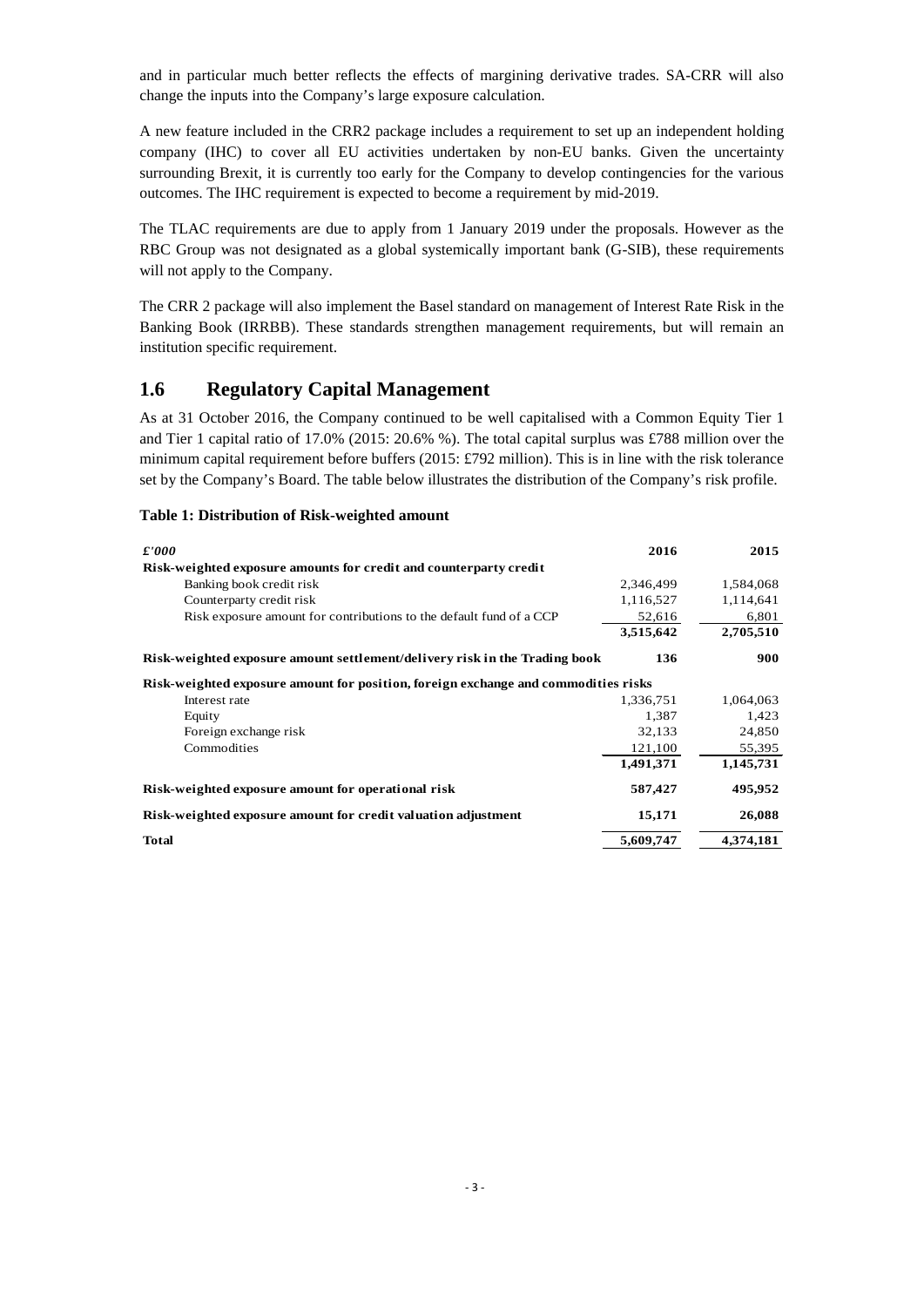and in particular much better reflects the effects of margining derivative trades. SA-CRR will also change the inputs into the Company's large exposure calculation.

A new feature included in the CRR2 package includes a requirement to set up an independent holding company (IHC) to cover all EU activities undertaken by non-EU banks. Given the uncertainty surrounding Brexit, it is currently too early for the Company to develop contingencies for the various outcomes. The IHC requirement is expected to become a requirement by mid-2019.

The TLAC requirements are due to apply from 1 January 2019 under the proposals. However as the RBC Group was not designated as a global systemically important bank (G-SIB), these requirements will not apply to the Company.

The CRR 2 package will also implement the Basel standard on management of Interest Rate Risk in the Banking Book (IRRBB). These standards strengthen management requirements, but will remain an institution specific requirement.

## 1.6 Regulatory Capital Management

As at 31 October 2016, the Company continued to be well capitalised with a Common Equity Tier 1 and Tier 1 capital ratio of 17.0% (2015: 20.6% %). The total capital surplus was £788 million over the minimum capital requirement before buffers (2015: £792 million). This is in line with the risk tolerance set by the Company's Board. The table below illustrates the distribution of the Company's risk profile.

**Table 1: Distribution of Risk-weighted amount**

| *£'000* | **2016** | **2015** |
|---|---|---|
| **Risk-weighted exposure amounts for credit and counterparty credit** | | |
| Banking book credit risk | 2,346,499 | 1,584,068 |
| Counterparty credit risk | 1,116,527 | 1,114,641 |
| Risk exposure amount for contributions to the default fund of a CCP | 52,616 | 6,801 |
| | **3,515,642** | **2,705,510** |
| **Risk-weighted exposure amount settlement/delivery risk in the Trading book** | **136** | **900** |
| **Risk-weighted exposure amount for position, foreign exchange and commodities risks** | | |
| Interest rate | 1,336,751 | 1,064,063 |
| Equity | 1,387 | 1,423 |
| Foreign exchange risk | 32,133 | 24,850 |
| Commodities | 121,100 | 55,395 |
| | **1,491,371** | **1,145,731** |
| **Risk-weighted exposure amount for operational risk** | **587,427** | **495,952** |
| **Risk-weighted exposure amount for credit valuation adjustment** | **15,171** | **26,088** |
| **Total** | **5,609,747** | **4,374,181** |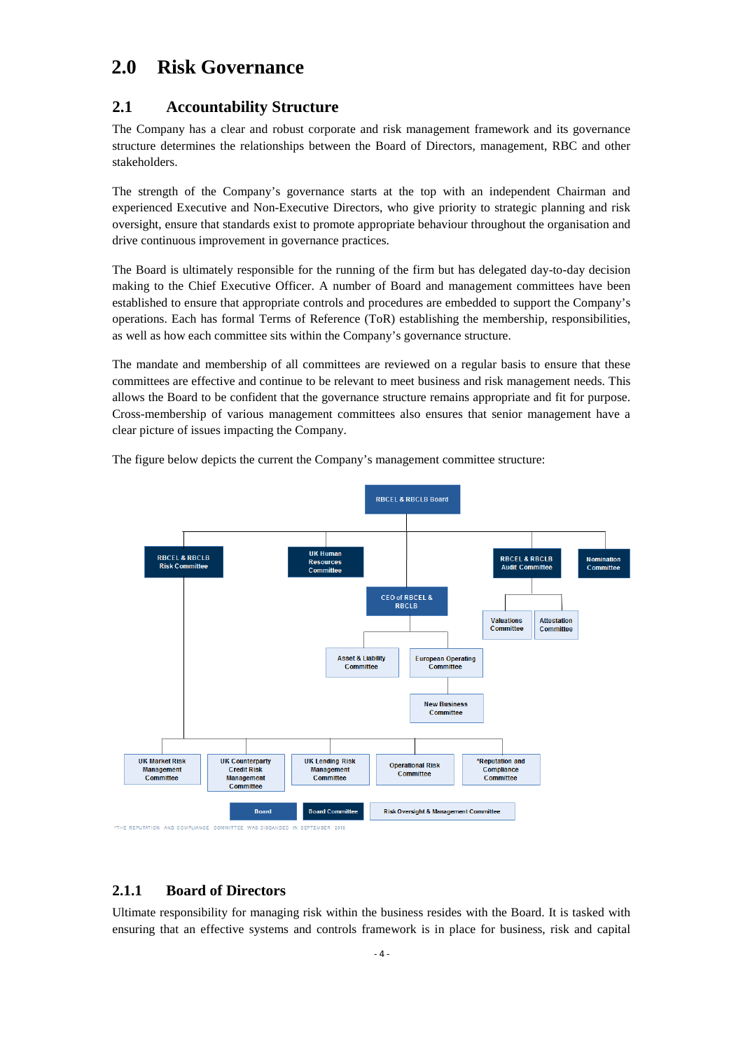# 2.0 Risk Governance

## 2.1 Accountability Structure

The Company has a clear and robust corporate and risk management framework and its governance structure determines the relationships between the Board of Directors, management, RBC and other stakeholders.

The strength of the Company's governance starts at the top with an independent Chairman and experienced Executive and Non-Executive Directors, who give priority to strategic planning and risk oversight, ensure that standards exist to promote appropriate behaviour throughout the organisation and drive continuous improvement in governance practices.

The Board is ultimately responsible for the running of the firm but has delegated day-to-day decision making to the Chief Executive Officer. A number of Board and management committees have been established to ensure that appropriate controls and procedures are embedded to support the Company's operations. Each has formal Terms of Reference (ToR) establishing the membership, responsibilities, as well as how each committee sits within the Company's governance structure.

The mandate and membership of all committees are reviewed on a regular basis to ensure that these committees are effective and continue to be relevant to meet business and risk management needs. This allows the Board to be confident that the governance structure remains appropriate and fit for purpose. Cross-membership of various management committees also ensures that senior management have a clear picture of issues impacting the Company.

The figure below depicts the current the Company's management committee structure:

- RBCEL & RBCLB Board
  - RBCEL & RBCLB Risk Committee
    - UK Market Risk Management Committee
    - UK Counterparty Credit Risk Management Committee
    - UK Lending Risk Management Committee
    - Operational Risk Committee
    - *Reputation and Compliance Committee
  - UK Human Resources Committee
  - CEO of RBCEL & RBCLB
    - Asset & Liability Committee
    - European Operating Committee
      - New Business Committee
  - RBCEL & RBCLB Audit Committee
    - Valuations Committee
    - Attestation Committee
  - Nomination Committee

Legend: Board | Board Committee | Risk Oversight & Management Committee

*THE REPUTATION AND COMPLIANCE COMMITTEE WAS DISBANDED IN SEPTEMBER 2016

### 2.1.1 Board of Directors

Ultimate responsibility for managing risk within the business resides with the Board. It is tasked with ensuring that an effective systems and controls framework is in place for business, risk and capital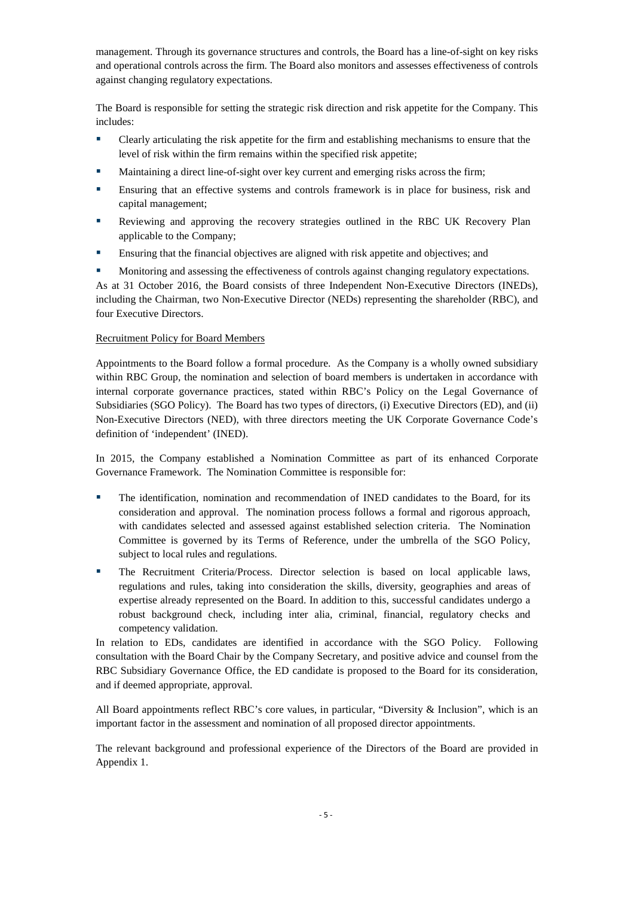management. Through its governance structures and controls, the Board has a line-of-sight on key risks and operational controls across the firm. The Board also monitors and assesses effectiveness of controls against changing regulatory expectations.

The Board is responsible for setting the strategic risk direction and risk appetite for the Company. This includes:

- Clearly articulating the risk appetite for the firm and establishing mechanisms to ensure that the level of risk within the firm remains within the specified risk appetite;
- Maintaining a direct line-of-sight over key current and emerging risks across the firm;
- Ensuring that an effective systems and controls framework is in place for business, risk and capital management;
- Reviewing and approving the recovery strategies outlined in the RBC UK Recovery Plan applicable to the Company;
- Ensuring that the financial objectives are aligned with risk appetite and objectives; and
- Monitoring and assessing the effectiveness of controls against changing regulatory expectations.

As at 31 October 2016, the Board consists of three Independent Non-Executive Directors (INEDs), including the Chairman, two Non-Executive Director (NEDs) representing the shareholder (RBC), and four Executive Directors.

## Recruitment Policy for Board Members

Appointments to the Board follow a formal procedure. As the Company is a wholly owned subsidiary within RBC Group, the nomination and selection of board members is undertaken in accordance with internal corporate governance practices, stated within RBC's Policy on the Legal Governance of Subsidiaries (SGO Policy). The Board has two types of directors, (i) Executive Directors (ED), and (ii) Non-Executive Directors (NED), with three directors meeting the UK Corporate Governance Code's definition of 'independent' (INED).

In 2015, the Company established a Nomination Committee as part of its enhanced Corporate Governance Framework. The Nomination Committee is responsible for:

- The identification, nomination and recommendation of INED candidates to the Board, for its consideration and approval. The nomination process follows a formal and rigorous approach, with candidates selected and assessed against established selection criteria. The Nomination Committee is governed by its Terms of Reference, under the umbrella of the SGO Policy, subject to local rules and regulations.
- The Recruitment Criteria/Process. Director selection is based on local applicable laws, regulations and rules, taking into consideration the skills, diversity, geographies and areas of expertise already represented on the Board. In addition to this, successful candidates undergo a robust background check, including inter alia, criminal, financial, regulatory checks and competency validation.

In relation to EDs, candidates are identified in accordance with the SGO Policy. Following consultation with the Board Chair by the Company Secretary, and positive advice and counsel from the RBC Subsidiary Governance Office, the ED candidate is proposed to the Board for its consideration, and if deemed appropriate, approval.

All Board appointments reflect RBC's core values, in particular, "Diversity & Inclusion", which is an important factor in the assessment and nomination of all proposed director appointments.

The relevant background and professional experience of the Directors of the Board are provided in Appendix 1.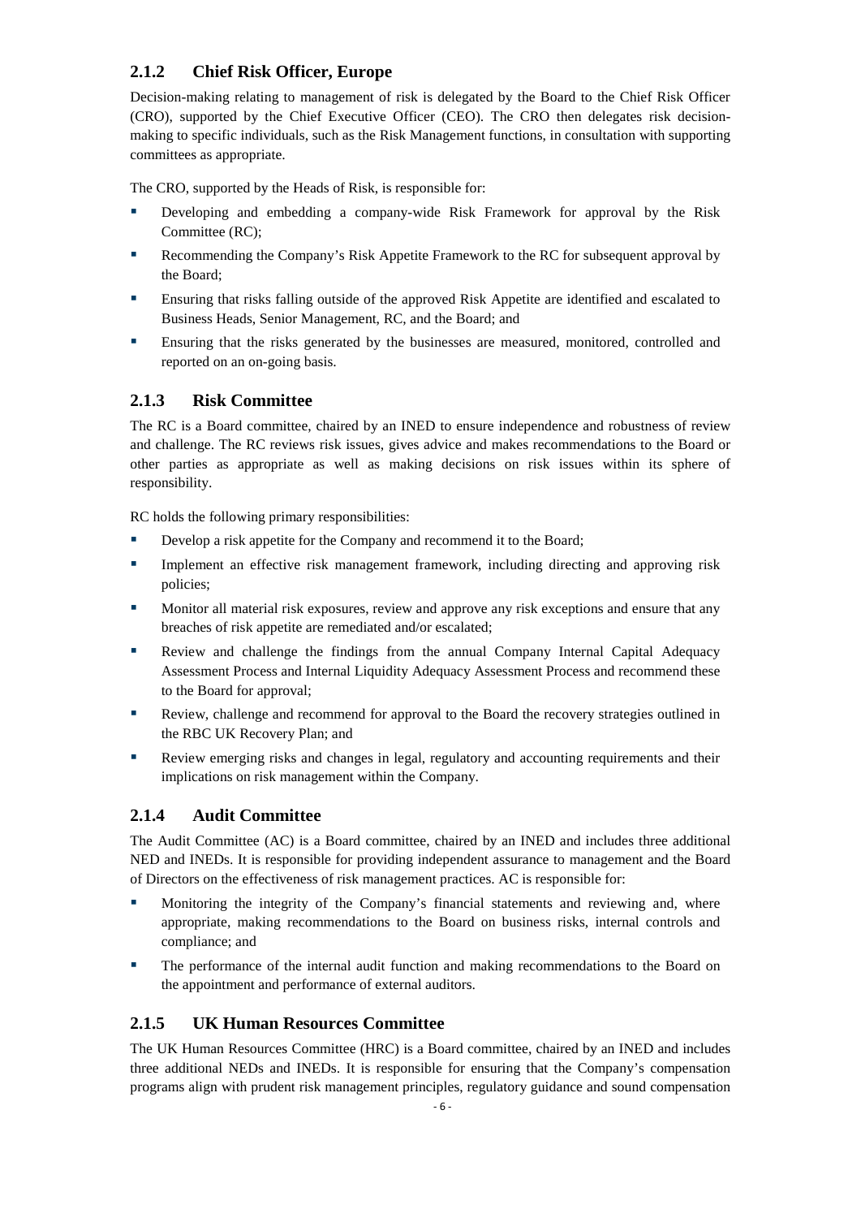### 2.1.2 Chief Risk Officer, Europe

Decision-making relating to management of risk is delegated by the Board to the Chief Risk Officer (CRO), supported by the Chief Executive Officer (CEO). The CRO then delegates risk decision-making to specific individuals, such as the Risk Management functions, in consultation with supporting committees as appropriate.

The CRO, supported by the Heads of Risk, is responsible for:

- Developing and embedding a company-wide Risk Framework for approval by the Risk Committee (RC);
- Recommending the Company's Risk Appetite Framework to the RC for subsequent approval by the Board;
- Ensuring that risks falling outside of the approved Risk Appetite are identified and escalated to Business Heads, Senior Management, RC, and the Board; and
- Ensuring that the risks generated by the businesses are measured, monitored, controlled and reported on an on-going basis.

### 2.1.3 Risk Committee

The RC is a Board committee, chaired by an INED to ensure independence and robustness of review and challenge. The RC reviews risk issues, gives advice and makes recommendations to the Board or other parties as appropriate as well as making decisions on risk issues within its sphere of responsibility.

RC holds the following primary responsibilities:

- Develop a risk appetite for the Company and recommend it to the Board;
- Implement an effective risk management framework, including directing and approving risk policies;
- Monitor all material risk exposures, review and approve any risk exceptions and ensure that any breaches of risk appetite are remediated and/or escalated;
- Review and challenge the findings from the annual Company Internal Capital Adequacy Assessment Process and Internal Liquidity Adequacy Assessment Process and recommend these to the Board for approval;
- Review, challenge and recommend for approval to the Board the recovery strategies outlined in the RBC UK Recovery Plan; and
- Review emerging risks and changes in legal, regulatory and accounting requirements and their implications on risk management within the Company.

### 2.1.4 Audit Committee

The Audit Committee (AC) is a Board committee, chaired by an INED and includes three additional NED and INEDs. It is responsible for providing independent assurance to management and the Board of Directors on the effectiveness of risk management practices. AC is responsible for:

- Monitoring the integrity of the Company's financial statements and reviewing and, where appropriate, making recommendations to the Board on business risks, internal controls and compliance; and
- The performance of the internal audit function and making recommendations to the Board on the appointment and performance of external auditors.

### 2.1.5 UK Human Resources Committee

The UK Human Resources Committee (HRC) is a Board committee, chaired by an INED and includes three additional NEDs and INEDs. It is responsible for ensuring that the Company's compensation programs align with prudent risk management principles, regulatory guidance and sound compensation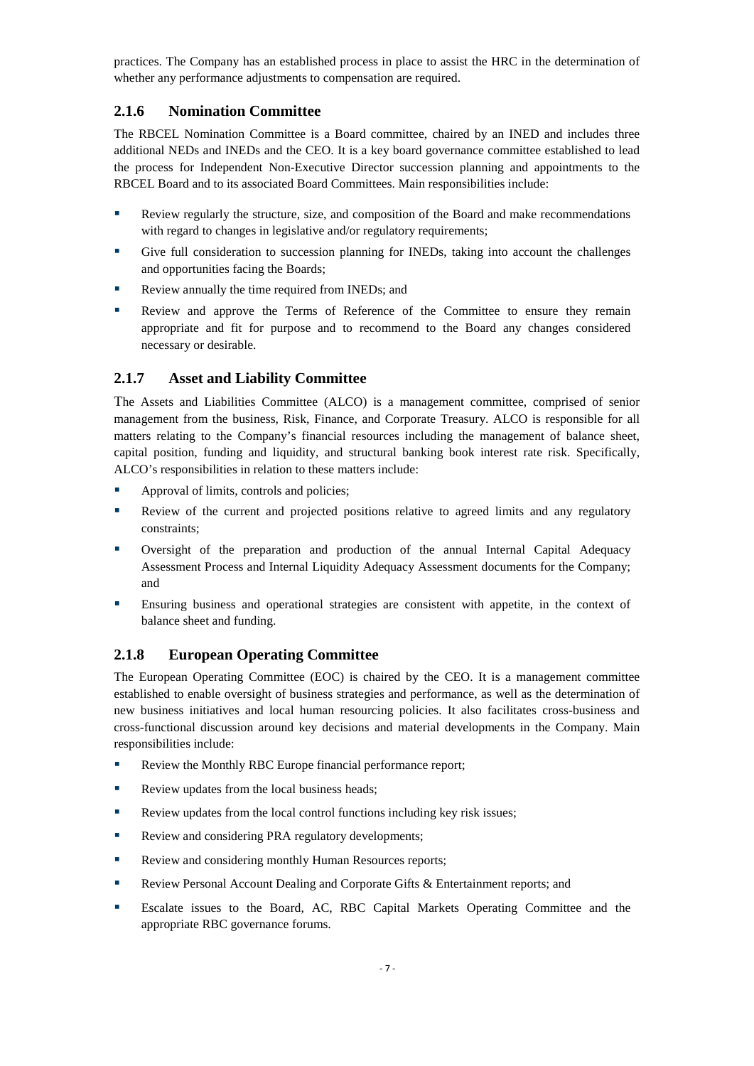practices. The Company has an established process in place to assist the HRC in the determination of whether any performance adjustments to compensation are required.

### 2.1.6 Nomination Committee

The RBCEL Nomination Committee is a Board committee, chaired by an INED and includes three additional NEDs and INEDs and the CEO. It is a key board governance committee established to lead the process for Independent Non-Executive Director succession planning and appointments to the RBCEL Board and to its associated Board Committees. Main responsibilities include:

- Review regularly the structure, size, and composition of the Board and make recommendations with regard to changes in legislative and/or regulatory requirements;
- Give full consideration to succession planning for INEDs, taking into account the challenges and opportunities facing the Boards;
- Review annually the time required from INEDs; and
- Review and approve the Terms of Reference of the Committee to ensure they remain appropriate and fit for purpose and to recommend to the Board any changes considered necessary or desirable.

### 2.1.7 Asset and Liability Committee

The Assets and Liabilities Committee (ALCO) is a management committee, comprised of senior management from the business, Risk, Finance, and Corporate Treasury. ALCO is responsible for all matters relating to the Company's financial resources including the management of balance sheet, capital position, funding and liquidity, and structural banking book interest rate risk. Specifically, ALCO's responsibilities in relation to these matters include:

- Approval of limits, controls and policies;
- Review of the current and projected positions relative to agreed limits and any regulatory constraints;
- Oversight of the preparation and production of the annual Internal Capital Adequacy Assessment Process and Internal Liquidity Adequacy Assessment documents for the Company; and
- Ensuring business and operational strategies are consistent with appetite, in the context of balance sheet and funding.

### 2.1.8 European Operating Committee

The European Operating Committee (EOC) is chaired by the CEO. It is a management committee established to enable oversight of business strategies and performance, as well as the determination of new business initiatives and local human resourcing policies. It also facilitates cross-business and cross-functional discussion around key decisions and material developments in the Company. Main responsibilities include:

- Review the Monthly RBC Europe financial performance report;
- Review updates from the local business heads;
- Review updates from the local control functions including key risk issues;
- Review and considering PRA regulatory developments;
- Review and considering monthly Human Resources reports;
- Review Personal Account Dealing and Corporate Gifts & Entertainment reports; and
- Escalate issues to the Board, AC, RBC Capital Markets Operating Committee and the appropriate RBC governance forums.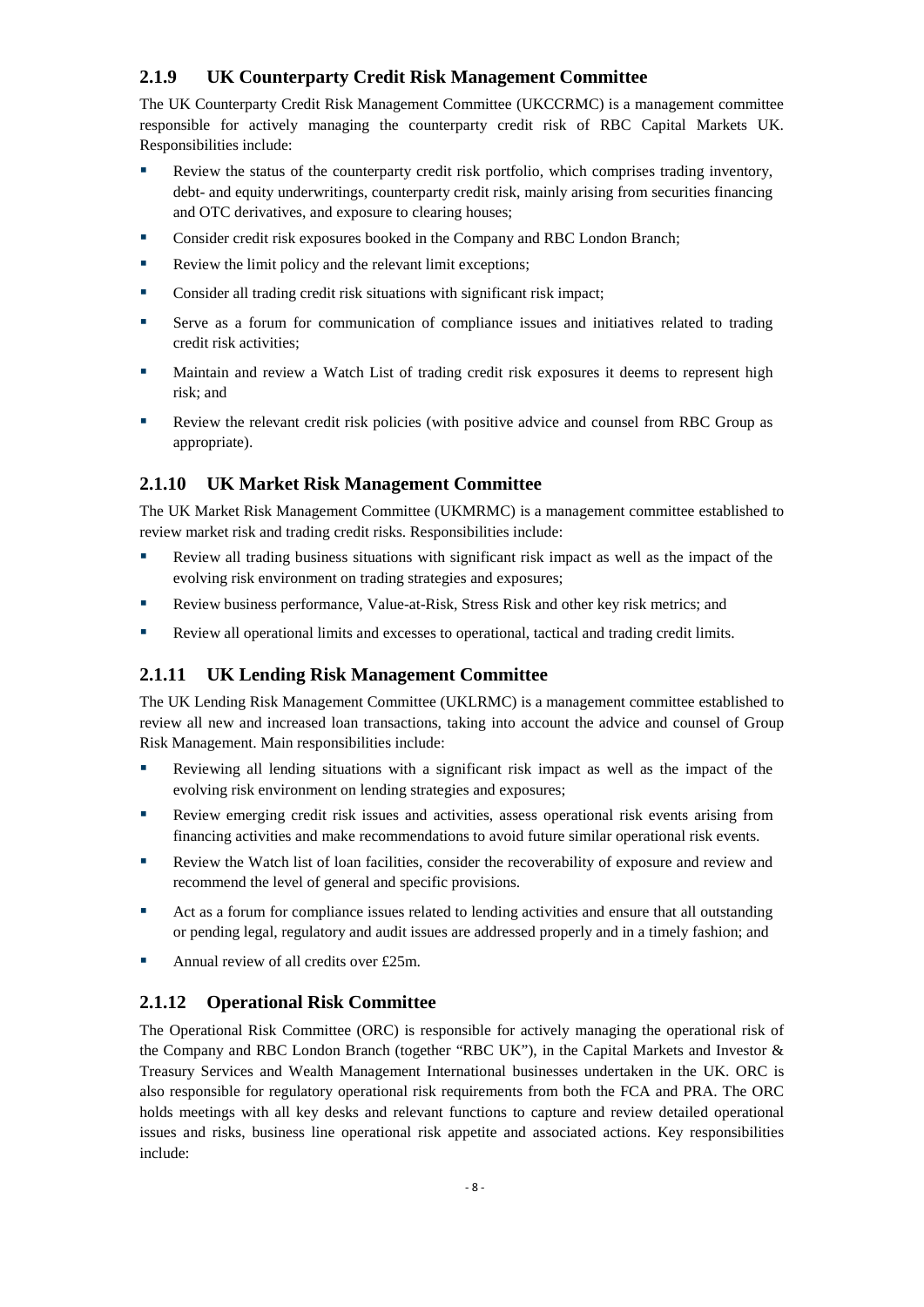### 2.1.9 UK Counterparty Credit Risk Management Committee

The UK Counterparty Credit Risk Management Committee (UKCCRMC) is a management committee responsible for actively managing the counterparty credit risk of RBC Capital Markets UK. Responsibilities include:

- Review the status of the counterparty credit risk portfolio, which comprises trading inventory, debt- and equity underwritings, counterparty credit risk, mainly arising from securities financing and OTC derivatives, and exposure to clearing houses;
- Consider credit risk exposures booked in the Company and RBC London Branch;
- Review the limit policy and the relevant limit exceptions;
- Consider all trading credit risk situations with significant risk impact;
- Serve as a forum for communication of compliance issues and initiatives related to trading credit risk activities;
- Maintain and review a Watch List of trading credit risk exposures it deems to represent high risk; and
- Review the relevant credit risk policies (with positive advice and counsel from RBC Group as appropriate).

### 2.1.10 UK Market Risk Management Committee

The UK Market Risk Management Committee (UKMRMC) is a management committee established to review market risk and trading credit risks. Responsibilities include:

- Review all trading business situations with significant risk impact as well as the impact of the evolving risk environment on trading strategies and exposures;
- Review business performance, Value-at-Risk, Stress Risk and other key risk metrics; and
- Review all operational limits and excesses to operational, tactical and trading credit limits.

### 2.1.11 UK Lending Risk Management Committee

The UK Lending Risk Management Committee (UKLRMC) is a management committee established to review all new and increased loan transactions, taking into account the advice and counsel of Group Risk Management. Main responsibilities include:

- Reviewing all lending situations with a significant risk impact as well as the impact of the evolving risk environment on lending strategies and exposures;
- Review emerging credit risk issues and activities, assess operational risk events arising from financing activities and make recommendations to avoid future similar operational risk events.
- Review the Watch list of loan facilities, consider the recoverability of exposure and review and recommend the level of general and specific provisions.
- Act as a forum for compliance issues related to lending activities and ensure that all outstanding or pending legal, regulatory and audit issues are addressed properly and in a timely fashion; and
- Annual review of all credits over £25m.

### 2.1.12 Operational Risk Committee

The Operational Risk Committee (ORC) is responsible for actively managing the operational risk of the Company and RBC London Branch (together "RBC UK"), in the Capital Markets and Investor & Treasury Services and Wealth Management International businesses undertaken in the UK. ORC is also responsible for regulatory operational risk requirements from both the FCA and PRA. The ORC holds meetings with all key desks and relevant functions to capture and review detailed operational issues and risks, business line operational risk appetite and associated actions. Key responsibilities include: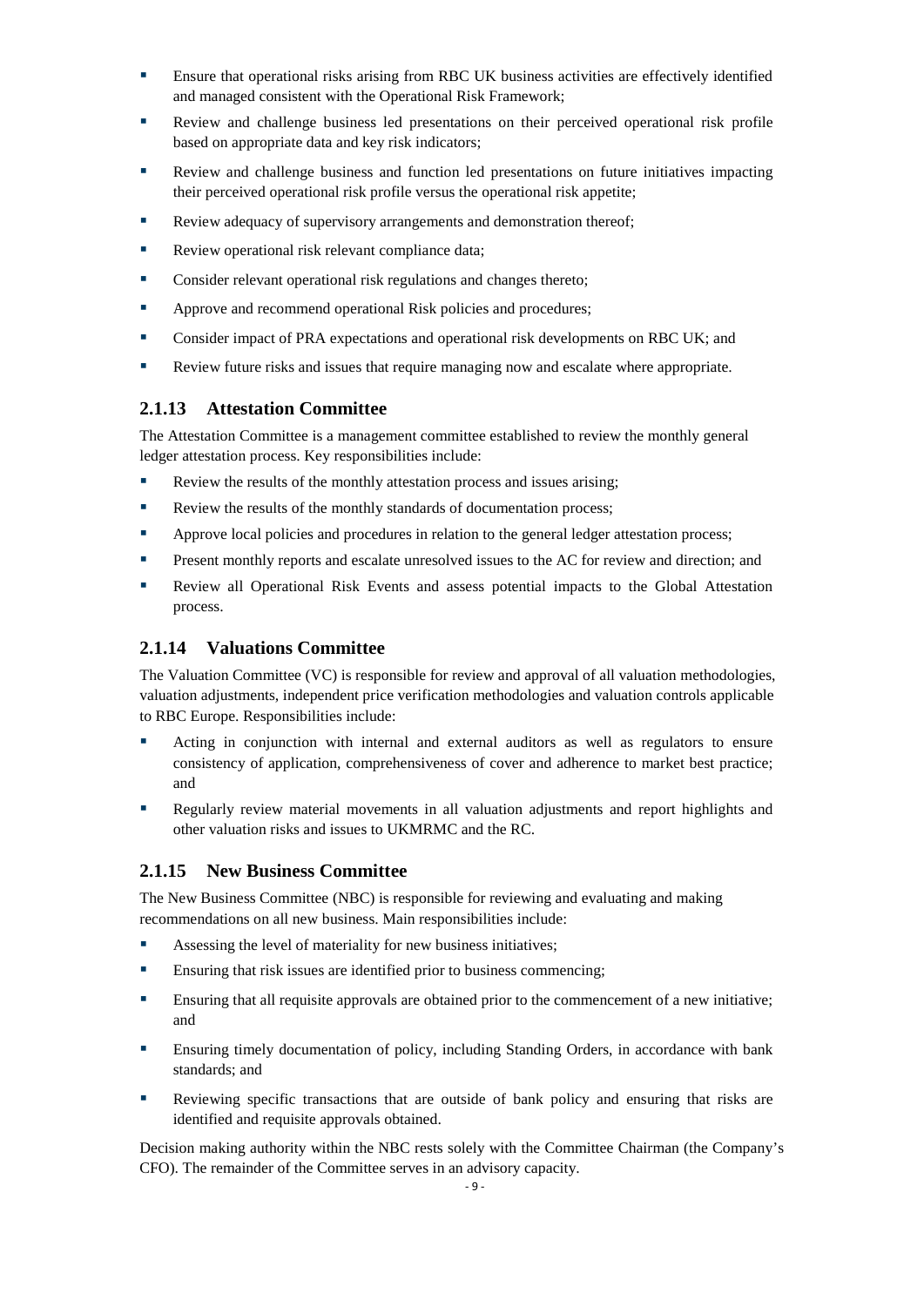- Ensure that operational risks arising from RBC UK business activities are effectively identified and managed consistent with the Operational Risk Framework;
- Review and challenge business led presentations on their perceived operational risk profile based on appropriate data and key risk indicators;
- Review and challenge business and function led presentations on future initiatives impacting their perceived operational risk profile versus the operational risk appetite;
- Review adequacy of supervisory arrangements and demonstration thereof;
- Review operational risk relevant compliance data;
- Consider relevant operational risk regulations and changes thereto;
- Approve and recommend operational Risk policies and procedures;
- Consider impact of PRA expectations and operational risk developments on RBC UK; and
- Review future risks and issues that require managing now and escalate where appropriate.

### 2.1.13 Attestation Committee

The Attestation Committee is a management committee established to review the monthly general ledger attestation process. Key responsibilities include:

- Review the results of the monthly attestation process and issues arising;
- Review the results of the monthly standards of documentation process;
- Approve local policies and procedures in relation to the general ledger attestation process;
- Present monthly reports and escalate unresolved issues to the AC for review and direction; and
- Review all Operational Risk Events and assess potential impacts to the Global Attestation process.

### 2.1.14 Valuations Committee

The Valuation Committee (VC) is responsible for review and approval of all valuation methodologies, valuation adjustments, independent price verification methodologies and valuation controls applicable to RBC Europe. Responsibilities include:

- Acting in conjunction with internal and external auditors as well as regulators to ensure consistency of application, comprehensiveness of cover and adherence to market best practice; and
- Regularly review material movements in all valuation adjustments and report highlights and other valuation risks and issues to UKMRMC and the RC.

### 2.1.15 New Business Committee

The New Business Committee (NBC) is responsible for reviewing and evaluating and making recommendations on all new business. Main responsibilities include:

- Assessing the level of materiality for new business initiatives;
- Ensuring that risk issues are identified prior to business commencing;
- Ensuring that all requisite approvals are obtained prior to the commencement of a new initiative; and
- Ensuring timely documentation of policy, including Standing Orders, in accordance with bank standards; and
- Reviewing specific transactions that are outside of bank policy and ensuring that risks are identified and requisite approvals obtained.

Decision making authority within the NBC rests solely with the Committee Chairman (the Company's CFO). The remainder of the Committee serves in an advisory capacity.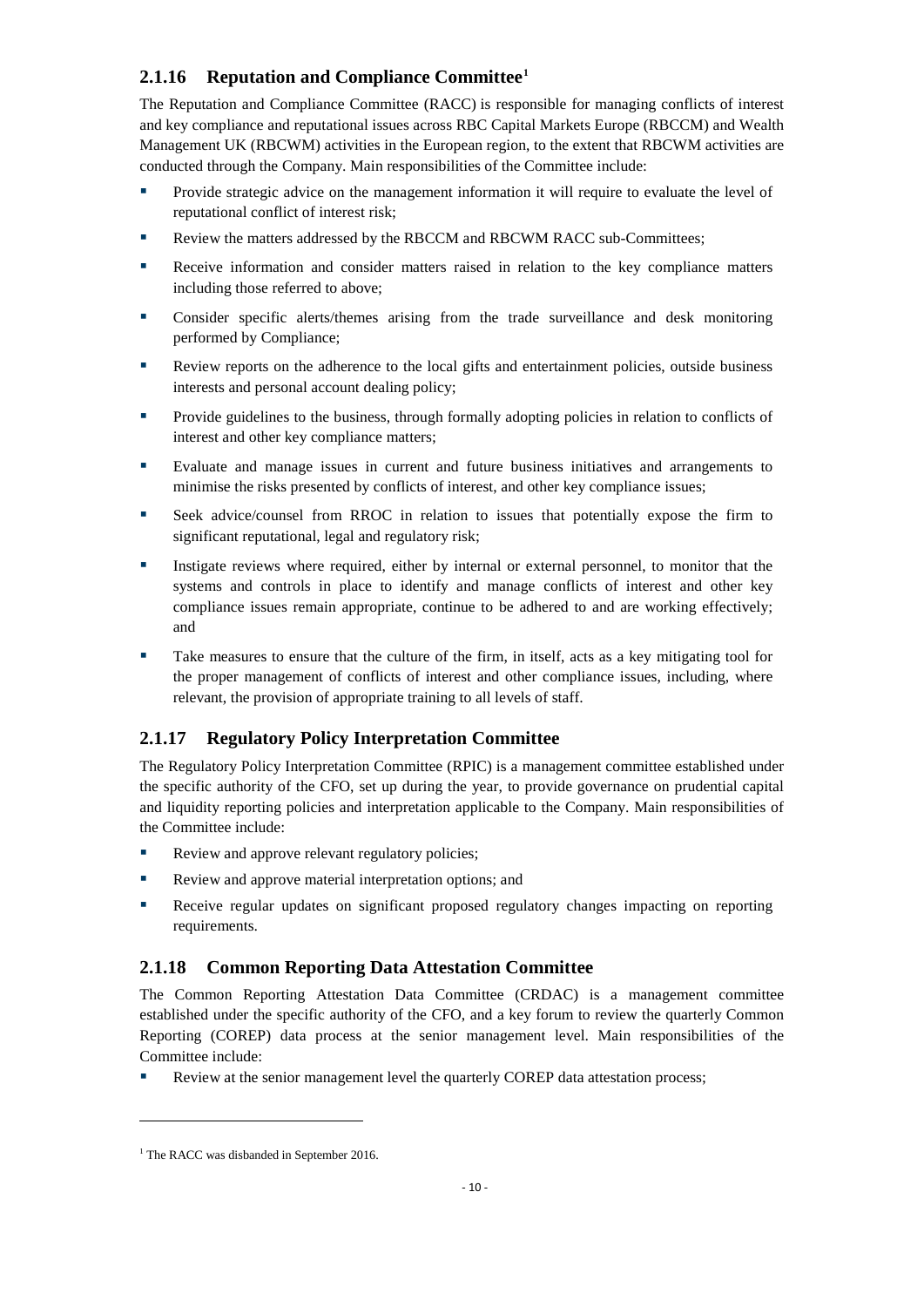### 2.1.16 Reputation and Compliance Committee[1]

The Reputation and Compliance Committee (RACC) is responsible for managing conflicts of interest and key compliance and reputational issues across RBC Capital Markets Europe (RBCCM) and Wealth Management UK (RBCWM) activities in the European region, to the extent that RBCWM activities are conducted through the Company. Main responsibilities of the Committee include:

- Provide strategic advice on the management information it will require to evaluate the level of reputational conflict of interest risk;
- Review the matters addressed by the RBCCM and RBCWM RACC sub-Committees;
- Receive information and consider matters raised in relation to the key compliance matters including those referred to above;
- Consider specific alerts/themes arising from the trade surveillance and desk monitoring performed by Compliance;
- Review reports on the adherence to the local gifts and entertainment policies, outside business interests and personal account dealing policy;
- Provide guidelines to the business, through formally adopting policies in relation to conflicts of interest and other key compliance matters;
- Evaluate and manage issues in current and future business initiatives and arrangements to minimise the risks presented by conflicts of interest, and other key compliance issues;
- Seek advice/counsel from RROC in relation to issues that potentially expose the firm to significant reputational, legal and regulatory risk;
- Instigate reviews where required, either by internal or external personnel, to monitor that the systems and controls in place to identify and manage conflicts of interest and other key compliance issues remain appropriate, continue to be adhered to and are working effectively; and
- Take measures to ensure that the culture of the firm, in itself, acts as a key mitigating tool for the proper management of conflicts of interest and other compliance issues, including, where relevant, the provision of appropriate training to all levels of staff.

### 2.1.17 Regulatory Policy Interpretation Committee

The Regulatory Policy Interpretation Committee (RPIC) is a management committee established under the specific authority of the CFO, set up during the year, to provide governance on prudential capital and liquidity reporting policies and interpretation applicable to the Company. Main responsibilities of the Committee include:

- Review and approve relevant regulatory policies;
- Review and approve material interpretation options; and
- Receive regular updates on significant proposed regulatory changes impacting on reporting requirements.

### 2.1.18 Common Reporting Data Attestation Committee

The Common Reporting Attestation Data Committee (CRDAC) is a management committee established under the specific authority of the CFO, and a key forum to review the quarterly Common Reporting (COREP) data process at the senior management level. Main responsibilities of the Committee include:

- Review at the senior management level the quarterly COREP data attestation process;

---

[1] The RACC was disbanded in September 2016.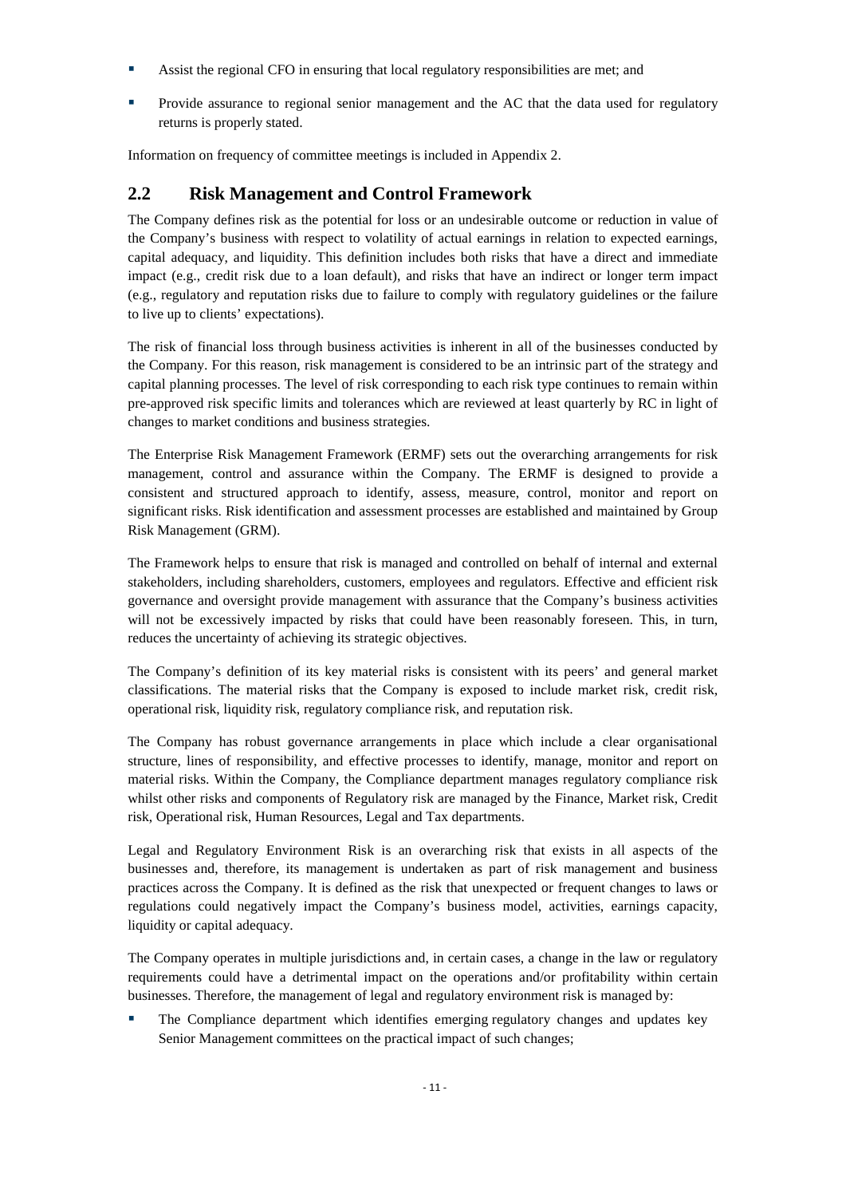- Assist the regional CFO in ensuring that local regulatory responsibilities are met; and
- Provide assurance to regional senior management and the AC that the data used for regulatory returns is properly stated.

Information on frequency of committee meetings is included in Appendix 2.

## 2.2 Risk Management and Control Framework

The Company defines risk as the potential for loss or an undesirable outcome or reduction in value of the Company's business with respect to volatility of actual earnings in relation to expected earnings, capital adequacy, and liquidity. This definition includes both risks that have a direct and immediate impact (e.g., credit risk due to a loan default), and risks that have an indirect or longer term impact (e.g., regulatory and reputation risks due to failure to comply with regulatory guidelines or the failure to live up to clients' expectations).

The risk of financial loss through business activities is inherent in all of the businesses conducted by the Company. For this reason, risk management is considered to be an intrinsic part of the strategy and capital planning processes. The level of risk corresponding to each risk type continues to remain within pre-approved risk specific limits and tolerances which are reviewed at least quarterly by RC in light of changes to market conditions and business strategies.

The Enterprise Risk Management Framework (ERMF) sets out the overarching arrangements for risk management, control and assurance within the Company. The ERMF is designed to provide a consistent and structured approach to identify, assess, measure, control, monitor and report on significant risks. Risk identification and assessment processes are established and maintained by Group Risk Management (GRM).

The Framework helps to ensure that risk is managed and controlled on behalf of internal and external stakeholders, including shareholders, customers, employees and regulators. Effective and efficient risk governance and oversight provide management with assurance that the Company's business activities will not be excessively impacted by risks that could have been reasonably foreseen. This, in turn, reduces the uncertainty of achieving its strategic objectives.

The Company's definition of its key material risks is consistent with its peers' and general market classifications. The material risks that the Company is exposed to include market risk, credit risk, operational risk, liquidity risk, regulatory compliance risk, and reputation risk.

The Company has robust governance arrangements in place which include a clear organisational structure, lines of responsibility, and effective processes to identify, manage, monitor and report on material risks. Within the Company, the Compliance department manages regulatory compliance risk whilst other risks and components of Regulatory risk are managed by the Finance, Market risk, Credit risk, Operational risk, Human Resources, Legal and Tax departments.

Legal and Regulatory Environment Risk is an overarching risk that exists in all aspects of the businesses and, therefore, its management is undertaken as part of risk management and business practices across the Company. It is defined as the risk that unexpected or frequent changes to laws or regulations could negatively impact the Company's business model, activities, earnings capacity, liquidity or capital adequacy.

The Company operates in multiple jurisdictions and, in certain cases, a change in the law or regulatory requirements could have a detrimental impact on the operations and/or profitability within certain businesses. Therefore, the management of legal and regulatory environment risk is managed by:

- The Compliance department which identifies emerging regulatory changes and updates key Senior Management committees on the practical impact of such changes;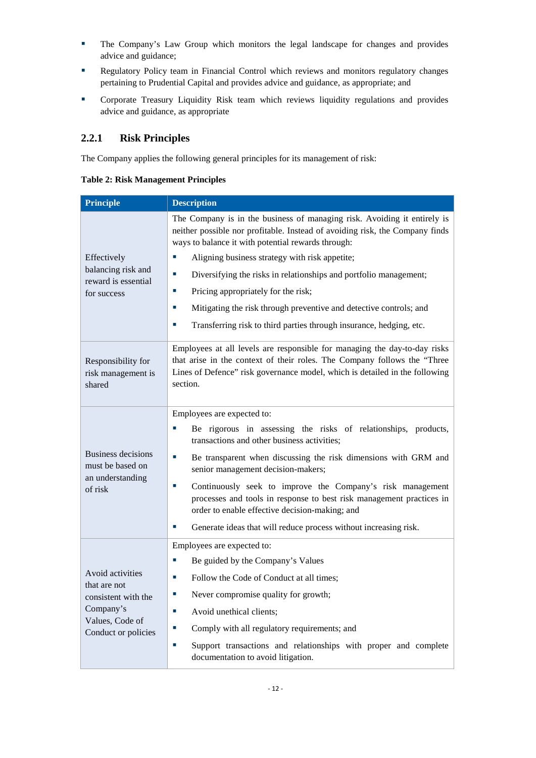- The Company's Law Group which monitors the legal landscape for changes and provides advice and guidance;
- Regulatory Policy team in Financial Control which reviews and monitors regulatory changes pertaining to Prudential Capital and provides advice and guidance, as appropriate; and
- Corporate Treasury Liquidity Risk team which reviews liquidity regulations and provides advice and guidance, as appropriate

### 2.2.1 Risk Principles

The Company applies the following general principles for its management of risk:

**Table 2: Risk Management Principles**

| Principle | Description |
|---|---|
| Effectively balancing risk and reward is essential for success | The Company is in the business of managing risk. Avoiding it entirely is neither possible nor profitable. Instead of avoiding risk, the Company finds ways to balance it with potential rewards through:<br>▪ Aligning business strategy with risk appetite;<br>▪ Diversifying the risks in relationships and portfolio management;<br>▪ Pricing appropriately for the risk;<br>▪ Mitigating the risk through preventive and detective controls; and<br>▪ Transferring risk to third parties through insurance, hedging, etc. |
| Responsibility for risk management is shared | Employees at all levels are responsible for managing the day-to-day risks that arise in the context of their roles. The Company follows the "Three Lines of Defence" risk governance model, which is detailed in the following section. |
| Business decisions must be based on an understanding of risk | Employees are expected to:<br>▪ Be rigorous in assessing the risks of relationships, products, transactions and other business activities;<br>▪ Be transparent when discussing the risk dimensions with GRM and senior management decision-makers;<br>▪ Continuously seek to improve the Company's risk management processes and tools in response to best risk management practices in order to enable effective decision-making; and<br>▪ Generate ideas that will reduce process without increasing risk. |
| Avoid activities that are not consistent with the Company's Values, Code of Conduct or policies | Employees are expected to:<br>▪ Be guided by the Company's Values<br>▪ Follow the Code of Conduct at all times;<br>▪ Never compromise quality for growth;<br>▪ Avoid unethical clients;<br>▪ Comply with all regulatory requirements; and<br>▪ Support transactions and relationships with proper and complete documentation to avoid litigation. |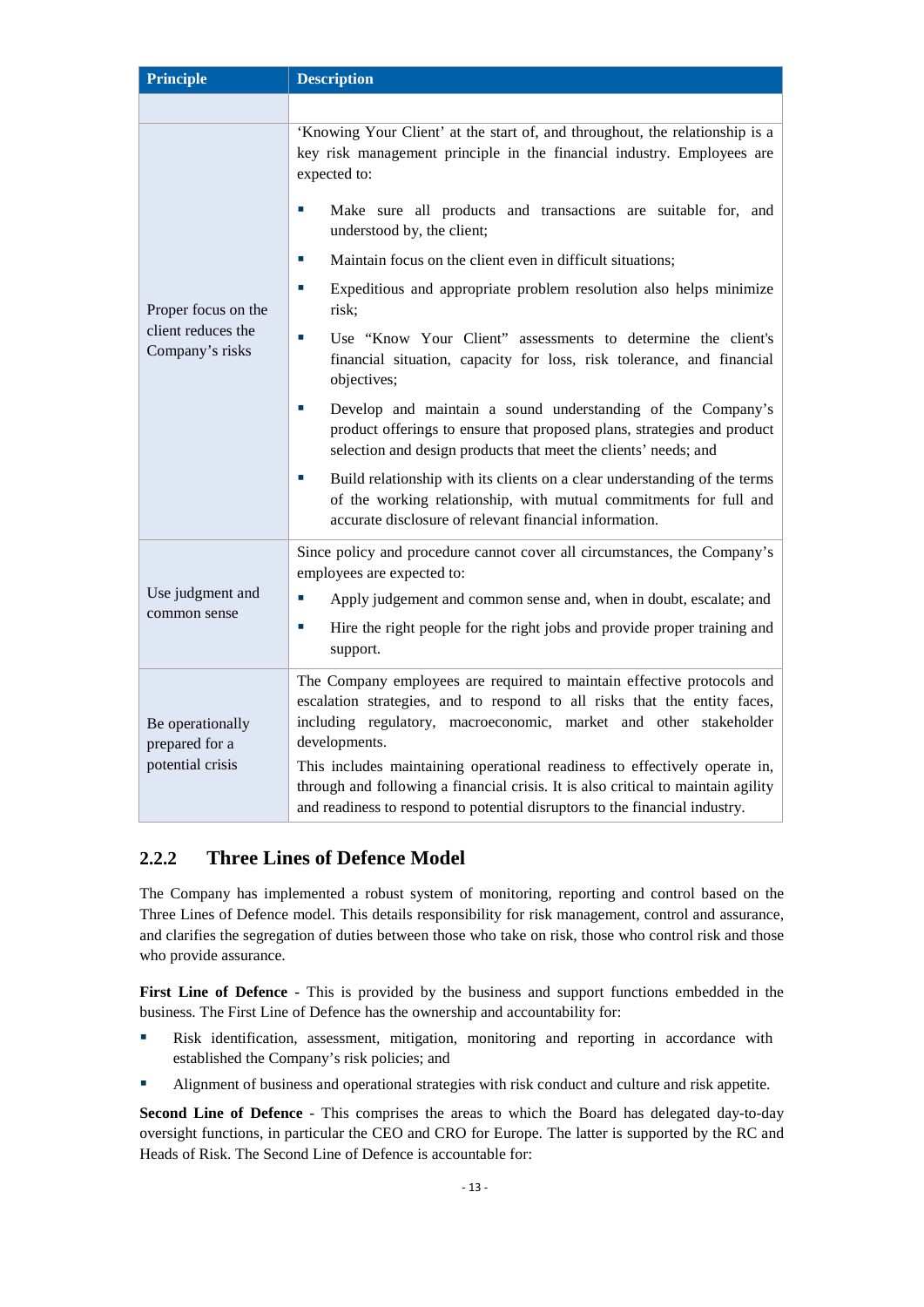| Principle | Description |
|---|---|
| | |
| Proper focus on the client reduces the Company's risks | 'Knowing Your Client' at the start of, and throughout, the relationship is a key risk management principle in the financial industry. Employees are expected to:<br>▪ Make sure all products and transactions are suitable for, and understood by, the client;<br>▪ Maintain focus on the client even in difficult situations;<br>▪ Expeditious and appropriate problem resolution also helps minimize risk;<br>▪ Use "Know Your Client" assessments to determine the client's financial situation, capacity for loss, risk tolerance, and financial objectives;<br>▪ Develop and maintain a sound understanding of the Company's product offerings to ensure that proposed plans, strategies and product selection and design products that meet the clients' needs; and<br>▪ Build relationship with its clients on a clear understanding of the terms of the working relationship, with mutual commitments for full and accurate disclosure of relevant financial information. |
| Use judgment and common sense | Since policy and procedure cannot cover all circumstances, the Company's employees are expected to:<br>▪ Apply judgement and common sense and, when in doubt, escalate; and<br>▪ Hire the right people for the right jobs and provide proper training and support. |
| Be operationally prepared for a potential crisis | The Company employees are required to maintain effective protocols and escalation strategies, and to respond to all risks that the entity faces, including regulatory, macroeconomic, market and other stakeholder developments.<br>This includes maintaining operational readiness to effectively operate in, through and following a financial crisis. It is also critical to maintain agility and readiness to respond to potential disruptors to the financial industry. |

### 2.2.2 Three Lines of Defence Model

The Company has implemented a robust system of monitoring, reporting and control based on the Three Lines of Defence model. This details responsibility for risk management, control and assurance, and clarifies the segregation of duties between those who take on risk, those who control risk and those who provide assurance.

**First Line of Defence** - This is provided by the business and support functions embedded in the business. The First Line of Defence has the ownership and accountability for:

- Risk identification, assessment, mitigation, monitoring and reporting in accordance with established the Company's risk policies; and
- Alignment of business and operational strategies with risk conduct and culture and risk appetite.

**Second Line of Defence** - This comprises the areas to which the Board has delegated day-to-day oversight functions, in particular the CEO and CRO for Europe. The latter is supported by the RC and Heads of Risk. The Second Line of Defence is accountable for: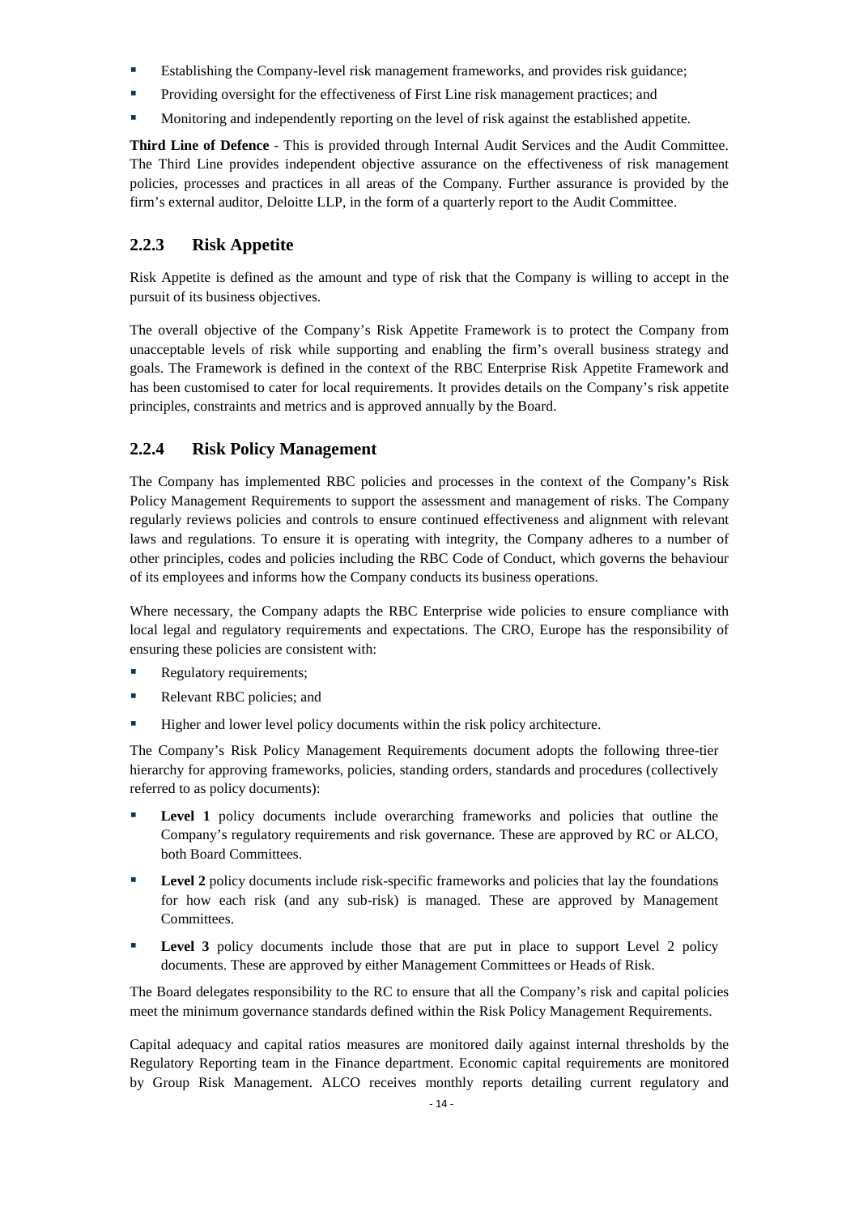- Establishing the Company-level risk management frameworks, and provides risk guidance;
- Providing oversight for the effectiveness of First Line risk management practices; and
- Monitoring and independently reporting on the level of risk against the established appetite.

**Third Line of Defence** - This is provided through Internal Audit Services and the Audit Committee. The Third Line provides independent objective assurance on the effectiveness of risk management policies, processes and practices in all areas of the Company. Further assurance is provided by the firm's external auditor, Deloitte LLP, in the form of a quarterly report to the Audit Committee.

### 2.2.3 Risk Appetite

Risk Appetite is defined as the amount and type of risk that the Company is willing to accept in the pursuit of its business objectives.

The overall objective of the Company's Risk Appetite Framework is to protect the Company from unacceptable levels of risk while supporting and enabling the firm's overall business strategy and goals. The Framework is defined in the context of the RBC Enterprise Risk Appetite Framework and has been customised to cater for local requirements. It provides details on the Company's risk appetite principles, constraints and metrics and is approved annually by the Board.

### 2.2.4 Risk Policy Management

The Company has implemented RBC policies and processes in the context of the Company's Risk Policy Management Requirements to support the assessment and management of risks. The Company regularly reviews policies and controls to ensure continued effectiveness and alignment with relevant laws and regulations. To ensure it is operating with integrity, the Company adheres to a number of other principles, codes and policies including the RBC Code of Conduct, which governs the behaviour of its employees and informs how the Company conducts its business operations.

Where necessary, the Company adapts the RBC Enterprise wide policies to ensure compliance with local legal and regulatory requirements and expectations. The CRO, Europe has the responsibility of ensuring these policies are consistent with:

- Regulatory requirements;
- Relevant RBC policies; and
- Higher and lower level policy documents within the risk policy architecture.

The Company's Risk Policy Management Requirements document adopts the following three-tier hierarchy for approving frameworks, policies, standing orders, standards and procedures (collectively referred to as policy documents):

- **Level 1** policy documents include overarching frameworks and policies that outline the Company's regulatory requirements and risk governance. These are approved by RC or ALCO, both Board Committees.
- **Level 2** policy documents include risk-specific frameworks and policies that lay the foundations for how each risk (and any sub-risk) is managed. These are approved by Management Committees.
- **Level 3** policy documents include those that are put in place to support Level 2 policy documents. These are approved by either Management Committees or Heads of Risk.

The Board delegates responsibility to the RC to ensure that all the Company's risk and capital policies meet the minimum governance standards defined within the Risk Policy Management Requirements.

Capital adequacy and capital ratios measures are monitored daily against internal thresholds by the Regulatory Reporting team in the Finance department. Economic capital requirements are monitored by Group Risk Management. ALCO receives monthly reports detailing current regulatory and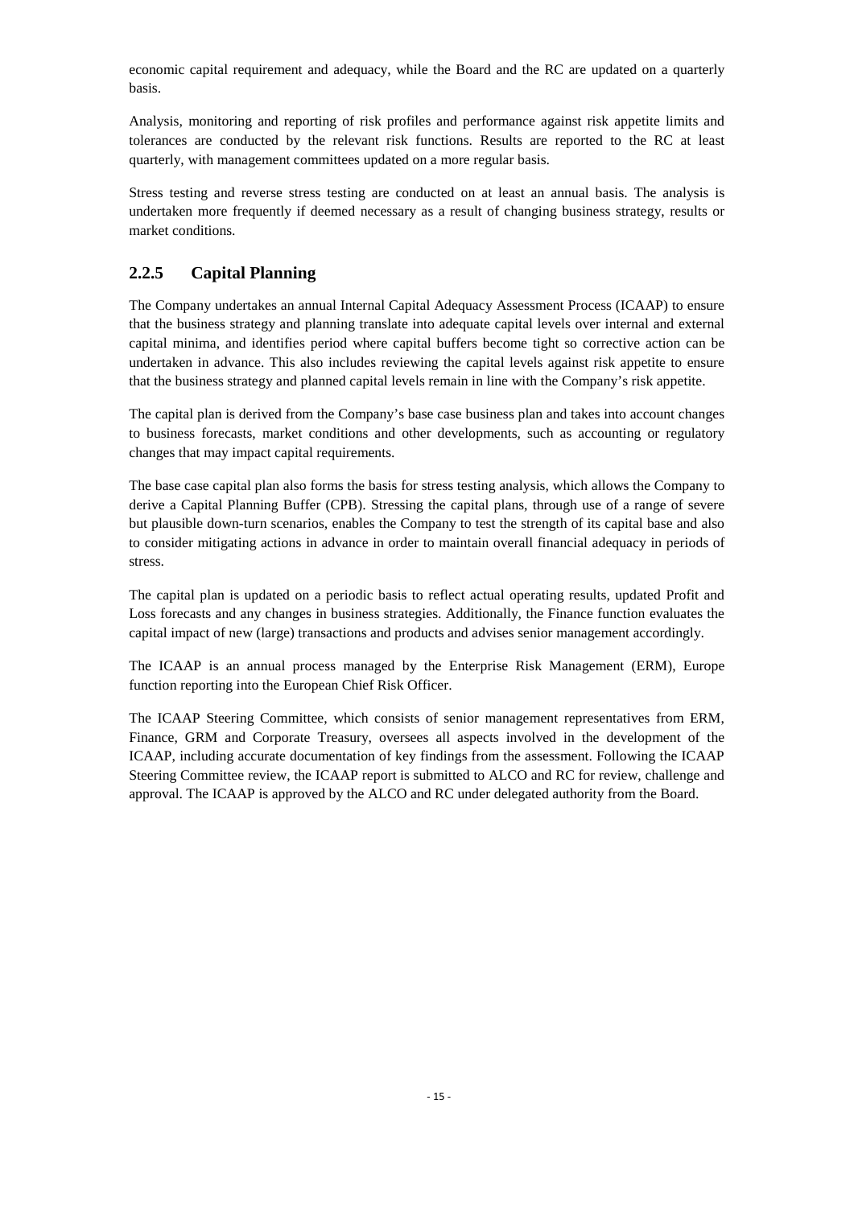economic capital requirement and adequacy, while the Board and the RC are updated on a quarterly basis.

Analysis, monitoring and reporting of risk profiles and performance against risk appetite limits and tolerances are conducted by the relevant risk functions. Results are reported to the RC at least quarterly, with management committees updated on a more regular basis.

Stress testing and reverse stress testing are conducted on at least an annual basis. The analysis is undertaken more frequently if deemed necessary as a result of changing business strategy, results or market conditions.

### 2.2.5 Capital Planning

The Company undertakes an annual Internal Capital Adequacy Assessment Process (ICAAP) to ensure that the business strategy and planning translate into adequate capital levels over internal and external capital minima, and identifies period where capital buffers become tight so corrective action can be undertaken in advance. This also includes reviewing the capital levels against risk appetite to ensure that the business strategy and planned capital levels remain in line with the Company's risk appetite.

The capital plan is derived from the Company's base case business plan and takes into account changes to business forecasts, market conditions and other developments, such as accounting or regulatory changes that may impact capital requirements.

The base case capital plan also forms the basis for stress testing analysis, which allows the Company to derive a Capital Planning Buffer (CPB). Stressing the capital plans, through use of a range of severe but plausible down-turn scenarios, enables the Company to test the strength of its capital base and also to consider mitigating actions in advance in order to maintain overall financial adequacy in periods of stress.

The capital plan is updated on a periodic basis to reflect actual operating results, updated Profit and Loss forecasts and any changes in business strategies. Additionally, the Finance function evaluates the capital impact of new (large) transactions and products and advises senior management accordingly.

The ICAAP is an annual process managed by the Enterprise Risk Management (ERM), Europe function reporting into the European Chief Risk Officer.

The ICAAP Steering Committee, which consists of senior management representatives from ERM, Finance, GRM and Corporate Treasury, oversees all aspects involved in the development of the ICAAP, including accurate documentation of key findings from the assessment. Following the ICAAP Steering Committee review, the ICAAP report is submitted to ALCO and RC for review, challenge and approval. The ICAAP is approved by the ALCO and RC under delegated authority from the Board.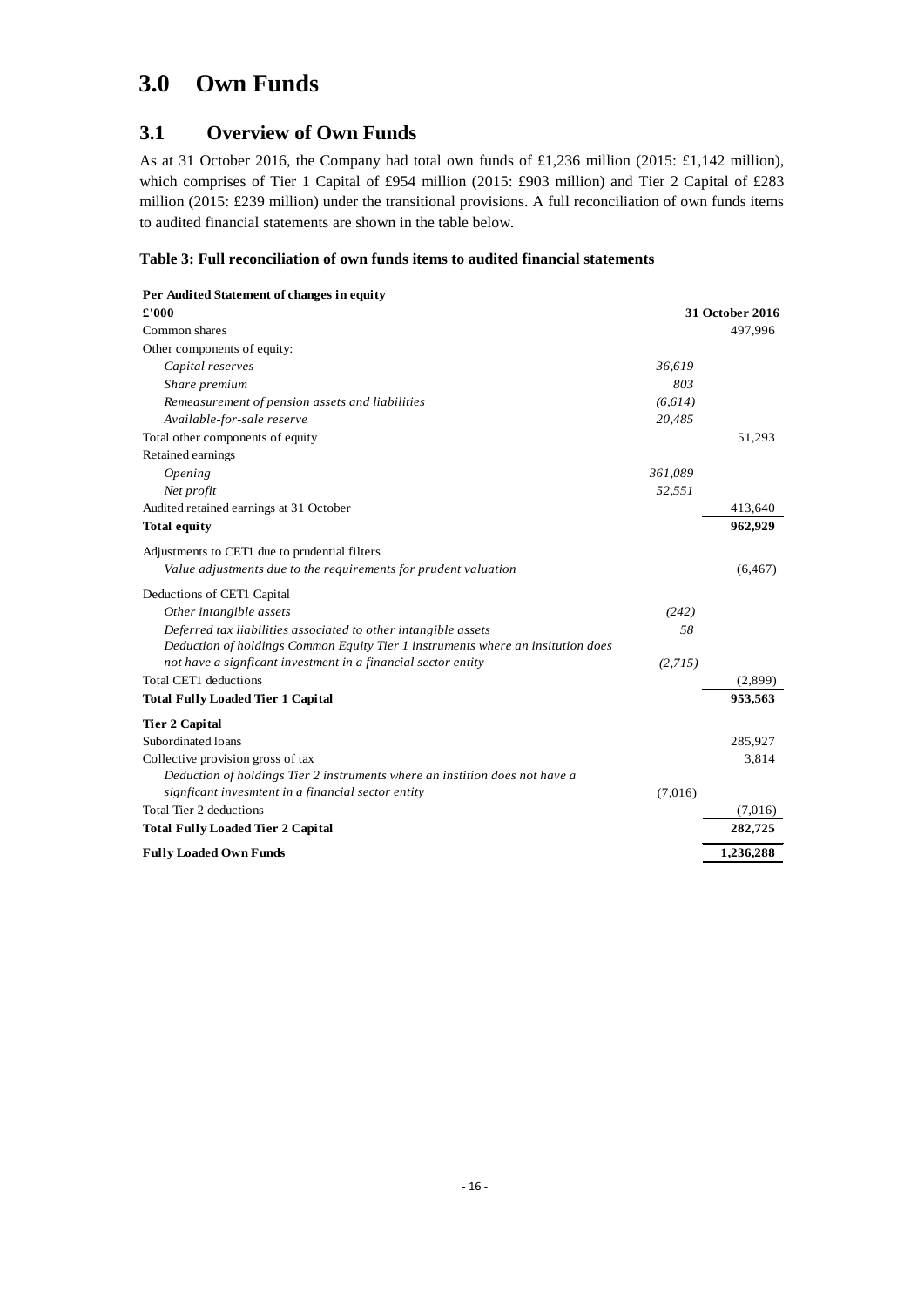# 3.0 Own Funds

## 3.1 Overview of Own Funds

As at 31 October 2016, the Company had total own funds of £1,236 million (2015: £1,142 million), which comprises of Tier 1 Capital of £954 million (2015: £903 million) and Tier 2 Capital of £283 million (2015: £239 million) under the transitional provisions. A full reconciliation of own funds items to audited financial statements are shown in the table below.

**Table 3: Full reconciliation of own funds items to audited financial statements**

| **Per Audited Statement of changes in equity** | | |
|---|---|---|
| **£'000** | | **31 October 2016** |
| Common shares | | 497,996 |
| Other components of equity: | | |
| *Capital reserves* | *36,619* | |
| *Share premium* | *803* | |
| *Remeasurement of pension assets and liabilities* | *(6,614)* | |
| *Available-for-sale reserve* | *20,485* | |
| Total other components of equity | | 51,293 |
| Retained earnings | | |
| *Opening* | *361,089* | |
| *Net profit* | *52,551* | |
| Audited retained earnings at 31 October | | 413,640 |
| **Total equity** | | **962,929** |
| Adjustments to CET1 due to prudential filters | | |
| *Value adjustments due to the requirements for prudent valuation* | | (6,467) |
| Deductions of CET1 Capital | | |
| *Other intangible assets* | *(242)* | |
| *Deferred tax liabilities associated to other intangible assets* | *58* | |
| *Deduction of holdings Common Equity Tier 1 instruments where an insitution does not have a signficant investment in a financial sector entity* | *(2,715)* | |
| Total CET1 deductions | | (2,899) |
| **Total Fully Loaded Tier 1 Capital** | | **953,563** |
| **Tier 2 Capital** | | |
| Subordinated loans | | 285,927 |
| Collective provision gross of tax | | 3,814 |
| *Deduction of holdings Tier 2 instruments where an instition does not have a signficant invesmtent in a financial sector entity* | (7,016) | |
| Total Tier 2 deductions | | (7,016) |
| **Total Fully Loaded Tier 2 Capital** | | **282,725** |
| **Fully Loaded Own Funds** | | **1,236,288** |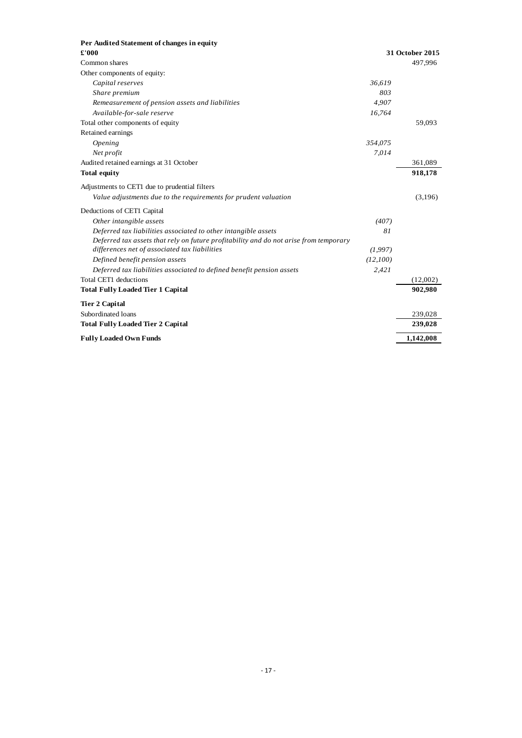| **Per Audited Statement of changes in equity** | | |
|---|---|---|
| **£'000** | | **31 October 2015** |
| Common shares | | 497,996 |
| Other components of equity: | | |
| *Capital reserves* | *36,619* | |
| *Share premium* | *803* | |
| *Remeasurement of pension assets and liabilities* | *4,907* | |
| *Available-for-sale reserve* | *16,764* | |
| Total other components of equity | | 59,093 |
| Retained earnings | | |
| *Opening* | *354,075* | |
| *Net profit* | *7,014* | |
| Audited retained earnings at 31 October | | 361,089 |
| **Total equity** | | **918,178** |
| Adjustments to CET1 due to prudential filters | | |
| *Value adjustments due to the requirements for prudent valuation* | | (3,196) |
| Deductions of CET1 Capital | | |
| *Other intangible assets* | *(407)* | |
| *Deferred tax liabilities associated to other intangible assets* | *81* | |
| *Deferred tax assets that rely on future profitability and do not arise from temporary differences net of associated tax liabilities* | *(1,997)* | |
| *Defined benefit pension assets* | *(12,100)* | |
| *Deferred tax liabilities associated to defined benefit pension assets* | *2,421* | |
| Total CET1 deductions | | (12,002) |
| **Total Fully Loaded Tier 1 Capital** | | **902,980** |
| **Tier 2 Capital** | | |
| Subordinated loans | | 239,028 |
| **Total Fully Loaded Tier 2 Capital** | | **239,028** |
| **Fully Loaded Own Funds** | | **1,142,008** |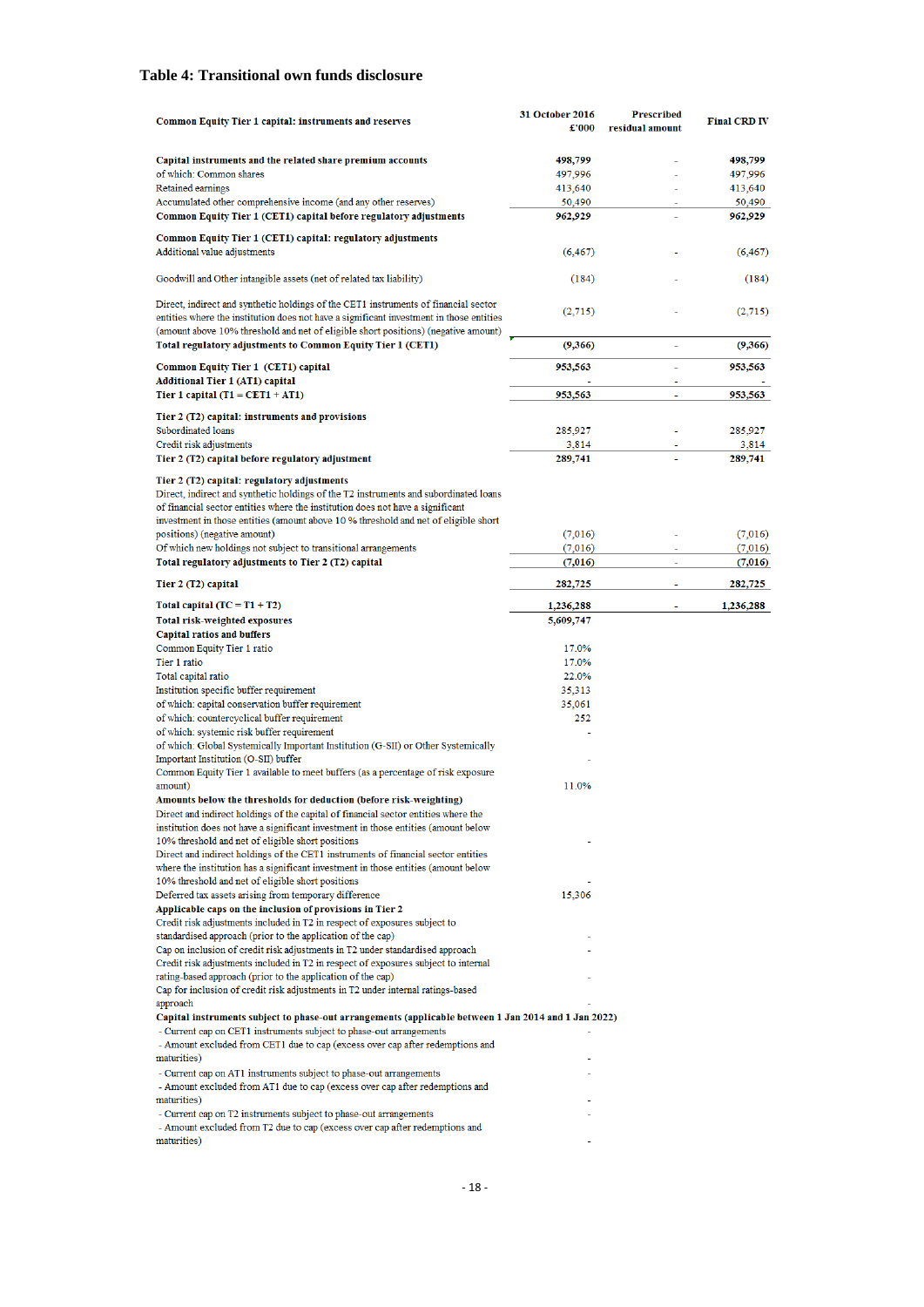## Table 4: Transitional own funds disclosure

| Common Equity Tier 1 capital: instruments and reserves | 31 October 2016 £'000 | Prescribed residual amount | Final CRD IV |
|---|---|---|---|
| **Capital instruments and the related share premium accounts** | **498,799** | - | **498,799** |
| of which: Common shares | 497,996 | - | 497,996 |
| Retained earnings | 413,640 | - | 413,640 |
| Accumulated other comprehensive income (and any other reserves) | 50,490 | - | 50,490 |
| **Common Equity Tier 1 (CET1) capital before regulatory adjustments** | **962,929** | - | **962,929** |
| **Common Equity Tier 1 (CET1) capital: regulatory adjustments** | | | |
| Additional value adjustments | (6,467) | - | (6,467) |
| Goodwill and Other intangible assets (net of related tax liability) | (184) | - | (184) |
| Direct, indirect and synthetic holdings of the CET1 instruments of financial sector entities where the institution does not have a significant investment in those entities (amount above 10% threshold and net of eligible short positions) (negative amount) | (2,715) | - | (2,715) |
| **Total regulatory adjustments to Common Equity Tier 1 (CET1)** | **(9,366)** | - | **(9,366)** |
| **Common Equity Tier 1 (CET1) capital** | **953,563** | - | **953,563** |
| **Additional Tier 1 (AT1) capital** | - | - | - |
| **Tier 1 capital (T1 = CET1 + AT1)** | **953,563** | - | **953,563** |
| **Tier 2 (T2) capital: instruments and provisions** | | | |
| Subordinated loans | 285,927 | - | 285,927 |
| Credit risk adjustments | 3,814 | - | 3,814 |
| **Tier 2 (T2) capital before regulatory adjustment** | **289,741** | - | **289,741** |
| **Tier 2 (T2) capital: regulatory adjustments** | | | |
| Direct, indirect and synthetic holdings of the T2 instruments and subordinated loans of financial sector entities where the institution does not have a significant investment in those entities (amount above 10 % threshold and net of eligible short positions) (negative amount) | (7,016) | - | (7,016) |
| Of which new holdings not subject to transitional arrangements | (7,016) | - | (7,016) |
| **Total regulatory adjustments to Tier 2 (T2) capital** | **(7,016)** | - | **(7,016)** |
| **Tier 2 (T2) capital** | **282,725** | - | **282,725** |
| **Total capital (TC = T1 + T2)** | **1,236,288** | - | **1,236,288** |
| **Total risk-weighted exposures** | **5,609,747** | | |
| **Capital ratios and buffers** | | | |
| Common Equity Tier 1 ratio | 17.0% | | |
| Tier 1 ratio | 17.0% | | |
| Total capital ratio | 22.0% | | |
| Institution specific buffer requirement | 35,313 | | |
| of which: capital conservation buffer requirement | 35,061 | | |
| of which: countercyclical buffer requirement | 252 | | |
| of which: systemic risk buffer requirement | - | | |
| of which: Global Systemically Important Institution (G-SII) or Other Systemically Important Institution (O-SII) buffer | - | | |
| Common Equity Tier 1 available to meet buffers (as a percentage of risk exposure amount) | 11.0% | | |
| **Amounts below the thresholds for deduction (before risk-weighting)** | | | |
| Direct and indirect holdings of the capital of financial sector entities where the institution does not have a significant investment in those entities (amount below 10% threshold and net of eligible short positions | - | | |
| Direct and indirect holdings of the CET1 instruments of financial sector entities where the institution has a significant investment in those entities (amount below 10% threshold and net of eligible short positions | - | | |
| Deferred tax assets arising from temporary difference | 15,306 | | |
| **Applicable caps on the inclusion of provisions in Tier 2** | | | |
| Credit risk adjustments included in T2 in respect of exposures subject to standardised approach (prior to the application of the cap) | - | | |
| Cap on inclusion of credit risk adjustments in T2 under standardised approach | - | | |
| Credit risk adjustments included in T2 in respect of exposures subject to internal rating-based approach (prior to the application of the cap) | - | | |
| Cap for inclusion of credit risk adjustments in T2 under internal ratings-based approach | - | | |
| **Capital instruments subject to phase-out arrangements (applicable between 1 Jan 2014 and 1 Jan 2022)** | | | |
| - Current cap on CET1 instruments subject to phase-out arrangements | - | | |
| - Amount excluded from CET1 due to cap (excess over cap after redemptions and maturities) | - | | |
| - Current cap on AT1 instruments subject to phase-out arrangements | - | | |
| - Amount excluded from AT1 due to cap (excess over cap after redemptions and maturities) | - | | |
| - Current cap on T2 instruments subject to phase-out arrangements | - | | |
| - Amount excluded from T2 due to cap (excess over cap after redemptions and maturities) | - | | |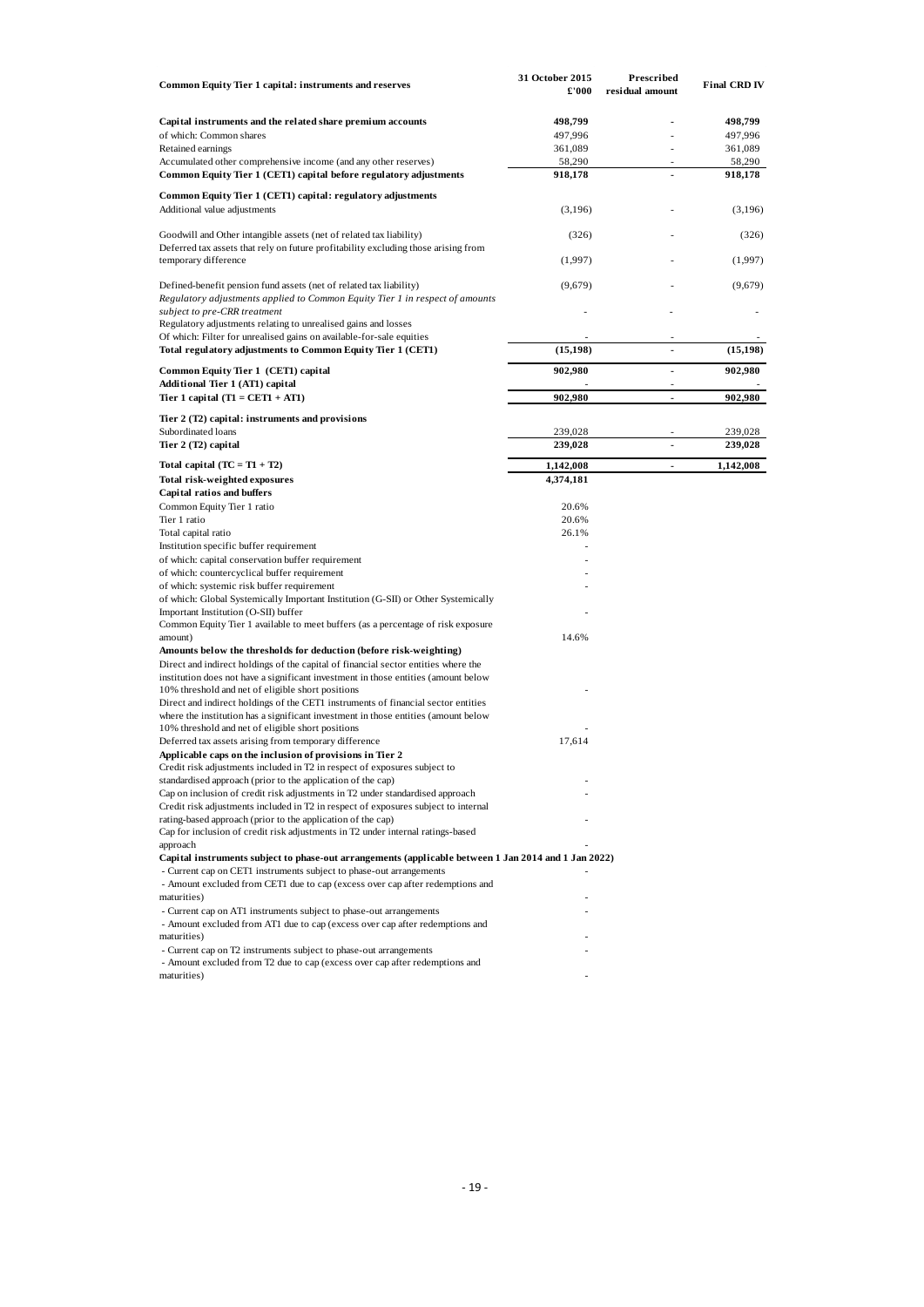| Common Equity Tier 1 capital: instruments and reserves | 31 October 2015 £'000 | Prescribed residual amount | Final CRD IV |
|---|---|---|---|
| **Capital instruments and the related share premium accounts** | **498,799** | - | **498,799** |
| of which: Common shares | 497,996 | - | 497,996 |
| Retained earnings | 361,089 | - | 361,089 |
| Accumulated other comprehensive income (and any other reserves) | 58,290 | - | 58,290 |
| **Common Equity Tier 1 (CET1) capital before regulatory adjustments** | **918,178** | - | **918,178** |
| **Common Equity Tier 1 (CET1) capital: regulatory adjustments** | | | |
| Additional value adjustments | (3,196) | - | (3,196) |
| Goodwill and Other intangible assets (net of related tax liability) | (326) | - | (326) |
| Deferred tax assets that rely on future profitability excluding those arising from temporary difference | (1,997) | - | (1,997) |
| Defined-benefit pension fund assets (net of related tax liability) | (9,679) | - | (9,679) |
| *Regulatory adjustments applied to Common Equity Tier 1 in respect of amounts subject to pre-CRR treatment* | - | - | - |
| Regulatory adjustments relating to unrealised gains and losses | | | |
| Of which: Filter for unrealised gains on available-for-sale equities | - | - | - |
| **Total regulatory adjustments to Common Equity Tier 1 (CET1)** | **(15,198)** | - | **(15,198)** |
| **Common Equity Tier 1 (CET1) capital** | **902,980** | - | **902,980** |
| **Additional Tier 1 (AT1) capital** | - | - | - |
| **Tier 1 capital (T1 = CET1 + AT1)** | **902,980** | - | **902,980** |
| **Tier 2 (T2) capital: instruments and provisions** | | | |
| Subordinated loans | 239,028 | - | 239,028 |
| **Tier 2 (T2) capital** | **239,028** | - | **239,028** |
| **Total capital (TC = T1 + T2)** | **1,142,008** | - | **1,142,008** |
| **Total risk-weighted exposures** | **4,374,181** | | |
| **Capital ratios and buffers** | | | |
| Common Equity Tier 1 ratio | 20.6% | | |
| Tier 1 ratio | 20.6% | | |
| Total capital ratio | 26.1% | | |
| Institution specific buffer requirement | - | | |
| of which: capital conservation buffer requirement | - | | |
| of which: countercyclical buffer requirement | - | | |
| of which: systemic risk buffer requirement | - | | |
| of which: Global Systemically Important Institution (G-SII) or Other Systemically Important Institution (O-SII) buffer | - | | |
| Common Equity Tier 1 available to meet buffers (as a percentage of risk exposure amount) | 14.6% | | |
| **Amounts below the thresholds for deduction (before risk-weighting)** | | | |
| Direct and indirect holdings of the capital of financial sector entities where the institution does not have a significant investment in those entities (amount below 10% threshold and net of eligible short positions | - | | |
| Direct and indirect holdings of the CET1 instruments of financial sector entities where the institution has a significant investment in those entities (amount below 10% threshold and net of eligible short positions | - | | |
| Deferred tax assets arising from temporary difference | 17,614 | | |
| **Applicable caps on the inclusion of provisions in Tier 2** | | | |
| Credit risk adjustments included in T2 in respect of exposures subject to standardised approach (prior to the application of the cap) | - | | |
| Cap on inclusion of credit risk adjustments in T2 under standardised approach | - | | |
| Credit risk adjustments included in T2 in respect of exposures subject to internal rating-based approach (prior to the application of the cap) | - | | |
| Cap for inclusion of credit risk adjustments in T2 under internal ratings-based approach | - | | |
| **Capital instruments subject to phase-out arrangements (applicable between 1 Jan 2014 and 1 Jan 2022)** | | | |
| - Current cap on CET1 instruments subject to phase-out arrangements | - | | |
| - Amount excluded from CET1 due to cap (excess over cap after redemptions and maturities) | - | | |
| - Current cap on AT1 instruments subject to phase-out arrangements | - | | |
| - Amount excluded from AT1 due to cap (excess over cap after redemptions and maturities) | - | | |
| - Current cap on T2 instruments subject to phase-out arrangements | - | | |
| - Amount excluded from T2 due to cap (excess over cap after redemptions and maturities) | - | | |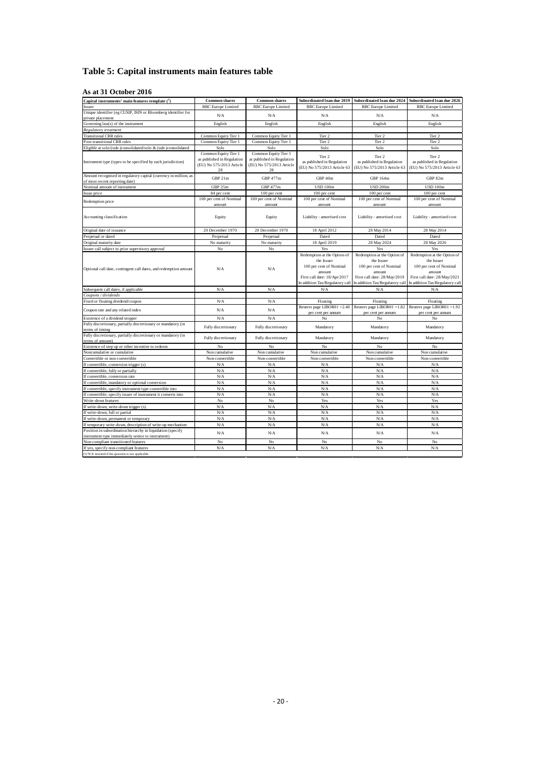# Table 5: Capital instruments main features table

## As at 31 October 2016

| Capital instruments' main features template (1) | Common shares | Common shares | Subordinated loan due 2019 | Subordinated loan due 2024 | Subordinated loan due 2026 |
|---|---|---|---|---|---|
| Issuer | RBC Europe Limited | RBC Europe Limited | RBC Europe Limited | RBC Europe Limited | RBC Europe Limited |
| Unique identifier (eg CUSIP, ISIN or Bloomberg identifier for private placement | N/A | N/A | N/A | N/A | N/A |
| Governing law(s) of the instrument | English | English | English | English | English |
| *Regulatory treatment* | | | | | |
| Transitional CRR rules | Common Equity Tier 1 | Common Equity Tier 1 | Tier 2 | Tier 2 | Tier 2 |
| Post-transitional CRR rules | Common Equity Tier 1 | Common Equity Tier 1 | Tier 2 | Tier 2 | Tier 2 |
| Eligible at solo/(sub-)consolidated/solo & (sub-)consolidated | Solo | Solo | Solo | Solo | Solo |
| Instrument type (types to be specified by each jurisdiction) | Common Equity Tier 1 as published in Regulation (EU) No 575/2013 Article 28 | Common Equity Tier 1 as published in Regulation (EU) No 575/2013 Article 28 | Tier 2 as published in Regulation (EU) No 575/2013 Article 63 | Tier 2 as published in Regulation (EU) No 575/2013 Article 63 | Tier 2 as published in Regulation (EU) No 575/2013 Article 63 |
| Amount recognised in regulatory capital (currency in million, as of most recent reporting date) | GBP 21m | GBP 477m | GBP 40m | GBP 164m | GBP 82m |
| Nominal amount of instrument | GBP 25m | GBP 477m | USD 100m | USD 200m | USD 100m |
| Issue price | 84 per cent | 100 per cent | 100 per cent | 100 per cent | 100 per cent |
| Redemption price | 100 per cent of Nominal amount | 100 per cent of Nominal amount | 100 per cent of Nominal amount | 100 per cent of Nominal amount | 100 per cent of Nominal amount |
| Accounting classification | Equity | Equity | Liability - amortised cost | Liability - amortised cost | Liability - amortised cost |
| Original date of issuance | 20 December 1970 | 20 December 1970 | 18 April 2012 | 28 May 2014 | 28 May 2014 |
| Perpetual or dated | Perpetual | Perpetual | Dated | Dated | Dated |
| Original maturity date | No maturity | No maturity | 18 April 2019 | 28 May 2024 | 28 May 2026 |
| Issuer call subject to prior supervisory approval | No | No | Yes | Yes | Yes |
| Optional call date, contingent call dates, and redemption amount | N/A | N/A | Redemption at the Option of the Issuer 100 per cent of Nominal amount First call date: 18/Apr/2017 In addition Tax/Regulatory call | Redemption at the Option of the Issuer 100 per cent of Nominal amount First call date: 28/May/2019 In addition Tax/Regulatory call | Redemption at the Option of the Issuer 100 per cent of Nominal amount First call date: 28/May/2021 In addition Tax/Regulatory call |
| Subsequent call dates, if applicable | N/A | N/A | N/A | N/A | N/A |
| *Coupons / dividends* | | | | | |
| Fixed or floating dividend/coupon | N/A | N/A | Floating | Floating | Floating |
| Coupon rate and any related index | N/A | N/A | Reuters page LIBOR01 +2.40 per cent per annum | Reuters page LIBOR01 +1.82 per cent per annum | Reuters page LIBOR01 +1.92 per cent per annum |
| Existence of a dividend stopper | N/A | N/A | No | No | No |
| Fully discretionary, partially discretionary or mandatory (in terms of timing | Fully discretionary | Fully discretionary | Mandatory | Mandatory | Mandatory |
| Fully discretionary, partially discretionary or mandatory (in terms of amount) | Fully discretionary | Fully discretionary | Mandatory | Mandatory | Mandatory |
| Existence of step up or other incentive to redeem | No | No | No | No | No |
| Noncumulative or cumulative | Non cumulative | Non cumulative | Non cumulative | Non cumulative | Non cumulative |
| Convertible or non-convertible | Non-convertible | Non-convertible | Non-convertible | Non-convertible | Non-convertible |
| If convertible, conversion trigger (s) | N/A | N/A | N/A | N/A | N/A |
| If convertible, fully or partially | N/A | N/A | N/A | N/A | N/A |
| If convertible, conversion rate | N/A | N/A | N/A | N/A | N/A |
| If convertible, mandatory or optional conversion | N/A | N/A | N/A | N/A | N/A |
| If convertible, specify instrument type convertible into | N/A | N/A | N/A | N/A | N/A |
| If convertible, specify issuer of instrument it converts into | N/A | N/A | N/A | N/A | N/A |
| Write-down features | No | No | Yes | Yes | Yes |
| If write-down, write-down trigger (s) | N/A | N/A | N/A | N/A | N/A |
| If write-down, full or partial | N/A | N/A | N/A | N/A | N/A |
| If write-down, permanent or temporary | N/A | N/A | N/A | N/A | N/A |
| If temporary write-down, description of write-up mechanism | N/A | N/A | N/A | N/A | N/A |
| Position in subordination hierarchy in liquidation (specify instrument type immediately senior to instrument) | N/A | N/A | N/A | N/A | N/A |
| Non-compliant transitioned features | No | No | No | No | No |
| If yes, specify non-compliant features | N/A | N/A | N/A | N/A | N/A |

(1) 'N/A' inserted if the question is not applicable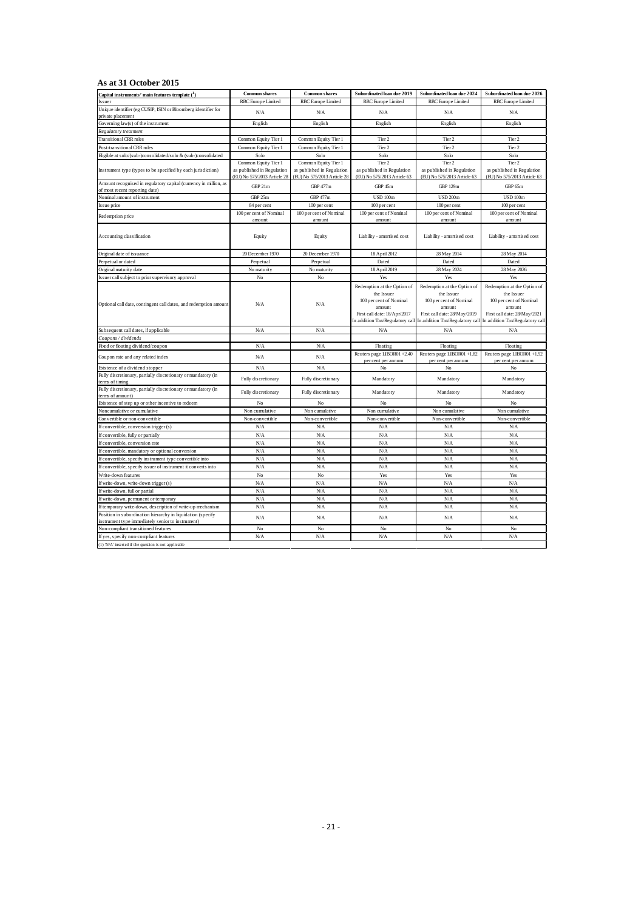**As at 31 October 2015**

| Capital instruments' main features template ([1]) | Common shares | Common shares | Subordinated loan due 2019 | Subordinated loan due 2024 | Subordinated loan due 2026 |
|---|---|---|---|---|---|
| Issuer | RBC Europe Limited | RBC Europe Limited | RBC Europe Limited | RBC Europe Limited | RBC Europe Limited |
| Unique identifier (eg CUSIP, ISIN or Bloomberg identifier for private placement | N/A | N/A | N/A | N/A | N/A |
| Governing law(s) of the instrument | English | English | English | English | English |
| *Regulatory treatment* | | | | | |
| Transitional CRR rules | Common Equity Tier 1 | Common Equity Tier 1 | Tier 2 | Tier 2 | Tier 2 |
| Post-transitional CRR rules | Common Equity Tier 1 | Common Equity Tier 1 | Tier 2 | Tier 2 | Tier 2 |
| Eligible at solo/(sub-)consolidated/solo & (sub-)consolidated | Solo | Solo | Solo | Solo | Solo |
| Instrument type (types to be specified by each jurisdiction) | Common Equity Tier 1 as published in Regulation (EU) No 575/2013 Article 28 | Common Equity Tier 1 as published in Regulation (EU) No 575/2013 Article 28 | Tier 2 as published in Regulation (EU) No 575/2013 Article 63 | Tier 2 as published in Regulation (EU) No 575/2013 Article 63 | Tier 2 as published in Regulation (EU) No 575/2013 Article 63 |
| Amount recognised in regulatory capital (currency in million, as of most recent reporting date) | GBP 21m | GBP 477m | GBP 45m | GBP 129m | GBP 65m |
| Nominal amount of instrument | GBP 25m | GBP 477m | USD 100m | USD 200m | USD 100m |
| Issue price | 84 per cent | 100 per cent | 100 per cent | 100 per cent | 100 per cent |
| Redemption price | 100 per cent of Nominal amount | 100 per cent of Nominal amount | 100 per cent of Nominal amount | 100 per cent of Nominal amount | 100 per cent of Nominal amount |
| Accounting classification | Equity | Equity | Liability - amortised cost | Liability - amortised cost | Liability - amortised cost |
| Original date of issuance | 20 December 1970 | 20 December 1970 | 18 April 2012 | 28 May 2014 | 28 May 2014 |
| Perpetual or dated | Perpetual | Perpetual | Dated | Dated | Dated |
| Original maturity date | No maturity | No maturity | 18 April 2019 | 28 May 2024 | 28 May 2026 |
| Issuer call subject to prior supervisory approval | No | No | Yes | Yes | Yes |
| Optional call date, contingent call dates, and redemption amount | N/A | N/A | Redemption at the Option of the Issuer 100 per cent of Nominal amount First call date: 18/Apr/2017 In addition Tax/Regulatory call | Redemption at the Option of the Issuer 100 per cent of Nominal amount First call date: 28/May/2019 In addition Tax/Regulatory call | Redemption at the Option of the Issuer 100 per cent of Nominal amount First call date: 28/May/2021 In addition Tax/Regulatory call |
| Subsequent call dates, if applicable | N/A | N/A | N/A | N/A | N/A |
| *Coupons / dividends* | | | | | |
| Fixed or floating dividend/coupon | N/A | N/A | Floating | Floating | Floating |
| Coupon rate and any related index | N/A | N/A | Reuters page LIBOR01 +2.40 per cent per annum | Reuters page LIBOR01 +1.82 per cent per annum | Reuters page LIBOR01 +1.92 per cent per annum |
| Existence of a dividend stopper | N/A | N/A | No | No | No |
| Fully discretionary, partially discretionary or mandatory (in terms of timing | Fully discretionary | Fully discretionary | Mandatory | Mandatory | Mandatory |
| Fully discretionary, partially discretionary or mandatory (in terms of amount) | Fully discretionary | Fully discretionary | Mandatory | Mandatory | Mandatory |
| Existence of step up or other incentive to redeem | No | No | No | No | No |
| Noncumulative or cumulative | Non cumulative | Non cumulative | Non cumulative | Non cumulative | Non cumulative |
| Convertible or non-convertible | Non-convertible | Non-convertible | Non-convertible | Non-convertible | Non-convertible |
| If convertible, conversion trigger (s) | N/A | N/A | N/A | N/A | N/A |
| If convertible, fully or partially | N/A | N/A | N/A | N/A | N/A |
| If convertible, conversion rate | N/A | N/A | N/A | N/A | N/A |
| If convertible, mandatory or optional conversion | N/A | N/A | N/A | N/A | N/A |
| If convertible, specify instrument type convertible into | N/A | N/A | N/A | N/A | N/A |
| If convertible, specify issuer of instrument it converts into | N/A | N/A | N/A | N/A | N/A |
| Write-down features | No | No | Yes | Yes | Yes |
| If write-down, write-down trigger (s) | N/A | N/A | N/A | N/A | N/A |
| If write-down, full or partial | N/A | N/A | N/A | N/A | N/A |
| If write-down, permanent or temporary | N/A | N/A | N/A | N/A | N/A |
| If temporary write-down, description of write-up mechanism | N/A | N/A | N/A | N/A | N/A |
| Position in subordination hierarchy in liquidation (specify instrument type immediately senior to instrument) | N/A | N/A | N/A | N/A | N/A |
| Non-compliant transitioned features | No | No | No | No | No |
| If yes, specify non-compliant features | N/A | N/A | N/A | N/A | N/A |

(1) 'N/A' inserted if the question is not applicable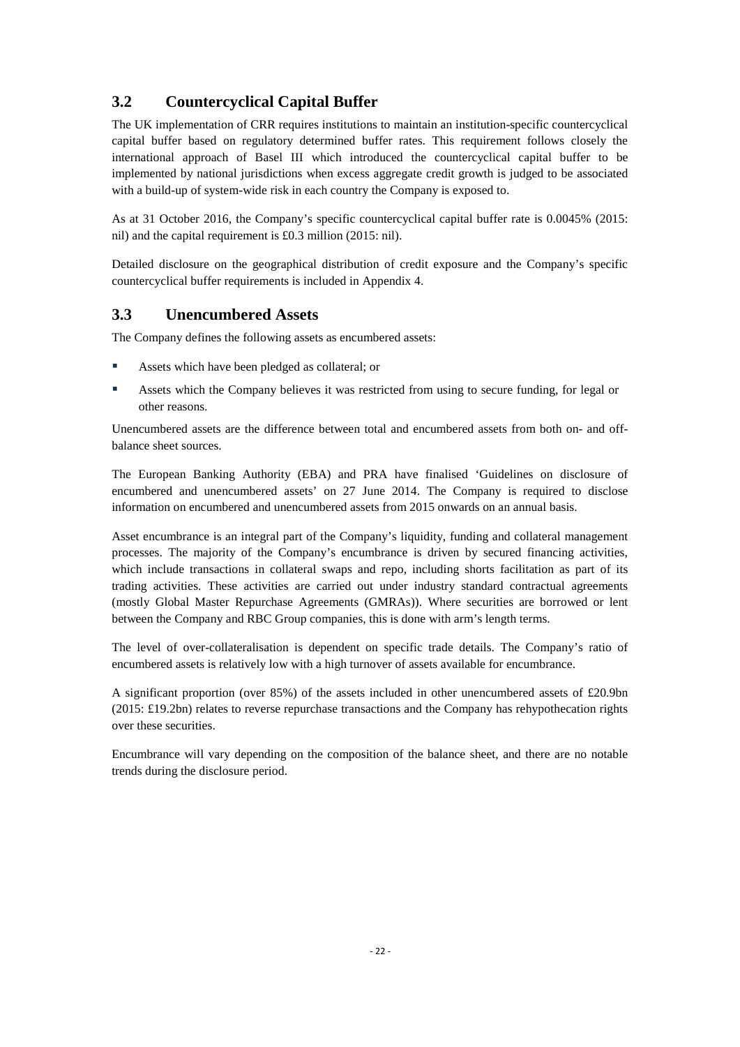## 3.2 Countercyclical Capital Buffer

The UK implementation of CRR requires institutions to maintain an institution-specific countercyclical capital buffer based on regulatory determined buffer rates. This requirement follows closely the international approach of Basel III which introduced the countercyclical capital buffer to be implemented by national jurisdictions when excess aggregate credit growth is judged to be associated with a build-up of system-wide risk in each country the Company is exposed to.

As at 31 October 2016, the Company's specific countercyclical capital buffer rate is 0.0045% (2015: nil) and the capital requirement is £0.3 million (2015: nil).

Detailed disclosure on the geographical distribution of credit exposure and the Company's specific countercyclical buffer requirements is included in Appendix 4.

## 3.3 Unencumbered Assets

The Company defines the following assets as encumbered assets:

- Assets which have been pledged as collateral; or
- Assets which the Company believes it was restricted from using to secure funding, for legal or other reasons.

Unencumbered assets are the difference between total and encumbered assets from both on- and off-balance sheet sources.

The European Banking Authority (EBA) and PRA have finalised 'Guidelines on disclosure of encumbered and unencumbered assets' on 27 June 2014. The Company is required to disclose information on encumbered and unencumbered assets from 2015 onwards on an annual basis.

Asset encumbrance is an integral part of the Company's liquidity, funding and collateral management processes. The majority of the Company's encumbrance is driven by secured financing activities, which include transactions in collateral swaps and repo, including shorts facilitation as part of its trading activities. These activities are carried out under industry standard contractual agreements (mostly Global Master Repurchase Agreements (GMRAs)). Where securities are borrowed or lent between the Company and RBC Group companies, this is done with arm's length terms.

The level of over-collateralisation is dependent on specific trade details. The Company's ratio of encumbered assets is relatively low with a high turnover of assets available for encumbrance.

A significant proportion (over 85%) of the assets included in other unencumbered assets of £20.9bn (2015: £19.2bn) relates to reverse repurchase transactions and the Company has rehypothecation rights over these securities.

Encumbrance will vary depending on the composition of the balance sheet, and there are no notable trends during the disclosure period.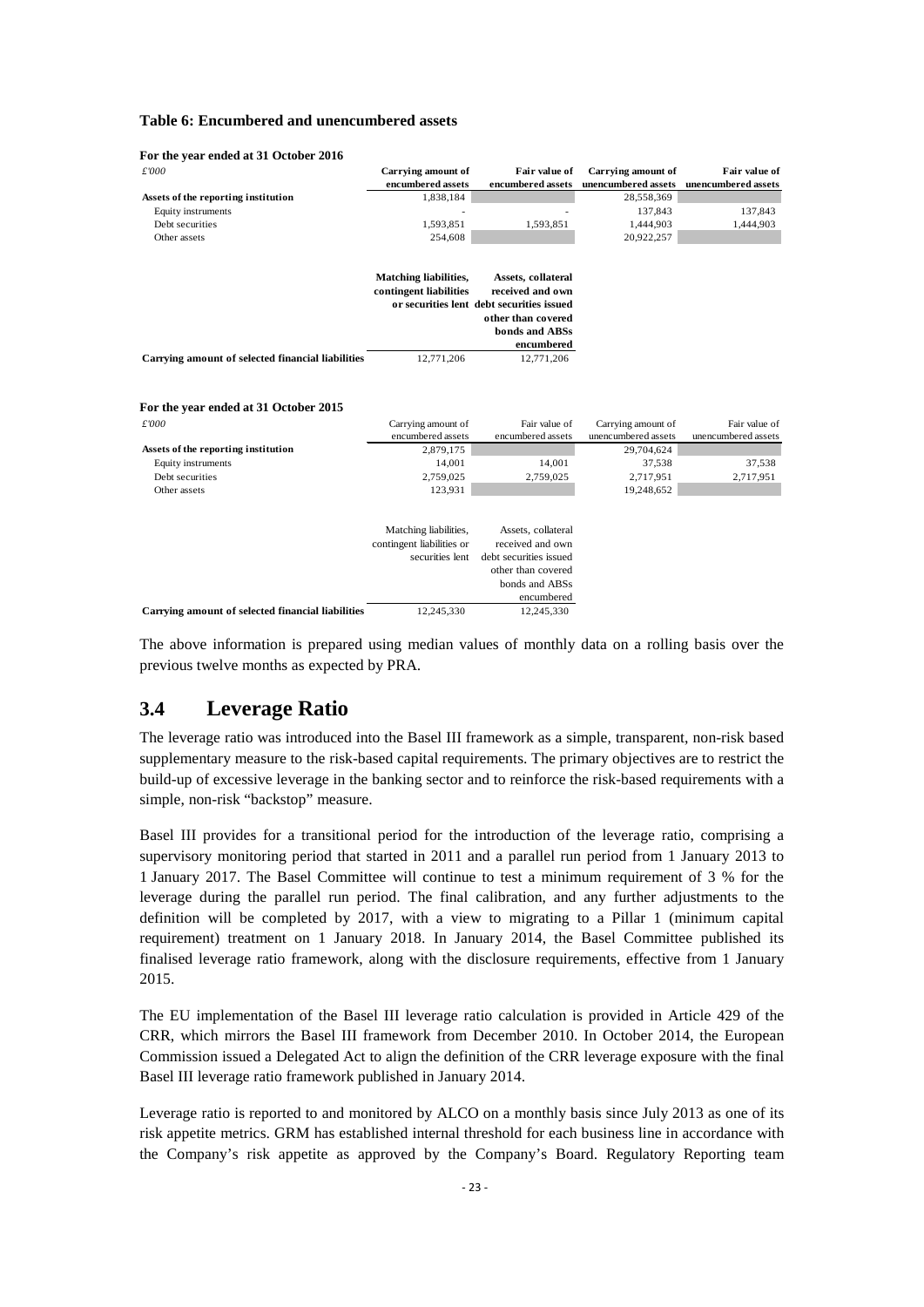**Table 6: Encumbered and unencumbered assets**

**For the year ended at 31 October 2016**

| *£'000* | Carrying amount of encumbered assets | Fair value of encumbered assets | Carrying amount of unencumbered assets | Fair value of unencumbered assets |
|---|---|---|---|---|
| **Assets of the reporting institution** | 1,838,184 | | 28,558,369 | |
| Equity instruments | - | - | 137,843 | 137,843 |
| Debt securities | 1,593,851 | 1,593,851 | 1,444,903 | 1,444,903 |
| Other assets | 254,608 | | 20,922,257 | |

| | Matching liabilities, contingent liabilities or securities lent | Assets, collateral received and own debt securities issued other than covered bonds and ABSs encumbered |
|---|---|---|
| **Carrying amount of selected financial liabilities** | 12,771,206 | 12,771,206 |

**For the year ended at 31 October 2015**

| *£'000* | Carrying amount of encumbered assets | Fair value of encumbered assets | Carrying amount of unencumbered assets | Fair value of unencumbered assets |
|---|---|---|---|---|
| **Assets of the reporting institution** | 2,879,175 | | 29,704,624 | |
| Equity instruments | 14,001 | 14,001 | 37,538 | 37,538 |
| Debt securities | 2,759,025 | 2,759,025 | 2,717,951 | 2,717,951 |
| Other assets | 123,931 | | 19,248,652 | |

| | Matching liabilities, contingent liabilities or securities lent | Assets, collateral received and own debt securities issued other than covered bonds and ABSs encumbered |
|---|---|---|
| **Carrying amount of selected financial liabilities** | 12,245,330 | 12,245,330 |

The above information is prepared using median values of monthly data on a rolling basis over the previous twelve months as expected by PRA.

## 3.4 Leverage Ratio

The leverage ratio was introduced into the Basel III framework as a simple, transparent, non-risk based supplementary measure to the risk-based capital requirements. The primary objectives are to restrict the build-up of excessive leverage in the banking sector and to reinforce the risk-based requirements with a simple, non-risk "backstop" measure.

Basel III provides for a transitional period for the introduction of the leverage ratio, comprising a supervisory monitoring period that started in 2011 and a parallel run period from 1 January 2013 to 1 January 2017. The Basel Committee will continue to test a minimum requirement of 3 % for the leverage during the parallel run period. The final calibration, and any further adjustments to the definition will be completed by 2017, with a view to migrating to a Pillar 1 (minimum capital requirement) treatment on 1 January 2018. In January 2014, the Basel Committee published its finalised leverage ratio framework, along with the disclosure requirements, effective from 1 January 2015.

The EU implementation of the Basel III leverage ratio calculation is provided in Article 429 of the CRR, which mirrors the Basel III framework from December 2010. In October 2014, the European Commission issued a Delegated Act to align the definition of the CRR leverage exposure with the final Basel III leverage ratio framework published in January 2014.

Leverage ratio is reported to and monitored by ALCO on a monthly basis since July 2013 as one of its risk appetite metrics. GRM has established internal threshold for each business line in accordance with the Company's risk appetite as approved by the Company's Board. Regulatory Reporting team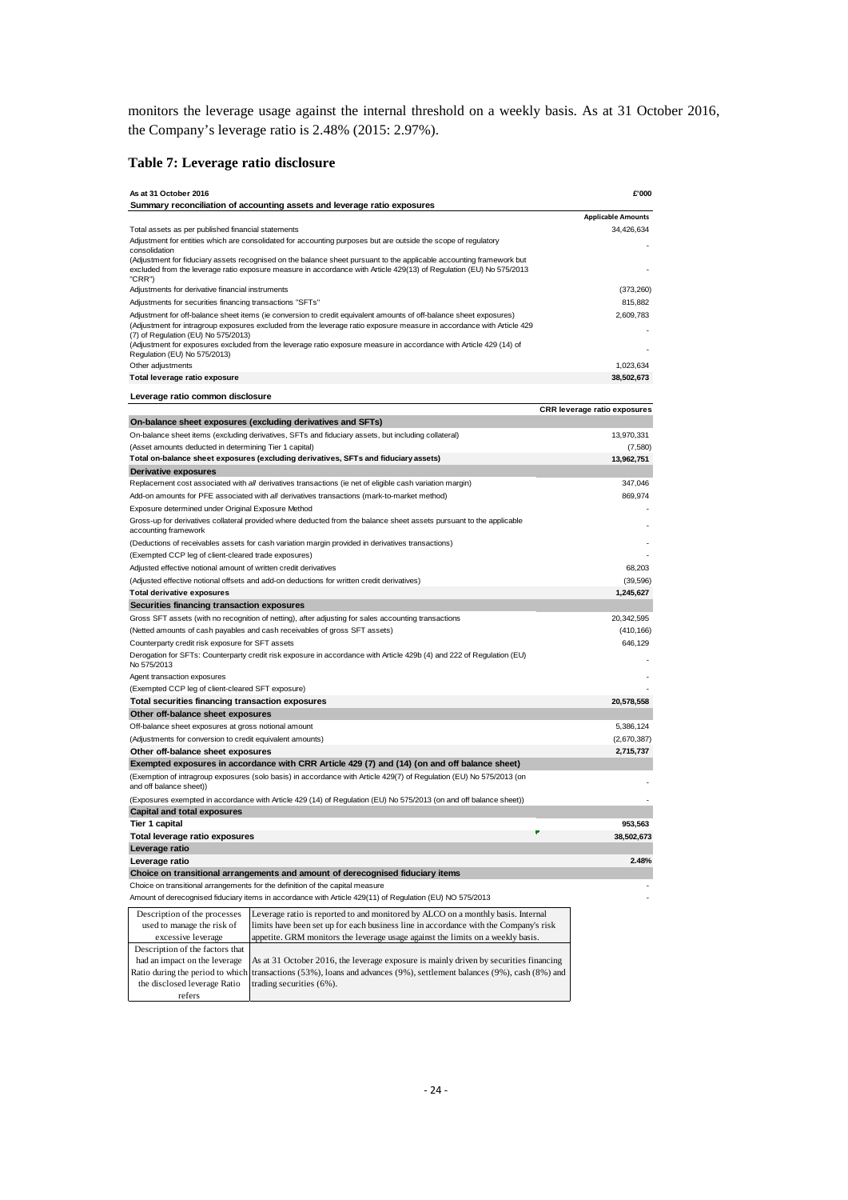monitors the leverage usage against the internal threshold on a weekly basis. As at 31 October 2016, the Company's leverage ratio is 2.48% (2015: 2.97%).

## Table 7: Leverage ratio disclosure

| As at 31 October 2016 | £'000 |
|---|---|
| **Summary reconciliation of accounting assets and leverage ratio exposures** | **Applicable Amounts** |
| Total assets as per published financial statements | 34,426,634 |
| Adjustment for entities which are consolidated for accounting purposes but are outside the scope of regulatory consolidation | - |
| (Adjustment for fiduciary assets recognised on the balance sheet pursuant to the applicable accounting framework but excluded from the leverage ratio exposure measure in accordance with Article 429(13) of Regulation (EU) No 575/2013 "CRR") | - |
| Adjustments for derivative financial instruments | (373,260) |
| Adjustments for securities financing transactions "SFTs" | 815,882 |
| Adjustment for off-balance sheet items (ie conversion to credit equivalent amounts of off-balance sheet exposures) | 2,609,783 |
| (Adjustment for intragroup exposures excluded from the leverage ratio exposure measure in accordance with Article 429 (7) of Regulation (EU) No 575/2013) | - |
| (Adjustment for exposures excluded from the leverage ratio exposure measure in accordance with Article 429 (14) of Regulation (EU) No 575/2013) | - |
| Other adjustments | 1,023,634 |
| **Total leverage ratio exposure** | **38,502,673** |

| Leverage ratio common disclosure | CRR leverage ratio exposures |
|---|---|
| **On-balance sheet exposures (excluding derivatives and SFTs)** | |
| On-balance sheet items (excluding derivatives, SFTs and fiduciary assets, but including collateral) | 13,970,331 |
| (Asset amounts deducted in determining Tier 1 capital) | (7,580) |
| **Total on-balance sheet exposures (excluding derivatives, SFTs and fiduciary assets)** | **13,962,751** |
| **Derivative exposures** | |
| Replacement cost associated with *all* derivatives transactions (ie net of eligible cash variation margin) | 347,046 |
| Add-on amounts for PFE associated with *all* derivatives transactions (mark-to-market method) | 869,974 |
| Exposure determined under Original Exposure Method | - |
| Gross-up for derivatives collateral provided where deducted from the balance sheet assets pursuant to the applicable accounting framework | - |
| (Deductions of receivables assets for cash variation margin provided in derivatives transactions) | - |
| (Exempted CCP leg of client-cleared trade exposures) | - |
| Adjusted effective notional amount of written credit derivatives | 68,203 |
| (Adjusted effective notional offsets and add-on deductions for written credit derivatives) | (39,596) |
| **Total derivative exposures** | **1,245,627** |
| **Securities financing transaction exposures** | |
| Gross SFT assets (with no recognition of netting), after adjusting for sales accounting transactions | 20,342,595 |
| (Netted amounts of cash payables and cash receivables of gross SFT assets) | (410,166) |
| Counterparty credit risk exposure for SFT assets | 646,129 |
| Derogation for SFTs: Counterparty credit risk exposure in accordance with Article 429b (4) and 222 of Regulation (EU) No 575/2013 | - |
| Agent transaction exposures | - |
| (Exempted CCP leg of client-cleared SFT exposure) | - |
| **Total securities financing transaction exposures** | **20,578,558** |
| **Other off-balance sheet exposures** | |
| Off-balance sheet exposures at gross notional amount | 5,386,124 |
| (Adjustments for conversion to credit equivalent amounts) | (2,670,387) |
| **Other off-balance sheet exposures** | **2,715,737** |
| **Exempted exposures in accordance with CRR Article 429 (7) and (14) (on and off balance sheet)** | |
| (Exemption of intragroup exposures (solo basis) in accordance with Article 429(7) of Regulation (EU) No 575/2013 (on and off balance sheet)) | - |
| (Exposures exempted in accordance with Article 429 (14) of Regulation (EU) No 575/2013 (on and off balance sheet)) | - |
| **Capital and total exposures** | |
| **Tier 1 capital** | **953,563** |
| **Total leverage ratio exposures** | **38,502,673** |
| **Leverage ratio** | |
| **Leverage ratio** | **2.48%** |
| **Choice on transitional arrangements and amount of derecognised fiduciary items** | |
| Choice on transitional arrangements for the definition of the capital measure | - |
| Amount of derecognised fiduciary items in accordance with Article 429(11) of Regulation (EU) NO 575/2013 | - |

| | |
|---|---|
| Description of the processes used to manage the risk of excessive leverage | Leverage ratio is reported to and monitored by ALCO on a monthly basis. Internal limits have been set up for each business line in accordance with the Company's risk appetite. GRM monitors the leverage usage against the limits on a weekly basis. |
| Description of the factors that had an impact on the leverage Ratio during the period to which the disclosed leverage Ratio refers | As at 31 October 2016, the leverage exposure is mainly driven by securities financing transactions (53%), loans and advances (9%), settlement balances (9%), cash (8%) and trading securities (6%). |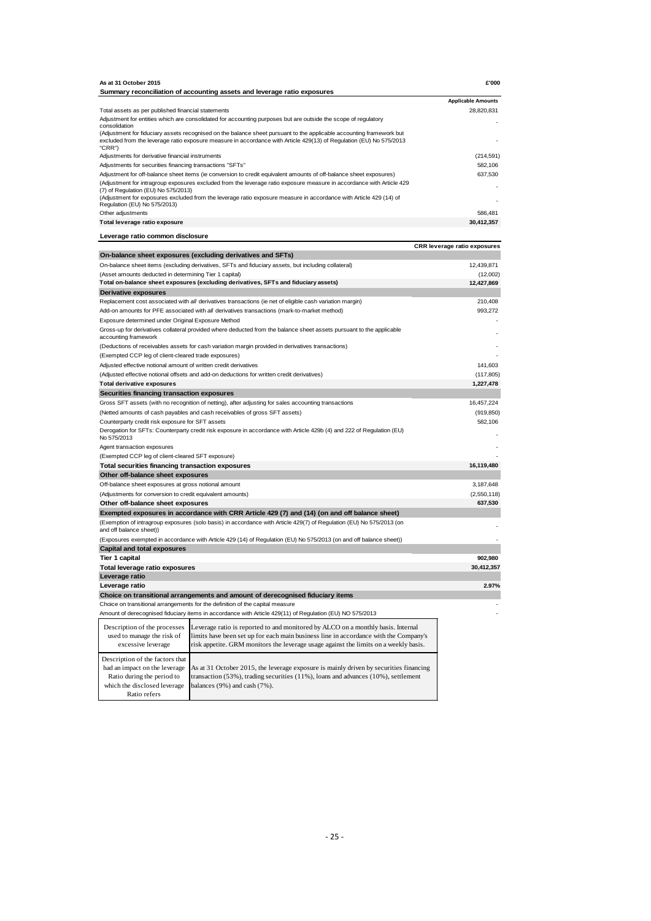**As at 31 October 2015** **£'000**

**Summary reconciliation of accounting assets and leverage ratio exposures**

| | Applicable Amounts |
|---|---|
| Total assets as per published financial statements | 28,820,831 |
| Adjustment for entities which are consolidated for accounting purposes but are outside the scope of regulatory consolidation | - |
| (Adjustment for fiduciary assets recognised on the balance sheet pursuant to the applicable accounting framework but excluded from the leverage ratio exposure measure in accordance with Article 429(13) of Regulation (EU) No 575/2013 "CRR") | - |
| Adjustments for derivative financial instruments | (214,591) |
| Adjustments for securities financing transactions "SFTs" | 582,106 |
| Adjustment for off-balance sheet items (ie conversion to credit equivalent amounts of off-balance sheet exposures) | 637,530 |
| (Adjustment for intragroup exposures excluded from the leverage ratio exposure measure in accordance with Article 429 (7) of Regulation (EU) No 575/2013) | - |
| (Adjustment for exposures excluded from the leverage ratio exposure measure in accordance with Article 429 (14) of Regulation (EU) No 575/2013) | - |
| Other adjustments | 586,481 |
| **Total leverage ratio exposure** | **30,412,357** |

**Leverage ratio common disclosure**

| | CRR leverage ratio exposures |
|---|---|
| **On-balance sheet exposures (excluding derivatives and SFTs)** | |
| On-balance sheet items (excluding derivatives, SFTs and fiduciary assets, but including collateral) | 12,439,871 |
| (Asset amounts deducted in determining Tier 1 capital) | (12,002) |
| **Total on-balance sheet exposures (excluding derivatives, SFTs and fiduciary assets)** | **12,427,869** |
| **Derivative exposures** | |
| Replacement cost associated with *all* derivatives transactions (ie net of eligible cash variation margin) | 210,408 |
| Add-on amounts for PFE associated with *all* derivatives transactions (mark-to-market method) | 993,272 |
| Exposure determined under Original Exposure Method | - |
| Gross-up for derivatives collateral provided where deducted from the balance sheet assets pursuant to the applicable accounting framework | - |
| (Deductions of receivables assets for cash variation margin provided in derivatives transactions) | - |
| (Exempted CCP leg of client-cleared trade exposures) | - |
| Adjusted effective notional amount of written credit derivatives | 141,603 |
| (Adjusted effective notional offsets and add-on deductions for written credit derivatives) | (117,805) |
| **Total derivative exposures** | **1,227,478** |
| **Securities financing transaction exposures** | |
| Gross SFT assets (with no recognition of netting), after adjusting for sales accounting transactions | 16,457,224 |
| (Netted amounts of cash payables and cash receivables of gross SFT assets) | (919,850) |
| Counterparty credit risk exposure for SFT assets | 582,106 |
| Derogation for SFTs: Counterparty credit risk exposure in accordance with Article 429b (4) and 222 of Regulation (EU) No 575/2013 | - |
| Agent transaction exposures | - |
| (Exempted CCP leg of client-cleared SFT exposure) | - |
| **Total securities financing transaction exposures** | **16,119,480** |
| **Other off-balance sheet exposures** | |
| Off-balance sheet exposures at gross notional amount | 3,187,648 |
| (Adjustments for conversion to credit equivalent amounts) | (2,550,118) |
| **Other off-balance sheet exposures** | **637,530** |
| **Exempted exposures in accordance with CRR Article 429 (7) and (14) (on and off balance sheet)** | |
| (Exemption of intragroup exposures (solo basis) in accordance with Article 429(7) of Regulation (EU) No 575/2013 (on and off balance sheet)) | - |
| (Exposures exempted in accordance with Article 429 (14) of Regulation (EU) No 575/2013 (on and off balance sheet)) | - |
| **Capital and total exposures** | |
| **Tier 1 capital** | **902,980** |
| **Total leverage ratio exposures** | **30,412,357** |
| **Leverage ratio** | |
| **Leverage ratio** | **2.97%** |
| **Choice on transitional arrangements and amount of derecognised fiduciary items** | |
| Choice on transitional arrangements for the definition of the capital measure | - |
| Amount of derecognised fiduciary items in accordance with Article 429(11) of Regulation (EU) NO 575/2013 | - |

| | |
|---|---|
| Description of the processes used to manage the risk of excessive leverage | Leverage ratio is reported to and monitored by ALCO on a monthly basis. Internal limits have been set up for each main business line in accordance with the Company's risk appetite. GRM monitors the leverage usage against the limits on a weekly basis. |
| Description of the factors that had an impact on the leverage Ratio during the period to which the disclosed leverage Ratio refers | As at 31 October 2015, the leverage exposure is mainly driven by securities financing transaction (53%), trading securities (11%), loans and advances (10%), settlement balances (9%) and cash (7%). |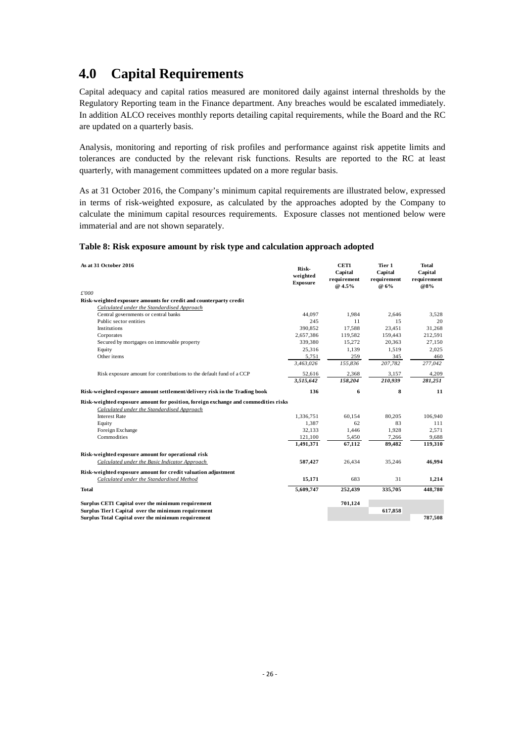# 4.0 Capital Requirements

Capital adequacy and capital ratios measured are monitored daily against internal thresholds by the Regulatory Reporting team in the Finance department. Any breaches would be escalated immediately. In addition ALCO receives monthly reports detailing capital requirements, while the Board and the RC are updated on a quarterly basis.

Analysis, monitoring and reporting of risk profiles and performance against risk appetite limits and tolerances are conducted by the relevant risk functions. Results are reported to the RC at least quarterly, with management committees updated on a more regular basis.

As at 31 October 2016, the Company's minimum capital requirements are illustrated below, expressed in terms of risk-weighted exposure, as calculated by the approaches adopted by the Company to calculate the minimum capital resources requirements. Exposure classes not mentioned below were immaterial and are not shown separately.

**Table 8: Risk exposure amount by risk type and calculation approach adopted**

| As at 31 October 2016 | Risk-weighted Exposure | CET1 Capital requirement @ 4.5% | Tier 1 Capital requirement @ 6% | Total Capital requirement @8% |
|---|---|---|---|---|
| *£'000* | | | | |
| **Risk-weighted exposure amounts for credit and counterparty credit** | | | | |
| *Calculated under the Standardised Approach* | | | | |
| Central governments or central banks | 44,097 | 1,984 | 2,646 | 3,528 |
| Public sector entities | 245 | 11 | 15 | 20 |
| Institutions | 390,852 | 17,588 | 23,451 | 31,268 |
| Corporates | 2,657,386 | 119,582 | 159,443 | 212,591 |
| Secured by mortgages on immovable property | 339,380 | 15,272 | 20,363 | 27,150 |
| Equity | 25,316 | 1,139 | 1,519 | 2,025 |
| Other items | 5,751 | 259 | 345 | 460 |
| | *3,463,026* | *155,836* | *207,782* | *277,042* |
| Risk exposure amount for contributions to the default fund of a CCP | 52,616 | 2,368 | 3,157 | 4,209 |
| | ***3,515,642*** | ***158,204*** | ***210,939*** | ***281,251*** |
| **Risk-weighted exposure amount settlement/delivery risk in the Trading book** | **136** | **6** | **8** | **11** |
| **Risk-weighted exposure amount for position, foreign exchange and commodities risks** | | | | |
| *Calculated under the Standardised Approach* | | | | |
| Interest Rate | 1,336,751 | 60,154 | 80,205 | 106,940 |
| Equity | 1,387 | 62 | 83 | 111 |
| Foreign Exchange | 32,133 | 1,446 | 1,928 | 2,571 |
| Commodities | 121,100 | 5,450 | 7,266 | 9,688 |
| | **1,491,371** | **67,112** | **89,482** | **119,310** |
| **Risk-weighted exposure amount for operational risk** | | | | |
| *Calculated under the Basic Indicator Approach* | **587,427** | 26,434 | 35,246 | **46,994** |
| **Risk-weighted exposure amount for credit valuation adjustment** | | | | |
| *Calculated under the Standardised Method* | **15,171** | 683 | 31 | **1,214** |
| **Total** | **5,609,747** | **252,439** | **335,705** | **448,780** |
| **Surplus CET1 Capital over the minimum requirement** | | **701,124** | | |
| **Surplus Tier1 Capital over the minimum requirement** | | | **617,858** | |
| **Surplus Total Capital over the minimum requirement** | | | | **787,508** |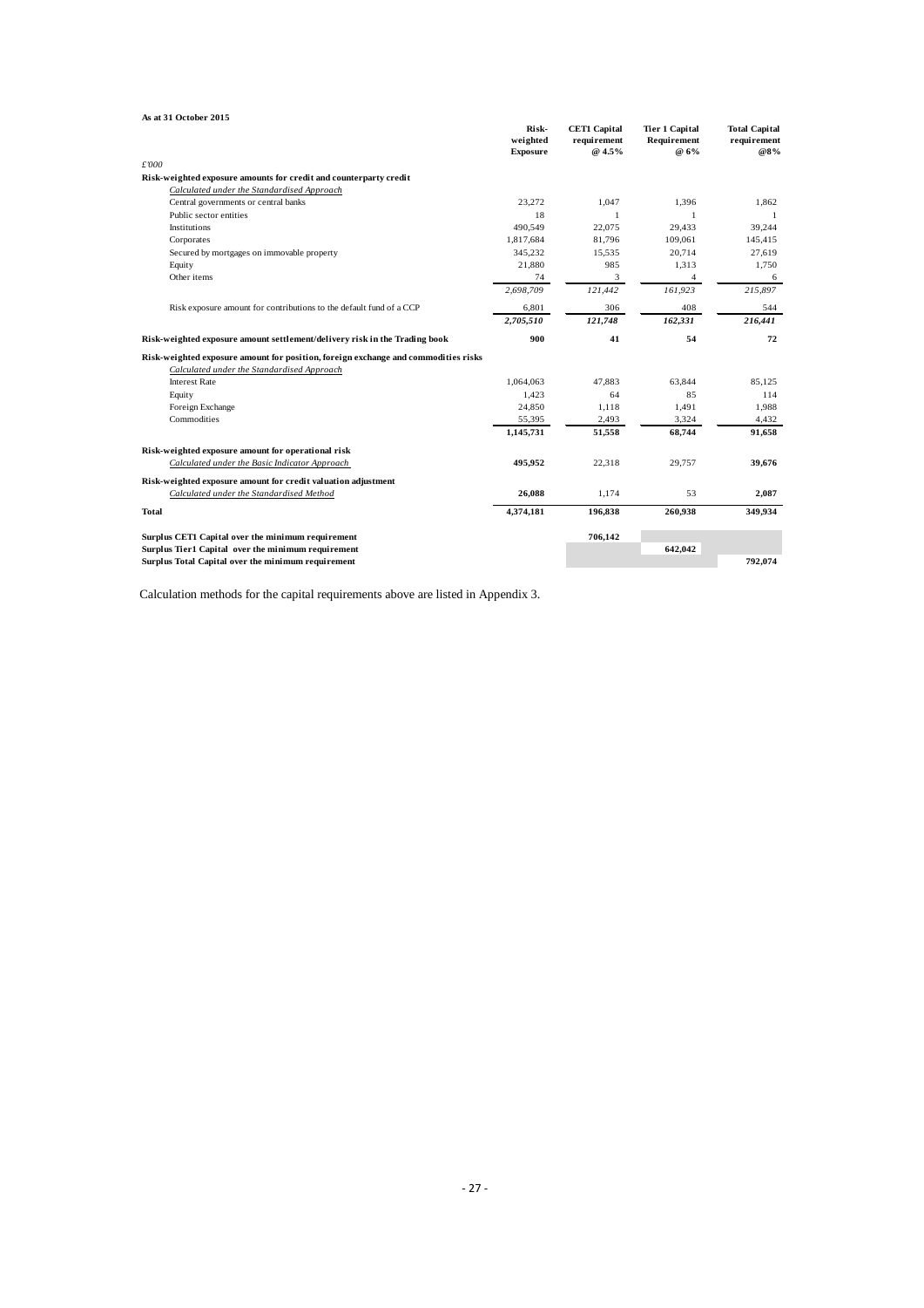**As at 31 October 2015**

| £'000 | Risk-weighted Exposure | CET1 Capital requirement @ 4.5% | Tier 1 Capital Requirement @ 6% | Total Capital requirement @8% |
|---|---|---|---|---|
| **Risk-weighted exposure amounts for credit and counterparty credit** | | | | |
| *Calculated under the Standardised Approach* | | | | |
| Central governments or central banks | 23,272 | 1,047 | 1,396 | 1,862 |
| Public sector entities | 18 | 1 | 1 | 1 |
| Institutions | 490,549 | 22,075 | 29,433 | 39,244 |
| Corporates | 1,817,684 | 81,796 | 109,061 | 145,415 |
| Secured by mortgages on immovable property | 345,232 | 15,535 | 20,714 | 27,619 |
| Equity | 21,880 | 985 | 1,313 | 1,750 |
| Other items | 74 | 3 | 4 | 6 |
| | *2,698,709* | *121,442* | *161,923* | *215,897* |
| Risk exposure amount for contributions to the default fund of a CCP | 6,801 | 306 | 408 | 544 |
| | *2,705,510* | *121,748* | *162,331* | *216,441* |
| **Risk-weighted exposure amount settlement/delivery risk in the Trading book** | **900** | **41** | **54** | **72** |
| **Risk-weighted exposure amount for position, foreign exchange and commodities risks** | | | | |
| *Calculated under the Standardised Approach* | | | | |
| Interest Rate | 1,064,063 | 47,883 | 63,844 | 85,125 |
| Equity | 1,423 | 64 | 85 | 114 |
| Foreign Exchange | 24,850 | 1,118 | 1,491 | 1,988 |
| Commodities | 55,395 | 2,493 | 3,324 | 4,432 |
| | **1,145,731** | **51,558** | **68,744** | **91,658** |
| **Risk-weighted exposure amount for operational risk** | | | | |
| *Calculated under the Basic Indicator Approach* | **495,952** | 22,318 | 29,757 | **39,676** |
| **Risk-weighted exposure amount for credit valuation adjustment** | | | | |
| *Calculated under the Standardised Method* | **26,088** | 1,174 | 53 | **2,087** |
| **Total** | **4,374,181** | **196,838** | **260,938** | **349,934** |
| **Surplus CET1 Capital over the minimum requirement** | | **706,142** | | |
| **Surplus Tier1 Capital over the minimum requirement** | | | **642,042** | |
| **Surplus Total Capital over the minimum requirement** | | | | **792,074** |

Calculation methods for the capital requirements above are listed in Appendix 3.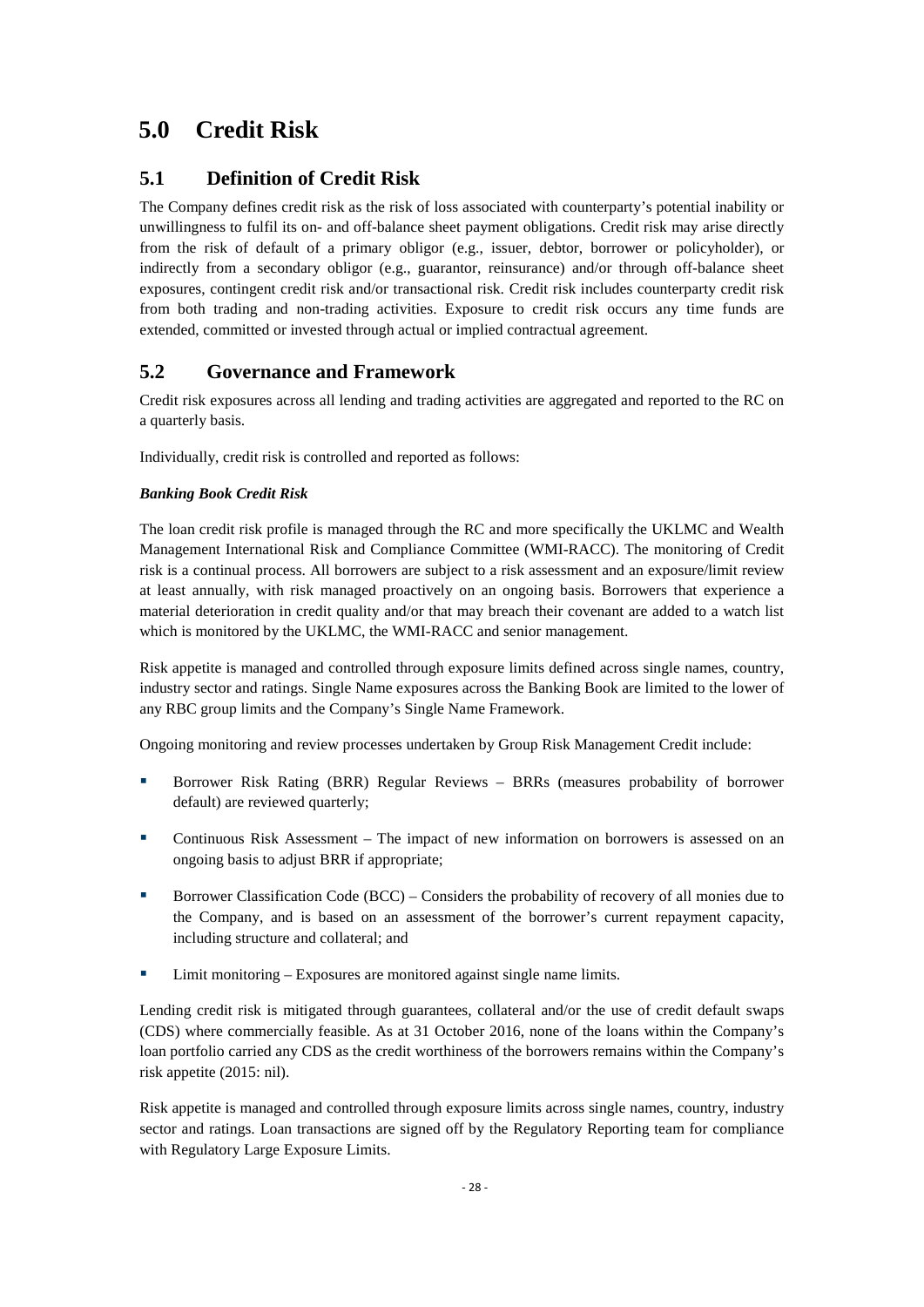# 5.0 Credit Risk

## 5.1 Definition of Credit Risk

The Company defines credit risk as the risk of loss associated with counterparty's potential inability or unwillingness to fulfil its on- and off-balance sheet payment obligations. Credit risk may arise directly from the risk of default of a primary obligor (e.g., issuer, debtor, borrower or policyholder), or indirectly from a secondary obligor (e.g., guarantor, reinsurance) and/or through off-balance sheet exposures, contingent credit risk and/or transactional risk. Credit risk includes counterparty credit risk from both trading and non-trading activities. Exposure to credit risk occurs any time funds are extended, committed or invested through actual or implied contractual agreement.

## 5.2 Governance and Framework

Credit risk exposures across all lending and trading activities are aggregated and reported to the RC on a quarterly basis.

Individually, credit risk is controlled and reported as follows:

***Banking Book Credit Risk***

The loan credit risk profile is managed through the RC and more specifically the UKLMC and Wealth Management International Risk and Compliance Committee (WMI-RACC). The monitoring of Credit risk is a continual process. All borrowers are subject to a risk assessment and an exposure/limit review at least annually, with risk managed proactively on an ongoing basis. Borrowers that experience a material deterioration in credit quality and/or that may breach their covenant are added to a watch list which is monitored by the UKLMC, the WMI-RACC and senior management.

Risk appetite is managed and controlled through exposure limits defined across single names, country, industry sector and ratings. Single Name exposures across the Banking Book are limited to the lower of any RBC group limits and the Company's Single Name Framework.

Ongoing monitoring and review processes undertaken by Group Risk Management Credit include:

- Borrower Risk Rating (BRR) Regular Reviews – BRRs (measures probability of borrower default) are reviewed quarterly;
- Continuous Risk Assessment – The impact of new information on borrowers is assessed on an ongoing basis to adjust BRR if appropriate;
- Borrower Classification Code (BCC) – Considers the probability of recovery of all monies due to the Company, and is based on an assessment of the borrower's current repayment capacity, including structure and collateral; and
- Limit monitoring – Exposures are monitored against single name limits.

Lending credit risk is mitigated through guarantees, collateral and/or the use of credit default swaps (CDS) where commercially feasible. As at 31 October 2016, none of the loans within the Company's loan portfolio carried any CDS as the credit worthiness of the borrowers remains within the Company's risk appetite (2015: nil).

Risk appetite is managed and controlled through exposure limits across single names, country, industry sector and ratings. Loan transactions are signed off by the Regulatory Reporting team for compliance with Regulatory Large Exposure Limits.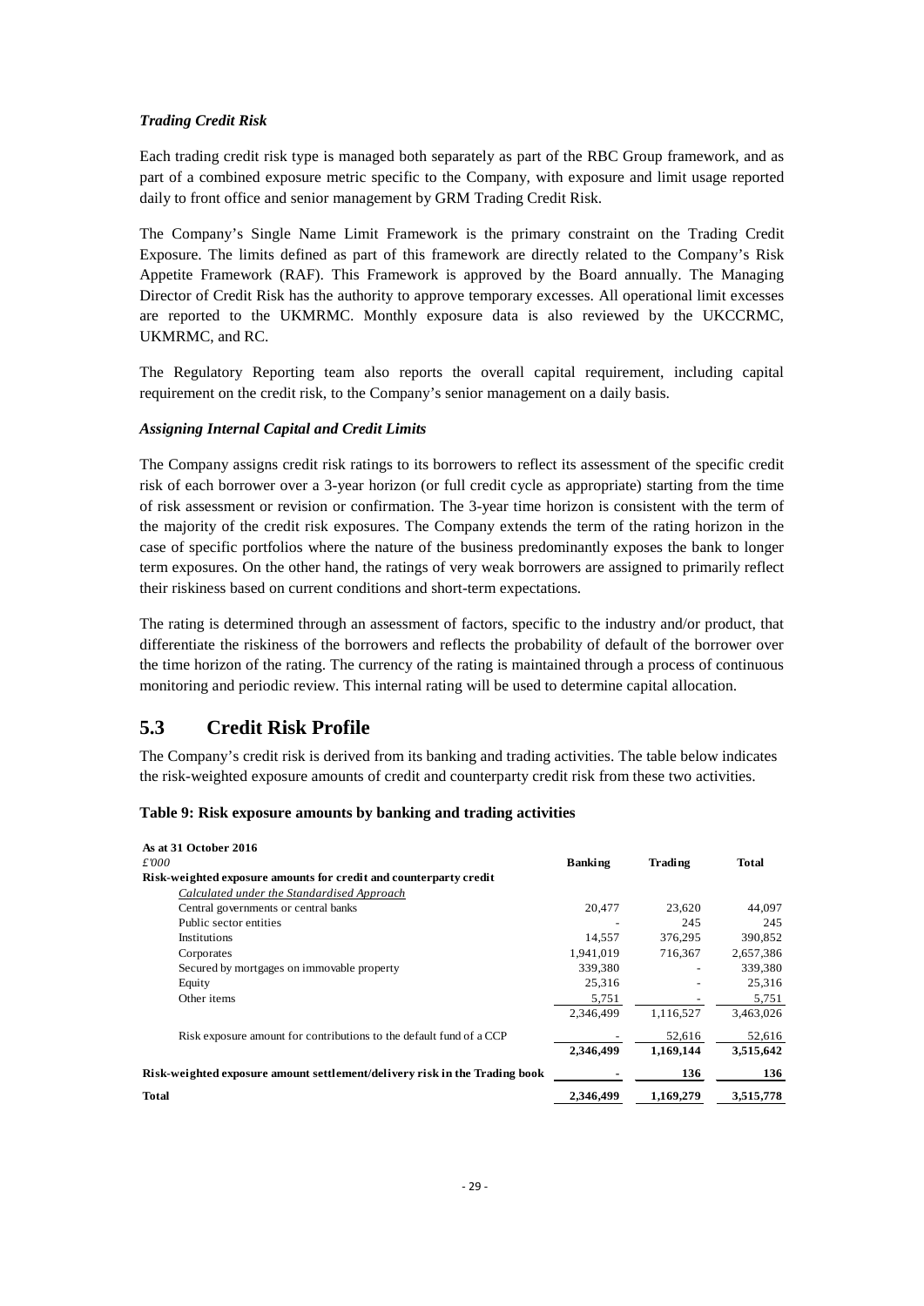*Trading Credit Risk*

Each trading credit risk type is managed both separately as part of the RBC Group framework, and as part of a combined exposure metric specific to the Company, with exposure and limit usage reported daily to front office and senior management by GRM Trading Credit Risk.

The Company's Single Name Limit Framework is the primary constraint on the Trading Credit Exposure. The limits defined as part of this framework are directly related to the Company's Risk Appetite Framework (RAF). This Framework is approved by the Board annually. The Managing Director of Credit Risk has the authority to approve temporary excesses. All operational limit excesses are reported to the UKMRMC. Monthly exposure data is also reviewed by the UKCCRMC, UKMRMC, and RC.

The Regulatory Reporting team also reports the overall capital requirement, including capital requirement on the credit risk, to the Company's senior management on a daily basis.

*Assigning Internal Capital and Credit Limits*

The Company assigns credit risk ratings to its borrowers to reflect its assessment of the specific credit risk of each borrower over a 3-year horizon (or full credit cycle as appropriate) starting from the time of risk assessment or revision or confirmation. The 3-year time horizon is consistent with the term of the majority of the credit risk exposures. The Company extends the term of the rating horizon in the case of specific portfolios where the nature of the business predominantly exposes the bank to longer term exposures. On the other hand, the ratings of very weak borrowers are assigned to primarily reflect their riskiness based on current conditions and short-term expectations.

The rating is determined through an assessment of factors, specific to the industry and/or product, that differentiate the riskiness of the borrowers and reflects the probability of default of the borrower over the time horizon of the rating. The currency of the rating is maintained through a process of continuous monitoring and periodic review. This internal rating will be used to determine capital allocation.

## 5.3 Credit Risk Profile

The Company's credit risk is derived from its banking and trading activities. The table below indicates the risk-weighted exposure amounts of credit and counterparty credit risk from these two activities.

**Table 9: Risk exposure amounts by banking and trading activities**

| **As at 31 October 2016** *£'000* | **Banking** | **Trading** | **Total** |
|---|---|---|---|
| **Risk-weighted exposure amounts for credit and counterparty credit** | | | |
| *Calculated under the Standardised Approach* | | | |
| Central governments or central banks | 20,477 | 23,620 | 44,097 |
| Public sector entities | - | 245 | 245 |
| Institutions | 14,557 | 376,295 | 390,852 |
| Corporates | 1,941,019 | 716,367 | 2,657,386 |
| Secured by mortgages on immovable property | 339,380 | - | 339,380 |
| Equity | 25,316 | - | 25,316 |
| Other items | 5,751 | - | 5,751 |
| | 2,346,499 | 1,116,527 | 3,463,026 |
| Risk exposure amount for contributions to the default fund of a CCP | - | 52,616 | 52,616 |
| | **2,346,499** | **1,169,144** | **3,515,642** |
| **Risk-weighted exposure amount settlement/delivery risk in the Trading book** | **-** | **136** | **136** |
| **Total** | **2,346,499** | **1,169,279** | **3,515,778** |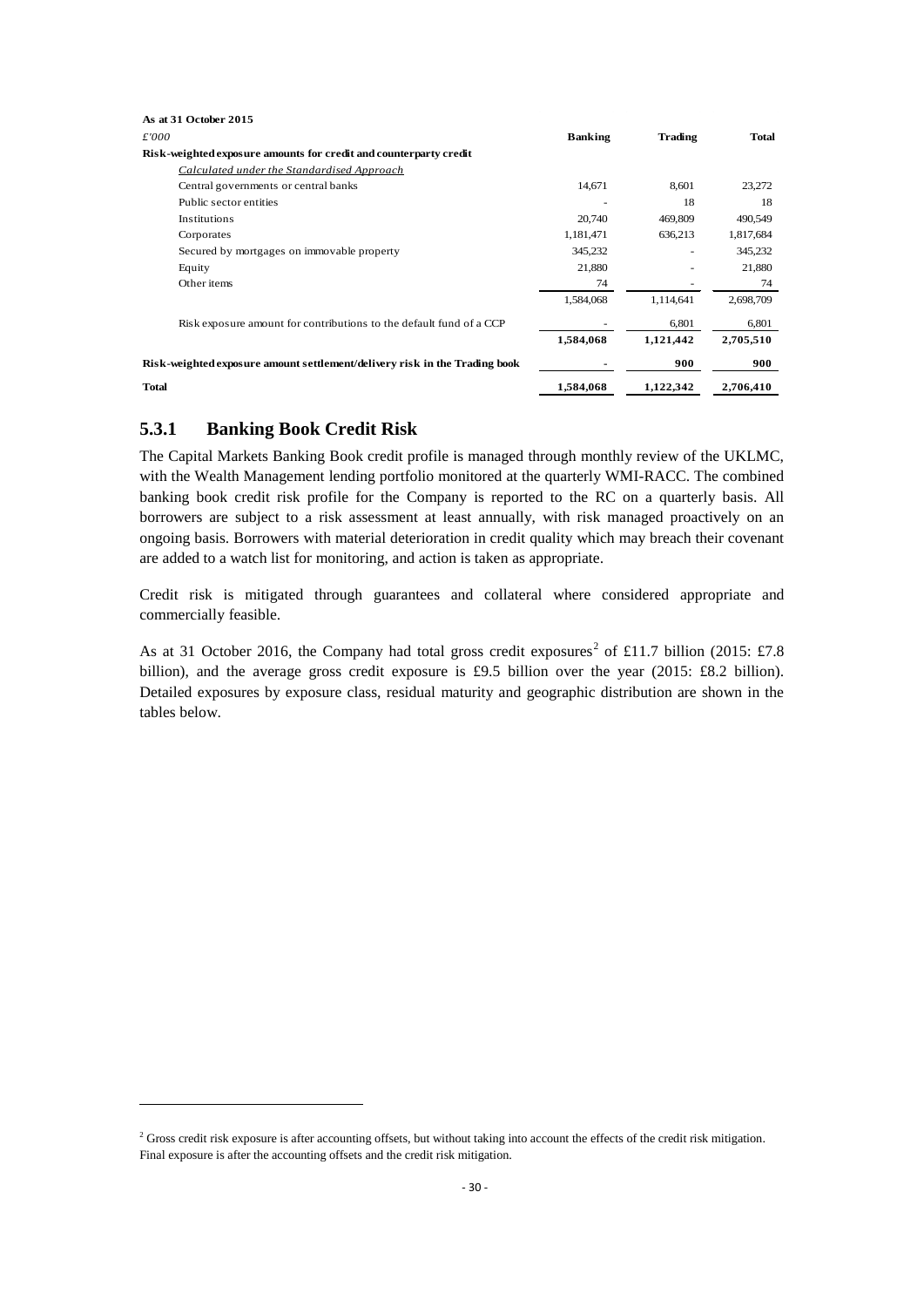**As at 31 October 2015**

| *£'000* | **Banking** | **Trading** | **Total** |
|---|---|---|---|
| **Risk-weighted exposure amounts for credit and counterparty credit** | | | |
| *Calculated under the Standardised Approach* | | | |
| Central governments or central banks | 14,671 | 8,601 | 23,272 |
| Public sector entities | - | 18 | 18 |
| Institutions | 20,740 | 469,809 | 490,549 |
| Corporates | 1,181,471 | 636,213 | 1,817,684 |
| Secured by mortgages on immovable property | 345,232 | - | 345,232 |
| Equity | 21,880 | - | 21,880 |
| Other items | 74 | - | 74 |
| | 1,584,068 | 1,114,641 | 2,698,709 |
| Risk exposure amount for contributions to the default fund of a CCP | - | 6,801 | 6,801 |
| | **1,584,068** | **1,121,442** | **2,705,510** |
| **Risk-weighted exposure amount settlement/delivery risk in the Trading book** | **-** | **900** | **900** |
| **Total** | **1,584,068** | **1,122,342** | **2,706,410** |

### 5.3.1 Banking Book Credit Risk

The Capital Markets Banking Book credit profile is managed through monthly review of the UKLMC, with the Wealth Management lending portfolio monitored at the quarterly WMI-RACC. The combined banking book credit risk profile for the Company is reported to the RC on a quarterly basis. All borrowers are subject to a risk assessment at least annually, with risk managed proactively on an ongoing basis. Borrowers with material deterioration in credit quality which may breach their covenant are added to a watch list for monitoring, and action is taken as appropriate.

Credit risk is mitigated through guarantees and collateral where considered appropriate and commercially feasible.

As at 31 October 2016, the Company had total gross credit exposures[2] of £11.7 billion (2015: £7.8 billion), and the average gross credit exposure is £9.5 billion over the year (2015: £8.2 billion). Detailed exposures by exposure class, residual maturity and geographic distribution are shown in the tables below.

[2] Gross credit risk exposure is after accounting offsets, but without taking into account the effects of the credit risk mitigation. Final exposure is after the accounting offsets and the credit risk mitigation.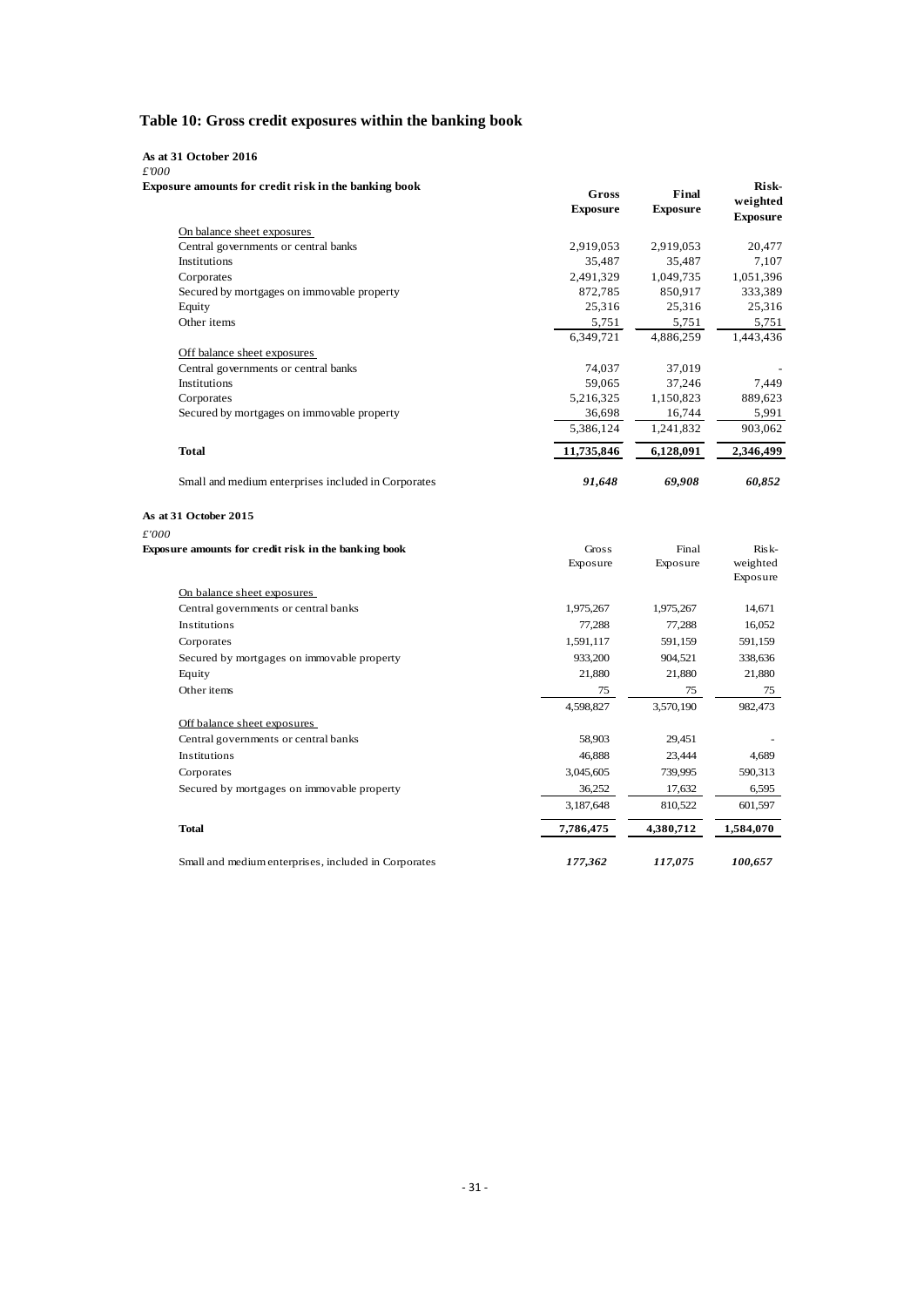# Table 10: Gross credit exposures within the banking book

**As at 31 October 2016**

*£'000*

| **Exposure amounts for credit risk in the banking book** | **Gross Exposure** | **Final Exposure** | **Risk-weighted Exposure** |
|---|---|---|---|
| On balance sheet exposures | | | |
| Central governments or central banks | 2,919,053 | 2,919,053 | 20,477 |
| Institutions | 35,487 | 35,487 | 7,107 |
| Corporates | 2,491,329 | 1,049,735 | 1,051,396 |
| Secured by mortgages on immovable property | 872,785 | 850,917 | 333,389 |
| Equity | 25,316 | 25,316 | 25,316 |
| Other items | 5,751 | 5,751 | 5,751 |
| | 6,349,721 | 4,886,259 | 1,443,436 |
| Off balance sheet exposures | | | |
| Central governments or central banks | 74,037 | 37,019 | - |
| Institutions | 59,065 | 37,246 | 7,449 |
| Corporates | 5,216,325 | 1,150,823 | 889,623 |
| Secured by mortgages on immovable property | 36,698 | 16,744 | 5,991 |
| | 5,386,124 | 1,241,832 | 903,062 |
| **Total** | **11,735,846** | **6,128,091** | **2,346,499** |
| Small and medium enterprises included in Corporates | ***91,648*** | ***69,908*** | ***60,852*** |

**As at 31 October 2015**

*£'000*

| **Exposure amounts for credit risk in the banking book** | Gross Exposure | Final Exposure | Risk-weighted Exposure |
|---|---|---|---|
| On balance sheet exposures | | | |
| Central governments or central banks | 1,975,267 | 1,975,267 | 14,671 |
| Institutions | 77,288 | 77,288 | 16,052 |
| Corporates | 1,591,117 | 591,159 | 591,159 |
| Secured by mortgages on immovable property | 933,200 | 904,521 | 338,636 |
| Equity | 21,880 | 21,880 | 21,880 |
| Other items | 75 | 75 | 75 |
| | 4,598,827 | 3,570,190 | 982,473 |
| Off balance sheet exposures | | | |
| Central governments or central banks | 58,903 | 29,451 | - |
| Institutions | 46,888 | 23,444 | 4,689 |
| Corporates | 3,045,605 | 739,995 | 590,313 |
| Secured by mortgages on immovable property | 36,252 | 17,632 | 6,595 |
| | 3,187,648 | 810,522 | 601,597 |
| **Total** | **7,786,475** | **4,380,712** | **1,584,070** |
| Small and medium enterprises, included in Corporates | ***177,362*** | ***117,075*** | ***100,657*** |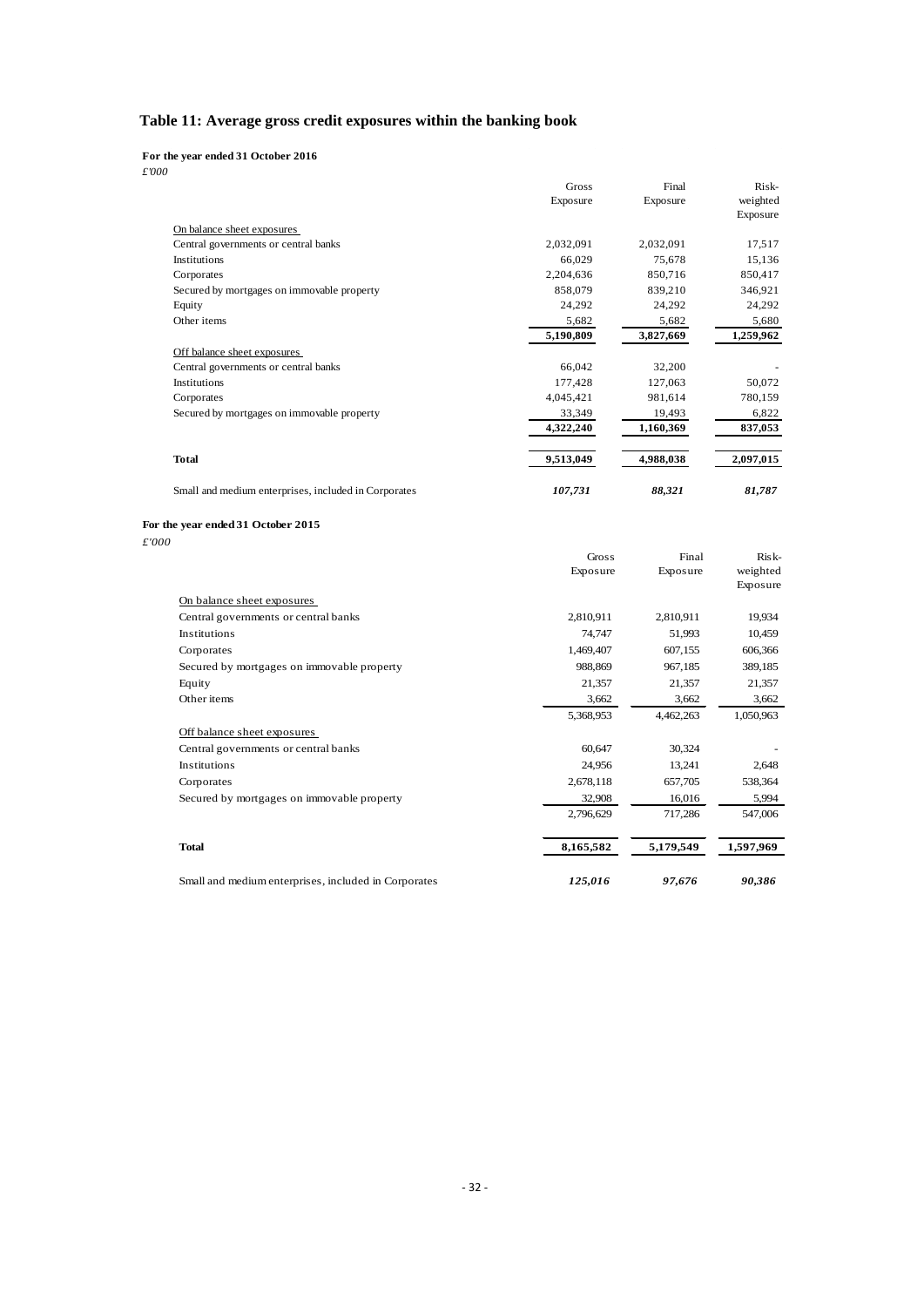# Table 11: Average gross credit exposures within the banking book

**For the year ended 31 October 2016**

*£'000*

| | Gross Exposure | Final Exposure | Risk-weighted Exposure |
|---|---|---|---|
| On balance sheet exposures | | | |
| Central governments or central banks | 2,032,091 | 2,032,091 | 17,517 |
| Institutions | 66,029 | 75,678 | 15,136 |
| Corporates | 2,204,636 | 850,716 | 850,417 |
| Secured by mortgages on immovable property | 858,079 | 839,210 | 346,921 |
| Equity | 24,292 | 24,292 | 24,292 |
| Other items | 5,682 | 5,682 | 5,680 |
| | **5,190,809** | **3,827,669** | **1,259,962** |
| Off balance sheet exposures | | | |
| Central governments or central banks | 66,042 | 32,200 | - |
| Institutions | 177,428 | 127,063 | 50,072 |
| Corporates | 4,045,421 | 981,614 | 780,159 |
| Secured by mortgages on immovable property | 33,349 | 19,493 | 6,822 |
| | **4,322,240** | **1,160,369** | **837,053** |
| **Total** | **9,513,049** | **4,988,038** | **2,097,015** |
| Small and medium enterprises, included in Corporates | ***107,731*** | ***88,321*** | ***81,787*** |

**For the year ended 31 October 2015**

*£'000*

| | Gross Exposure | Final Exposure | Risk-weighted Exposure |
|---|---|---|---|
| On balance sheet exposures | | | |
| Central governments or central banks | 2,810,911 | 2,810,911 | 19,934 |
| Institutions | 74,747 | 51,993 | 10,459 |
| Corporates | 1,469,407 | 607,155 | 606,366 |
| Secured by mortgages on immovable property | 988,869 | 967,185 | 389,185 |
| Equity | 21,357 | 21,357 | 21,357 |
| Other items | 3,662 | 3,662 | 3,662 |
| | 5,368,953 | 4,462,263 | 1,050,963 |
| Off balance sheet exposures | | | |
| Central governments or central banks | 60,647 | 30,324 | - |
| Institutions | 24,956 | 13,241 | 2,648 |
| Corporates | 2,678,118 | 657,705 | 538,364 |
| Secured by mortgages on immovable property | 32,908 | 16,016 | 5,994 |
| | 2,796,629 | 717,286 | 547,006 |
| **Total** | **8,165,582** | **5,179,549** | **1,597,969** |
| Small and medium enterprises, included in Corporates | ***125,016*** | ***97,676*** | ***90,386*** |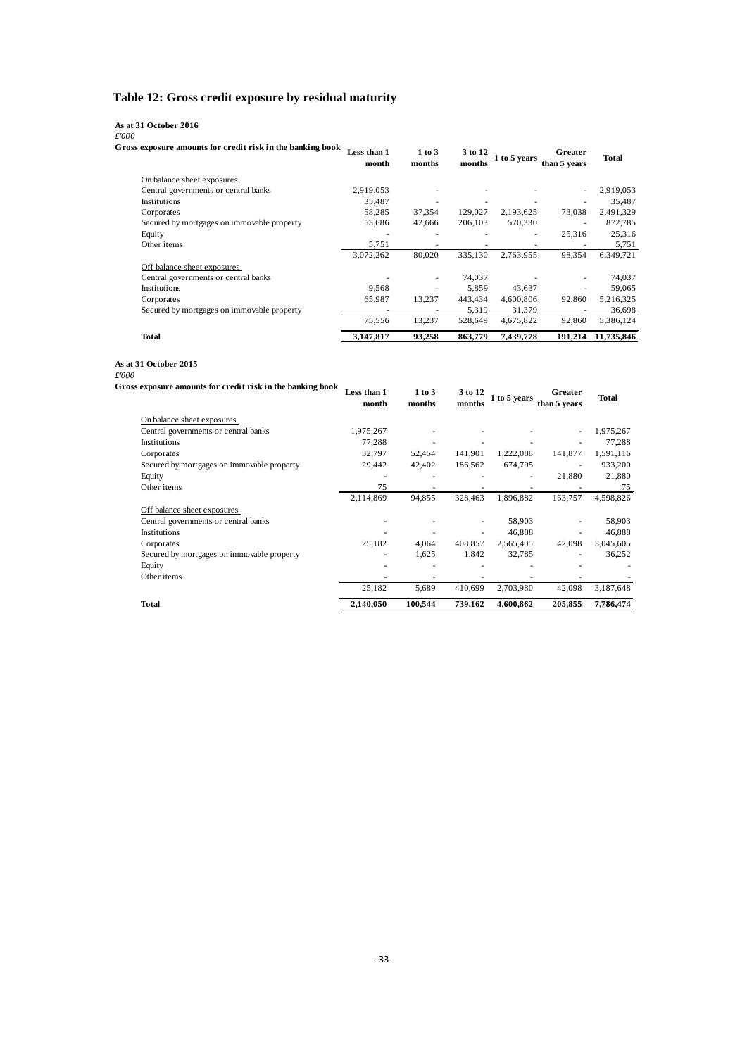# Table 12: Gross credit exposure by residual maturity

**As at 31 October 2016**

*£'000*

| Gross exposure amounts for credit risk in the banking book | Less than 1 month | 1 to 3 months | 3 to 12 months | 1 to 5 years | Greater than 5 years | Total |
|---|---|---|---|---|---|---|
| On balance sheet exposures | | | | | | |
| Central governments or central banks | 2,919,053 | - | - | - | - | 2,919,053 |
| Institutions | 35,487 | - | - | - | - | 35,487 |
| Corporates | 58,285 | 37,354 | 129,027 | 2,193,625 | 73,038 | 2,491,329 |
| Secured by mortgages on immovable property | 53,686 | 42,666 | 206,103 | 570,330 | - | 872,785 |
| Equity | - | - | - | - | 25,316 | 25,316 |
| Other items | 5,751 | - | - | - | - | 5,751 |
| | 3,072,262 | 80,020 | 335,130 | 2,763,955 | 98,354 | 6,349,721 |
| Off balance sheet exposures | | | | | | |
| Central governments or central banks | - | - | 74,037 | - | - | 74,037 |
| Institutions | 9,568 | - | 5,859 | 43,637 | - | 59,065 |
| Corporates | 65,987 | 13,237 | 443,434 | 4,600,806 | 92,860 | 5,216,325 |
| Secured by mortgages on immovable property | - | - | 5,319 | 31,379 | - | 36,698 |
| | 75,556 | 13,237 | 528,649 | 4,675,822 | 92,860 | 5,386,124 |
| **Total** | **3,147,817** | **93,258** | **863,779** | **7,439,778** | **191,214** | **11,735,846** |

**As at 31 October 2015**

*£'000*

| Gross exposure amounts for credit risk in the banking book | Less than 1 month | 1 to 3 months | 3 to 12 months | 1 to 5 years | Greater than 5 years | Total |
|---|---|---|---|---|---|---|
| On balance sheet exposures | | | | | | |
| Central governments or central banks | 1,975,267 | - | - | - | - | 1,975,267 |
| Institutions | 77,288 | - | - | - | - | 77,288 |
| Corporates | 32,797 | 52,454 | 141,901 | 1,222,088 | 141,877 | 1,591,116 |
| Secured by mortgages on immovable property | 29,442 | 42,402 | 186,562 | 674,795 | - | 933,200 |
| Equity | - | - | - | - | 21,880 | 21,880 |
| Other items | 75 | - | - | - | - | 75 |
| | 2,114,869 | 94,855 | 328,463 | 1,896,882 | 163,757 | 4,598,826 |
| Off balance sheet exposures | | | | | | |
| Central governments or central banks | - | - | - | 58,903 | - | 58,903 |
| Institutions | - | - | - | 46,888 | - | 46,888 |
| Corporates | 25,182 | 4,064 | 408,857 | 2,565,405 | 42,098 | 3,045,605 |
| Secured by mortgages on immovable property | - | 1,625 | 1,842 | 32,785 | - | 36,252 |
| Equity | - | - | - | - | - | - |
| Other items | - | - | - | - | - | - |
| | 25,182 | 5,689 | 410,699 | 2,703,980 | 42,098 | 3,187,648 |
| **Total** | **2,140,050** | **100,544** | **739,162** | **4,600,862** | **205,855** | **7,786,474** |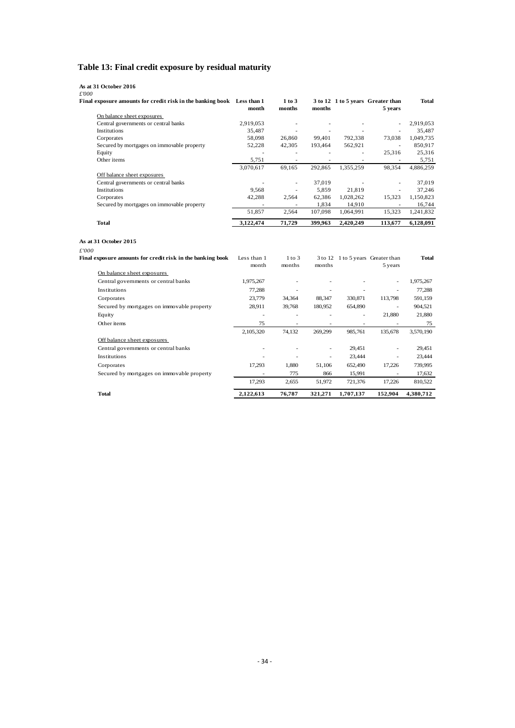## Table 13: Final credit exposure by residual maturity

**As at 31 October 2016**

*£'000*

| Final exposure amounts for credit risk in the banking book | Less than 1 month | 1 to 3 months | 3 to 12 months | 1 to 5 years | Greater than 5 years | Total |
|---|---|---|---|---|---|---|
| On balance sheet exposures | | | | | | |
| Central governments or central banks | 2,919,053 | - | - | - | - | 2,919,053 |
| Institutions | 35,487 | - | - | - | - | 35,487 |
| Corporates | 58,098 | 26,860 | 99,401 | 792,338 | 73,038 | 1,049,735 |
| Secured by mortgages on immovable property | 52,228 | 42,305 | 193,464 | 562,921 | - | 850,917 |
| Equity | - | - | - | - | 25,316 | 25,316 |
| Other items | 5,751 | - | - | - | - | 5,751 |
| | 3,070,617 | 69,165 | 292,865 | 1,355,259 | 98,354 | 4,886,259 |
| Off balance sheet exposures | | | | | | |
| Central governments or central banks | - | - | 37,019 | - | - | 37,019 |
| Institutions | 9,568 | - | 5,859 | 21,819 | - | 37,246 |
| Corporates | 42,288 | 2,564 | 62,386 | 1,028,262 | 15,323 | 1,150,823 |
| Secured by mortgages on immovable property | - | - | 1,834 | 14,910 | - | 16,744 |
| | 51,857 | 2,564 | 107,098 | 1,064,991 | 15,323 | 1,241,832 |
| **Total** | **3,122,474** | **71,729** | **399,963** | **2,420,249** | **113,677** | **6,128,091** |

**As at 31 October 2015**

*£'000*

| Final exposure amounts for credit risk in the banking book | Less than 1 month | 1 to 3 months | 3 to 12 months | 1 to 5 years | Greater than 5 years | Total |
|---|---|---|---|---|---|---|
| On balance sheet exposures | | | | | | |
| Central governments or central banks | 1,975,267 | - | - | - | - | 1,975,267 |
| Institutions | 77,288 | - | - | - | - | 77,288 |
| Corporates | 23,779 | 34,364 | 88,347 | 330,871 | 113,798 | 591,159 |
| Secured by mortgages on immovable property | 28,911 | 39,768 | 180,952 | 654,890 | - | 904,521 |
| Equity | - | - | - | - | 21,880 | 21,880 |
| Other items | 75 | - | - | - | - | 75 |
| | 2,105,320 | 74,132 | 269,299 | 985,761 | 135,678 | 3,570,190 |
| Off balance sheet exposures | | | | | | |
| Central governments or central banks | - | - | - | 29,451 | - | 29,451 |
| Institutions | - | - | - | 23,444 | - | 23,444 |
| Corporates | 17,293 | 1,880 | 51,106 | 652,490 | 17,226 | 739,995 |
| Secured by mortgages on immovable property | - | 775 | 866 | 15,991 | - | 17,632 |
| | 17,293 | 2,655 | 51,972 | 721,376 | 17,226 | 810,522 |
| **Total** | **2,122,613** | **76,787** | **321,271** | **1,707,137** | **152,904** | **4,380,712** |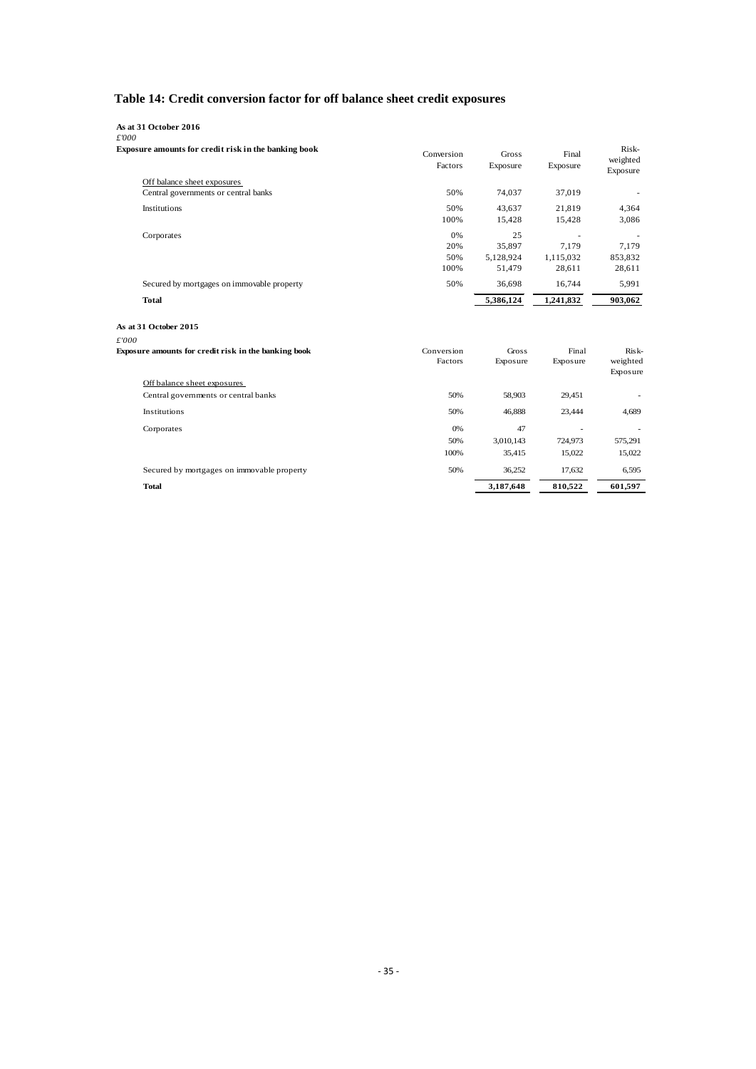## Table 14: Credit conversion factor for off balance sheet credit exposures

**As at 31 October 2016**

*£'000*

| Exposure amounts for credit risk in the banking book | Conversion Factors | Gross Exposure | Final Exposure | Risk-weighted Exposure |
|---|---|---|---|---|
| Off balance sheet exposures | | | | |
| Central governments or central banks | 50% | 74,037 | 37,019 | - |
| Institutions | 50% | 43,637 | 21,819 | 4,364 |
| | 100% | 15,428 | 15,428 | 3,086 |
| Corporates | 0% | 25 | - | - |
| | 20% | 35,897 | 7,179 | 7,179 |
| | 50% | 5,128,924 | 1,115,032 | 853,832 |
| | 100% | 51,479 | 28,611 | 28,611 |
| Secured by mortgages on immovable property | 50% | 36,698 | 16,744 | 5,991 |
| **Total** | | **5,386,124** | **1,241,832** | **903,062** |

**As at 31 October 2015**

*£'000*

| Exposure amounts for credit risk in the banking book | Conversion Factors | Gross Exposure | Final Exposure | Risk-weighted Exposure |
|---|---|---|---|---|
| Off balance sheet exposures | | | | |
| Central governments or central banks | 50% | 58,903 | 29,451 | - |
| Institutions | 50% | 46,888 | 23,444 | 4,689 |
| Corporates | 0% | 47 | - | - |
| | 50% | 3,010,143 | 724,973 | 575,291 |
| | 100% | 35,415 | 15,022 | 15,022 |
| Secured by mortgages on immovable property | 50% | 36,252 | 17,632 | 6,595 |
| **Total** | | **3,187,648** | **810,522** | **601,597** |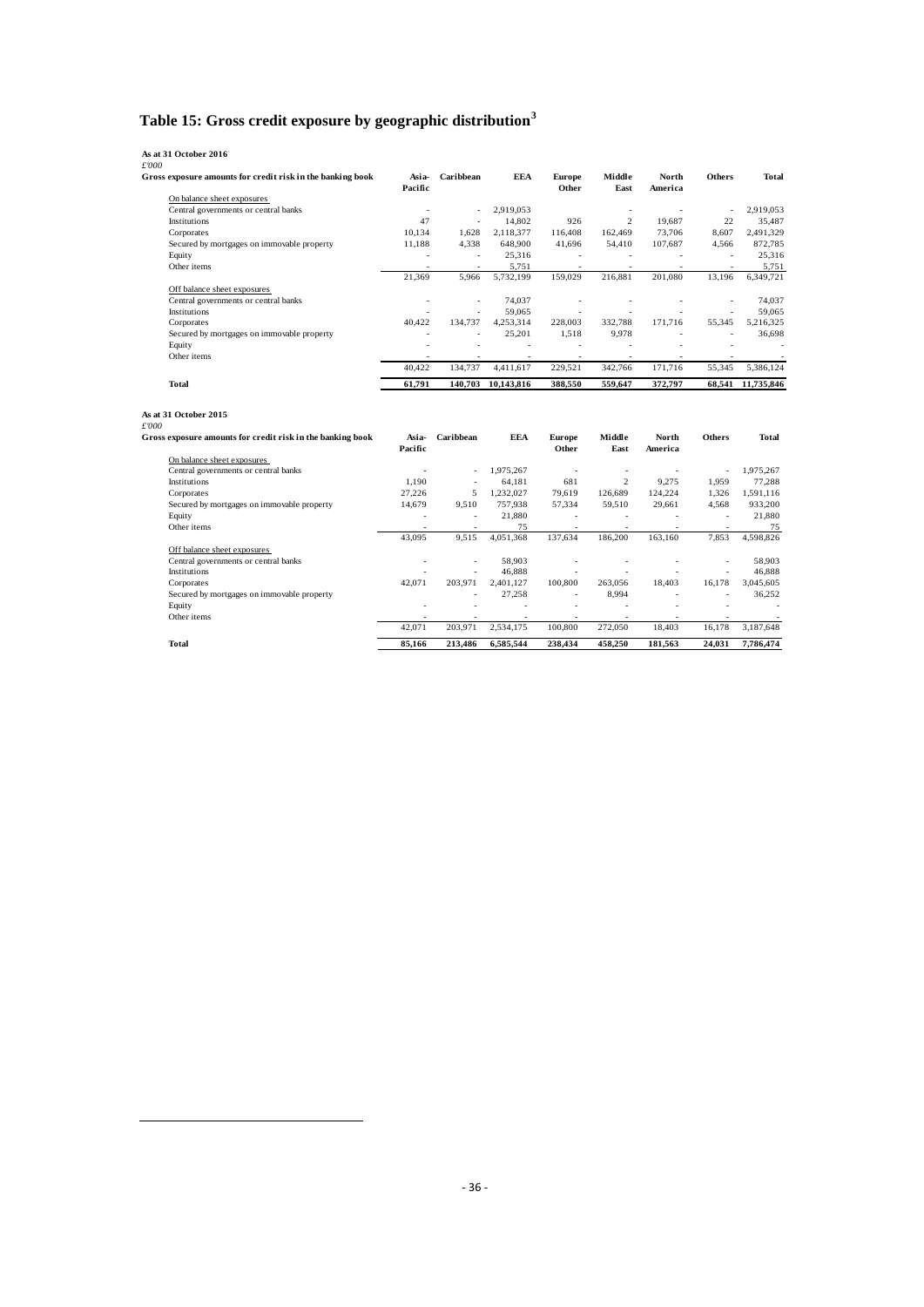# Table 15: Gross credit exposure by geographic distribution[3]

**As at 31 October 2016**

*£'000*

| Gross exposure amounts for credit risk in the banking book | Asia-Pacific | Caribbean | EEA | Europe Other | Middle East | North America | Others | Total |
|---|---|---|---|---|---|---|---|---|
| On balance sheet exposures | | | | | | | | |
| Central governments or central banks | - | - | 2,919,053 | - | - | - | - | 2,919,053 |
| Institutions | 47 | - | 14,802 | 926 | 2 | 19,687 | 22 | 35,487 |
| Corporates | 10,134 | 1,628 | 2,118,377 | 116,408 | 162,469 | 73,706 | 8,607 | 2,491,329 |
| Secured by mortgages on immovable property | 11,188 | 4,338 | 648,900 | 41,696 | 54,410 | 107,687 | 4,566 | 872,785 |
| Equity | - | - | 25,316 | - | - | - | - | 25,316 |
| Other items | - | - | 5,751 | - | - | - | - | 5,751 |
| | 21,369 | 5,966 | 5,732,199 | 159,029 | 216,881 | 201,080 | 13,196 | 6,349,721 |
| Off balance sheet exposures | | | | | | | | |
| Central governments or central banks | - | - | 74,037 | - | - | - | - | 74,037 |
| Institutions | - | - | 59,065 | - | - | - | - | 59,065 |
| Corporates | 40,422 | 134,737 | 4,253,314 | 228,003 | 332,788 | 171,716 | 55,345 | 5,216,325 |
| Secured by mortgages on immovable property | - | - | 25,201 | 1,518 | 9,978 | - | - | 36,698 |
| Equity | - | - | - | - | - | - | - | - |
| Other items | - | - | - | - | - | - | - | - |
| | 40,422 | 134,737 | 4,411,617 | 229,521 | 342,766 | 171,716 | 55,345 | 5,386,124 |
| **Total** | **61,791** | **140,703** | **10,143,816** | **388,550** | **559,647** | **372,797** | **68,541** | **11,735,846** |

**As at 31 October 2015**

*£'000*

| Gross exposure amounts for credit risk in the banking book | Asia-Pacific | Caribbean | EEA | Europe Other | Middle East | North America | Others | Total |
|---|---|---|---|---|---|---|---|---|
| On balance sheet exposures | | | | | | | | |
| Central governments or central banks | - | - | 1,975,267 | - | - | - | - | 1,975,267 |
| Institutions | 1,190 | - | 64,181 | 681 | 2 | 9,275 | 1,959 | 77,288 |
| Corporates | 27,226 | 5 | 1,232,027 | 79,619 | 126,689 | 124,224 | 1,326 | 1,591,116 |
| Secured by mortgages on immovable property | 14,679 | 9,510 | 757,938 | 57,334 | 59,510 | 29,661 | 4,568 | 933,200 |
| Equity | - | - | 21,880 | - | - | - | - | 21,880 |
| Other items | - | - | 75 | - | - | - | - | 75 |
| | 43,095 | 9,515 | 4,051,368 | 137,634 | 186,200 | 163,160 | 7,853 | 4,598,826 |
| Off balance sheet exposures | | | | | | | | |
| Central governments or central banks | - | - | 58,903 | - | - | - | - | 58,903 |
| Institutions | - | - | 46,888 | - | - | - | - | 46,888 |
| Corporates | 42,071 | 203,971 | 2,401,127 | 100,800 | 263,056 | 18,403 | 16,178 | 3,045,605 |
| Secured by mortgages on immovable property | | - | 27,258 | - | 8,994 | - | - | 36,252 |
| Equity | - | - | - | - | - | - | - | - |
| Other items | - | - | - | - | - | - | - | - |
| | 42,071 | 203,971 | 2,534,175 | 100,800 | 272,050 | 18,403 | 16,178 | 3,187,648 |
| **Total** | **85,166** | **213,486** | **6,585,544** | **238,434** | **458,250** | **181,563** | **24,031** | **7,786,474** |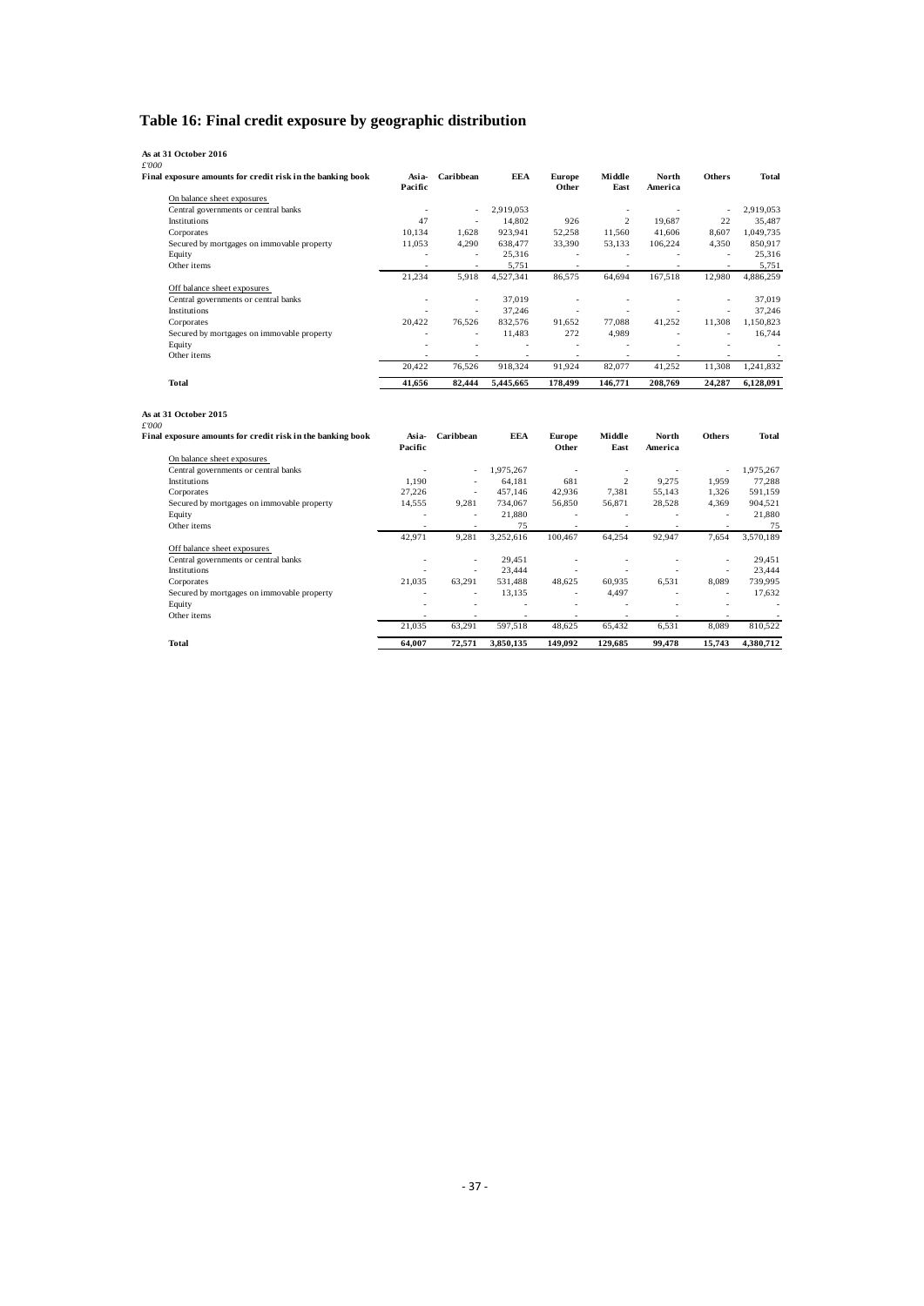# Table 16: Final credit exposure by geographic distribution

**As at 31 October 2016**

*£'000*

| Final exposure amounts for credit risk in the banking book | Asia-Pacific | Caribbean | EEA | Europe Other | Middle East | North America | Others | Total |
|---|---|---|---|---|---|---|---|---|
| On balance sheet exposures | | | | | | | | |
| Central governments or central banks | - | - | 2,919,053 | - | - | - | - | 2,919,053 |
| Institutions | 47 | - | 14,802 | 926 | 2 | 19,687 | 22 | 35,487 |
| Corporates | 10,134 | 1,628 | 923,941 | 52,258 | 11,560 | 41,606 | 8,607 | 1,049,735 |
| Secured by mortgages on immovable property | 11,053 | 4,290 | 638,477 | 33,390 | 53,133 | 106,224 | 4,350 | 850,917 |
| Equity | - | - | 25,316 | - | - | - | - | 25,316 |
| Other items | - | - | 5,751 | - | - | - | - | 5,751 |
| | 21,234 | 5,918 | 4,527,341 | 86,575 | 64,694 | 167,518 | 12,980 | 4,886,259 |
| Off balance sheet exposures | | | | | | | | |
| Central governments or central banks | - | - | 37,019 | - | - | - | - | 37,019 |
| Institutions | - | - | 37,246 | - | - | - | - | 37,246 |
| Corporates | 20,422 | 76,526 | 832,576 | 91,652 | 77,088 | 41,252 | 11,308 | 1,150,823 |
| Secured by mortgages on immovable property | - | - | 11,483 | 272 | 4,989 | - | - | 16,744 |
| Equity | - | - | - | - | - | - | - | - |
| Other items | - | - | - | - | - | - | - | - |
| | 20,422 | 76,526 | 918,324 | 91,924 | 82,077 | 41,252 | 11,308 | 1,241,832 |
| **Total** | **41,656** | **82,444** | **5,445,665** | **178,499** | **146,771** | **208,769** | **24,287** | **6,128,091** |

**As at 31 October 2015**

*£'000*

| Final exposure amounts for credit risk in the banking book | Asia-Pacific | Caribbean | EEA | Europe Other | Middle East | North America | Others | Total |
|---|---|---|---|---|---|---|---|---|
| On balance sheet exposures | | | | | | | | |
| Central governments or central banks | - | - | 1,975,267 | - | - | - | - | 1,975,267 |
| Institutions | 1,190 | - | 64,181 | 681 | 2 | 9,275 | 1,959 | 77,288 |
| Corporates | 27,226 | - | 457,146 | 42,936 | 7,381 | 55,143 | 1,326 | 591,159 |
| Secured by mortgages on immovable property | 14,555 | 9,281 | 734,067 | 56,850 | 56,871 | 28,528 | 4,369 | 904,521 |
| Equity | - | - | 21,880 | - | - | - | - | 21,880 |
| Other items | - | - | 75 | - | - | - | - | 75 |
| | 42,971 | 9,281 | 3,252,616 | 100,467 | 64,254 | 92,947 | 7,654 | 3,570,189 |
| Off balance sheet exposures | | | | | | | | |
| Central governments or central banks | - | - | 29,451 | - | - | - | - | 29,451 |
| Institutions | - | - | 23,444 | - | - | - | - | 23,444 |
| Corporates | 21,035 | 63,291 | 531,488 | 48,625 | 60,935 | 6,531 | 8,089 | 739,995 |
| Secured by mortgages on immovable property | - | - | 13,135 | - | 4,497 | - | - | 17,632 |
| Equity | - | - | - | - | - | - | - | - |
| Other items | - | - | - | - | - | - | - | - |
| | 21,035 | 63,291 | 597,518 | 48,625 | 65,432 | 6,531 | 8,089 | 810,522 |
| **Total** | **64,007** | **72,571** | **3,850,135** | **149,092** | **129,685** | **99,478** | **15,743** | **4,380,712** |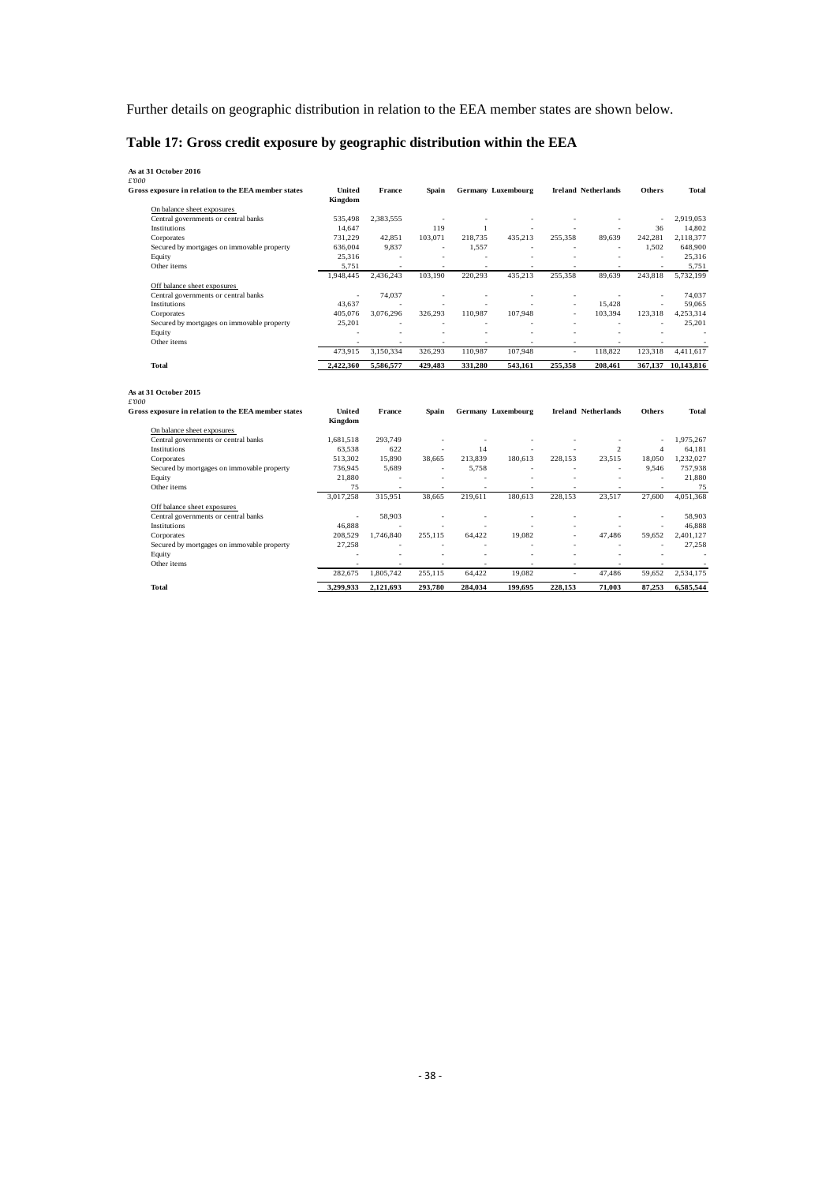Further details on geographic distribution in relation to the EEA member states are shown below.

## Table 17: Gross credit exposure by geographic distribution within the EEA

**As at 31 October 2016**
*£'000*

| Gross exposure in relation to the EEA member states | United Kingdom | France | Spain | Germany | Luxembourg | Ireland | Netherlands | Others | Total |
|---|---|---|---|---|---|---|---|---|---|
| On balance sheet exposures | | | | | | | | | |
| Central governments or central banks | 535,498 | 2,383,555 | - | - | - | - | - | - | 2,919,053 |
| Institutions | 14,647 | | 119 | 1 | - | - | - | 36 | 14,802 |
| Corporates | 731,229 | 42,851 | 103,071 | 218,735 | 435,213 | 255,358 | 89,639 | 242,281 | 2,118,377 |
| Secured by mortgages on immovable property | 636,004 | 9,837 | - | 1,557 | - | - | - | 1,502 | 648,900 |
| Equity | 25,316 | - | - | - | - | - | - | - | 25,316 |
| Other items | 5,751 | - | - | - | - | - | - | - | 5,751 |
| | 1,948,445 | 2,436,243 | 103,190 | 220,293 | 435,213 | 255,358 | 89,639 | 243,818 | 5,732,199 |
| Off balance sheet exposures | | | | | | | | | |
| Central governments or central banks | - | 74,037 | - | - | - | - | - | - | 74,037 |
| Institutions | 43,637 | - | - | - | - | - | 15,428 | - | 59,065 |
| Corporates | 405,076 | 3,076,296 | 326,293 | 110,987 | 107,948 | - | 103,394 | 123,318 | 4,253,314 |
| Secured by mortgages on immovable property | 25,201 | - | - | - | - | - | - | - | 25,201 |
| Equity | - | - | - | - | - | - | - | - | - |
| Other items | - | - | - | - | - | - | - | - | - |
| | 473,915 | 3,150,334 | 326,293 | 110,987 | 107,948 | - | 118,822 | 123,318 | 4,411,617 |
| **Total** | **2,422,360** | **5,586,577** | **429,483** | **331,280** | **543,161** | **255,358** | **208,461** | **367,137** | **10,143,816** |

**As at 31 October 2015**
*£'000*

| Gross exposure in relation to the EEA member states | United Kingdom | France | Spain | Germany | Luxembourg | Ireland | Netherlands | Others | Total |
|---|---|---|---|---|---|---|---|---|---|
| On balance sheet exposures | | | | | | | | | |
| Central governments or central banks | 1,681,518 | 293,749 | - | - | - | - | - | - | 1,975,267 |
| Institutions | 63,538 | 622 | - | 14 | - | - | 2 | 4 | 64,181 |
| Corporates | 513,302 | 15,890 | 38,665 | 213,839 | 180,613 | 228,153 | 23,515 | 18,050 | 1,232,027 |
| Secured by mortgages on immovable property | 736,945 | 5,689 | - | 5,758 | - | - | - | 9,546 | 757,938 |
| Equity | 21,880 | - | - | - | - | - | - | - | 21,880 |
| Other items | 75 | - | - | - | - | - | - | - | 75 |
| | 3,017,258 | 315,951 | 38,665 | 219,611 | 180,613 | 228,153 | 23,517 | 27,600 | 4,051,368 |
| Off balance sheet exposures | | | | | | | | | |
| Central governments or central banks | - | 58,903 | - | - | - | - | - | - | 58,903 |
| Institutions | 46,888 | - | - | - | - | - | - | - | 46,888 |
| Corporates | 208,529 | 1,746,840 | 255,115 | 64,422 | 19,082 | - | 47,486 | 59,652 | 2,401,127 |
| Secured by mortgages on immovable property | 27,258 | - | - | - | - | - | - | - | 27,258 |
| Equity | - | - | - | - | - | - | - | - | - |
| Other items | - | - | - | - | - | - | - | - | - |
| | 282,675 | 1,805,742 | 255,115 | 64,422 | 19,082 | - | 47,486 | 59,652 | 2,534,175 |
| **Total** | **3,299,933** | **2,121,693** | **293,780** | **284,034** | **199,695** | **228,153** | **71,003** | **87,253** | **6,585,544** |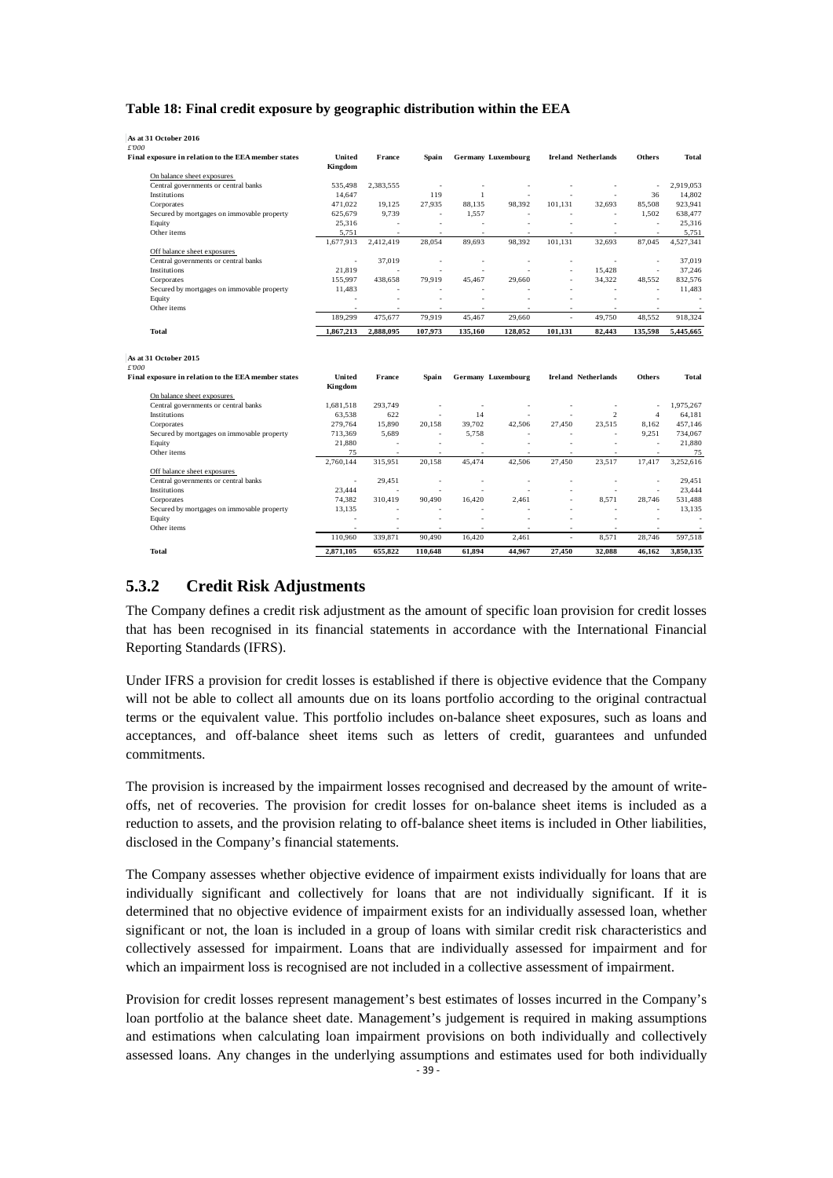**Table 18: Final credit exposure by geographic distribution within the EEA**

As at 31 October 2016

*£'000*

| Final exposure in relation to the EEA member states | United Kingdom | France | Spain | Germany | Luxembourg | Ireland | Netherlands | Others | Total |
|---|---|---|---|---|---|---|---|---|---|
| On balance sheet exposures | | | | | | | | | |
| Central governments or central banks | 535,498 | 2,383,555 | - | - | - | - | - | - | 2,919,053 |
| Institutions | 14,647 | - | 119 | 1 | - | - | - | 36 | 14,802 |
| Corporates | 471,022 | 19,125 | 27,935 | 88,135 | 98,392 | 101,131 | 32,693 | 85,508 | 923,941 |
| Secured by mortgages on immovable property | 625,679 | 9,739 | - | 1,557 | - | - | - | 1,502 | 638,477 |
| Equity | 25,316 | - | - | - | - | - | - | - | 25,316 |
| Other items | 5,751 | - | - | - | - | - | - | - | 5,751 |
| | 1,677,913 | 2,412,419 | 28,054 | 89,693 | 98,392 | 101,131 | 32,693 | 87,045 | 4,527,341 |
| Off balance sheet exposures | | | | | | | | | |
| Central governments or central banks | - | 37,019 | - | - | - | - | - | - | 37,019 |
| Institutions | 21,819 | - | - | - | - | - | 15,428 | - | 37,246 |
| Corporates | 155,997 | 438,658 | 79,919 | 45,467 | 29,660 | - | 34,322 | 48,552 | 832,576 |
| Secured by mortgages on immovable property | 11,483 | - | - | - | - | - | - | - | 11,483 |
| Equity | - | - | - | - | - | - | - | - | - |
| Other items | - | - | - | - | - | - | - | - | - |
| | 189,299 | 475,677 | 79,919 | 45,467 | 29,660 | - | 49,750 | 48,552 | 918,324 |
| **Total** | **1,867,213** | **2,888,095** | **107,973** | **135,160** | **128,052** | **101,131** | **82,443** | **135,598** | **5,445,665** |

As at 31 October 2015

*£'000*

| Final exposure in relation to the EEA member states | United Kingdom | France | Spain | Germany | Luxembourg | Ireland | Netherlands | Others | Total |
|---|---|---|---|---|---|---|---|---|---|
| On balance sheet exposures | | | | | | | | | |
| Central governments or central banks | 1,681,518 | 293,749 | - | - | - | - | - | - | 1,975,267 |
| Institutions | 63,538 | 622 | - | 14 | - | - | 2 | 4 | 64,181 |
| Corporates | 279,764 | 15,890 | 20,158 | 39,702 | 42,506 | 27,450 | 23,515 | 8,162 | 457,146 |
| Secured by mortgages on immovable property | 713,369 | 5,689 | - | 5,758 | - | - | - | 9,251 | 734,067 |
| Equity | 21,880 | - | - | - | - | - | - | - | 21,880 |
| Other items | 75 | - | - | - | - | - | - | - | 75 |
| | 2,760,144 | 315,951 | 20,158 | 45,474 | 42,506 | 27,450 | 23,517 | 17,417 | 3,252,616 |
| Off balance sheet exposures | | | | | | | | | |
| Central governments or central banks | - | 29,451 | - | - | - | - | - | - | 29,451 |
| Institutions | 23,444 | - | - | - | - | - | - | - | 23,444 |
| Corporates | 74,382 | 310,419 | 90,490 | 16,420 | 2,461 | - | 8,571 | 28,746 | 531,488 |
| Secured by mortgages on immovable property | 13,135 | - | - | - | - | - | - | - | 13,135 |
| Equity | - | - | - | - | - | - | - | - | - |
| Other items | - | - | - | - | - | - | - | - | - |
| | 110,960 | 339,871 | 90,490 | 16,420 | 2,461 | - | 8,571 | 28,746 | 597,518 |
| **Total** | **2,871,105** | **655,822** | **110,648** | **61,894** | **44,967** | **27,450** | **32,088** | **46,162** | **3,850,135** |

## 5.3.2 Credit Risk Adjustments

The Company defines a credit risk adjustment as the amount of specific loan provision for credit losses that has been recognised in its financial statements in accordance with the International Financial Reporting Standards (IFRS).

Under IFRS a provision for credit losses is established if there is objective evidence that the Company will not be able to collect all amounts due on its loans portfolio according to the original contractual terms or the equivalent value. This portfolio includes on-balance sheet exposures, such as loans and acceptances, and off-balance sheet items such as letters of credit, guarantees and unfunded commitments.

The provision is increased by the impairment losses recognised and decreased by the amount of write-offs, net of recoveries. The provision for credit losses for on-balance sheet items is included as a reduction to assets, and the provision relating to off-balance sheet items is included in Other liabilities, disclosed in the Company's financial statements.

The Company assesses whether objective evidence of impairment exists individually for loans that are individually significant and collectively for loans that are not individually significant. If it is determined that no objective evidence of impairment exists for an individually assessed loan, whether significant or not, the loan is included in a group of loans with similar credit risk characteristics and collectively assessed for impairment. Loans that are individually assessed for impairment and for which an impairment loss is recognised are not included in a collective assessment of impairment.

Provision for credit losses represent management's best estimates of losses incurred in the Company's loan portfolio at the balance sheet date. Management's judgement is required in making assumptions and estimations when calculating loan impairment provisions on both individually and collectively assessed loans. Any changes in the underlying assumptions and estimates used for both individually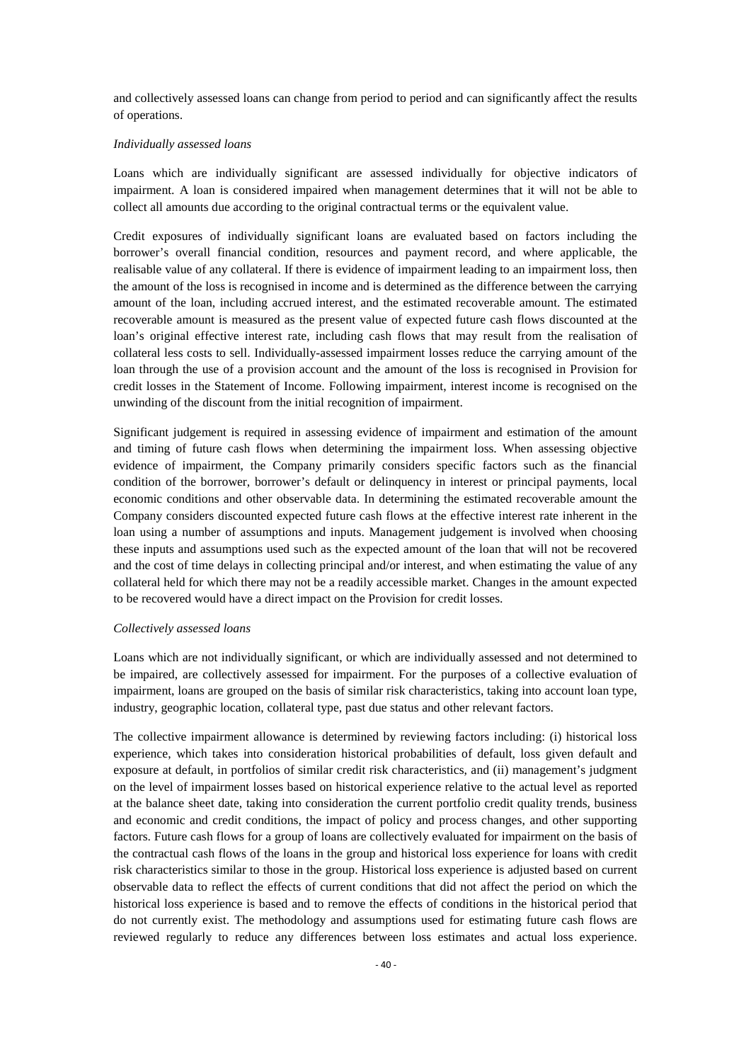and collectively assessed loans can change from period to period and can significantly affect the results of operations.

*Individually assessed loans*

Loans which are individually significant are assessed individually for objective indicators of impairment. A loan is considered impaired when management determines that it will not be able to collect all amounts due according to the original contractual terms or the equivalent value.

Credit exposures of individually significant loans are evaluated based on factors including the borrower's overall financial condition, resources and payment record, and where applicable, the realisable value of any collateral. If there is evidence of impairment leading to an impairment loss, then the amount of the loss is recognised in income and is determined as the difference between the carrying amount of the loan, including accrued interest, and the estimated recoverable amount. The estimated recoverable amount is measured as the present value of expected future cash flows discounted at the loan's original effective interest rate, including cash flows that may result from the realisation of collateral less costs to sell. Individually-assessed impairment losses reduce the carrying amount of the loan through the use of a provision account and the amount of the loss is recognised in Provision for credit losses in the Statement of Income. Following impairment, interest income is recognised on the unwinding of the discount from the initial recognition of impairment.

Significant judgement is required in assessing evidence of impairment and estimation of the amount and timing of future cash flows when determining the impairment loss. When assessing objective evidence of impairment, the Company primarily considers specific factors such as the financial condition of the borrower, borrower's default or delinquency in interest or principal payments, local economic conditions and other observable data. In determining the estimated recoverable amount the Company considers discounted expected future cash flows at the effective interest rate inherent in the loan using a number of assumptions and inputs. Management judgement is involved when choosing these inputs and assumptions used such as the expected amount of the loan that will not be recovered and the cost of time delays in collecting principal and/or interest, and when estimating the value of any collateral held for which there may not be a readily accessible market. Changes in the amount expected to be recovered would have a direct impact on the Provision for credit losses.

*Collectively assessed loans*

Loans which are not individually significant, or which are individually assessed and not determined to be impaired, are collectively assessed for impairment. For the purposes of a collective evaluation of impairment, loans are grouped on the basis of similar risk characteristics, taking into account loan type, industry, geographic location, collateral type, past due status and other relevant factors.

The collective impairment allowance is determined by reviewing factors including: (i) historical loss experience, which takes into consideration historical probabilities of default, loss given default and exposure at default, in portfolios of similar credit risk characteristics, and (ii) management's judgment on the level of impairment losses based on historical experience relative to the actual level as reported at the balance sheet date, taking into consideration the current portfolio credit quality trends, business and economic and credit conditions, the impact of policy and process changes, and other supporting factors. Future cash flows for a group of loans are collectively evaluated for impairment on the basis of the contractual cash flows of the loans in the group and historical loss experience for loans with credit risk characteristics similar to those in the group. Historical loss experience is adjusted based on current observable data to reflect the effects of current conditions that did not affect the period on which the historical loss experience is based and to remove the effects of conditions in the historical period that do not currently exist. The methodology and assumptions used for estimating future cash flows are reviewed regularly to reduce any differences between loss estimates and actual loss experience.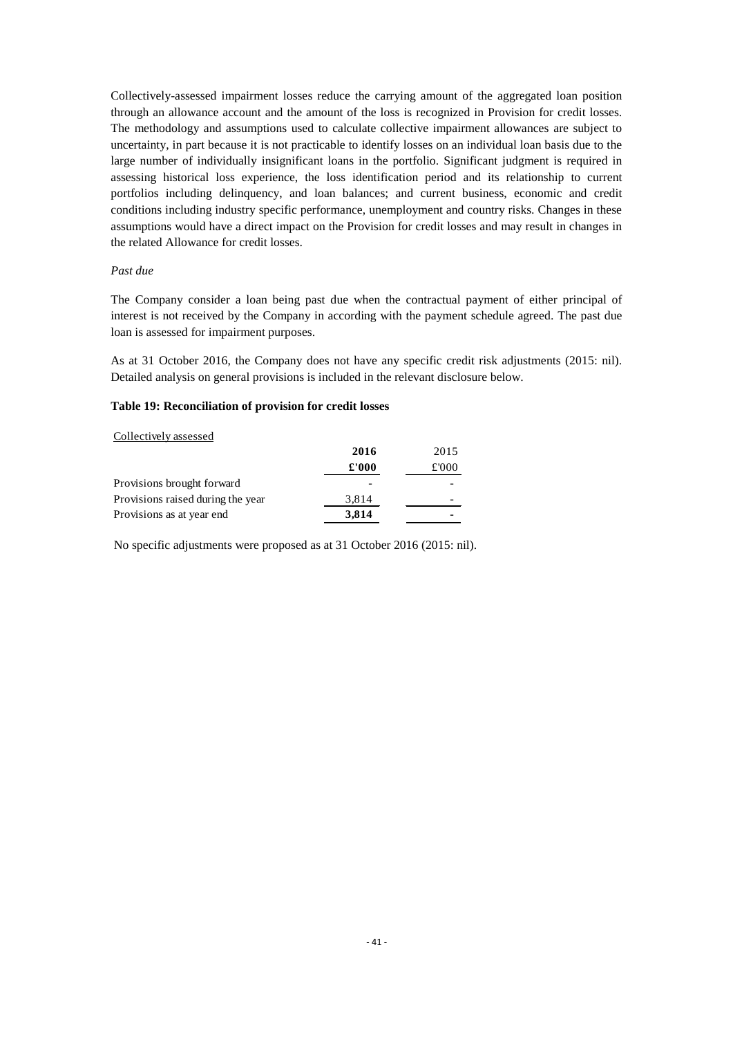Collectively-assessed impairment losses reduce the carrying amount of the aggregated loan position through an allowance account and the amount of the loss is recognized in Provision for credit losses. The methodology and assumptions used to calculate collective impairment allowances are subject to uncertainty, in part because it is not practicable to identify losses on an individual loan basis due to the large number of individually insignificant loans in the portfolio. Significant judgment is required in assessing historical loss experience, the loss identification period and its relationship to current portfolios including delinquency, and loan balances; and current business, economic and credit conditions including industry specific performance, unemployment and country risks. Changes in these assumptions would have a direct impact on the Provision for credit losses and may result in changes in the related Allowance for credit losses.

*Past due*

The Company consider a loan being past due when the contractual payment of either principal of interest is not received by the Company in according with the payment schedule agreed. The past due loan is assessed for impairment purposes.

As at 31 October 2016, the Company does not have any specific credit risk adjustments (2015: nil). Detailed analysis on general provisions is included in the relevant disclosure below.

**Table 19: Reconciliation of provision for credit losses**

| Collectively assessed | **2016** | 2015 |
|---|---|---|
| | **£'000** | £'000 |
| Provisions brought forward | - | - |
| Provisions raised during the year | 3,814 | - |
| Provisions as at year end | **3,814** | - |

No specific adjustments were proposed as at 31 October 2016 (2015: nil).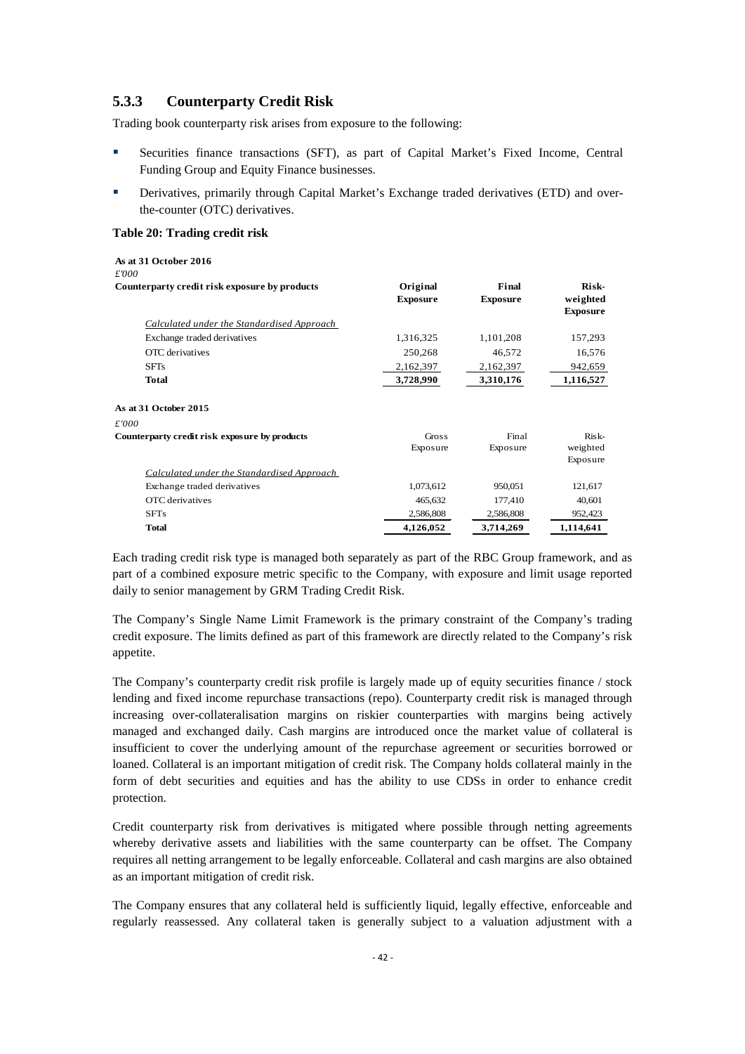### 5.3.3 Counterparty Credit Risk

Trading book counterparty risk arises from exposure to the following:

- Securities finance transactions (SFT), as part of Capital Market's Fixed Income, Central Funding Group and Equity Finance businesses.
- Derivatives, primarily through Capital Market's Exchange traded derivatives (ETD) and over-the-counter (OTC) derivatives.

**Table 20: Trading credit risk**

**As at 31 October 2016**
*£'000*

| Counterparty credit risk exposure by products | Original Exposure | Final Exposure | Risk-weighted Exposure |
|---|---|---|---|
| *Calculated under the Standardised Approach* | | | |
| Exchange traded derivatives | 1,316,325 | 1,101,208 | 157,293 |
| OTC derivatives | 250,268 | 46,572 | 16,576 |
| SFTs | 2,162,397 | 2,162,397 | 942,659 |
| **Total** | **3,728,990** | **3,310,176** | **1,116,527** |

**As at 31 October 2015**
*£'000*

| Counterparty credit risk exposure by products | Gross Exposure | Final Exposure | Risk-weighted Exposure |
|---|---|---|---|
| *Calculated under the Standardised Approach* | | | |
| Exchange traded derivatives | 1,073,612 | 950,051 | 121,617 |
| OTC derivatives | 465,632 | 177,410 | 40,601 |
| SFTs | 2,586,808 | 2,586,808 | 952,423 |
| **Total** | **4,126,052** | **3,714,269** | **1,114,641** |

Each trading credit risk type is managed both separately as part of the RBC Group framework, and as part of a combined exposure metric specific to the Company, with exposure and limit usage reported daily to senior management by GRM Trading Credit Risk.

The Company's Single Name Limit Framework is the primary constraint of the Company's trading credit exposure. The limits defined as part of this framework are directly related to the Company's risk appetite.

The Company's counterparty credit risk profile is largely made up of equity securities finance / stock lending and fixed income repurchase transactions (repo). Counterparty credit risk is managed through increasing over-collateralisation margins on riskier counterparties with margins being actively managed and exchanged daily. Cash margins are introduced once the market value of collateral is insufficient to cover the underlying amount of the repurchase agreement or securities borrowed or loaned. Collateral is an important mitigation of credit risk. The Company holds collateral mainly in the form of debt securities and equities and has the ability to use CDSs in order to enhance credit protection.

Credit counterparty risk from derivatives is mitigated where possible through netting agreements whereby derivative assets and liabilities with the same counterparty can be offset. The Company requires all netting arrangement to be legally enforceable. Collateral and cash margins are also obtained as an important mitigation of credit risk.

The Company ensures that any collateral held is sufficiently liquid, legally effective, enforceable and regularly reassessed. Any collateral taken is generally subject to a valuation adjustment with a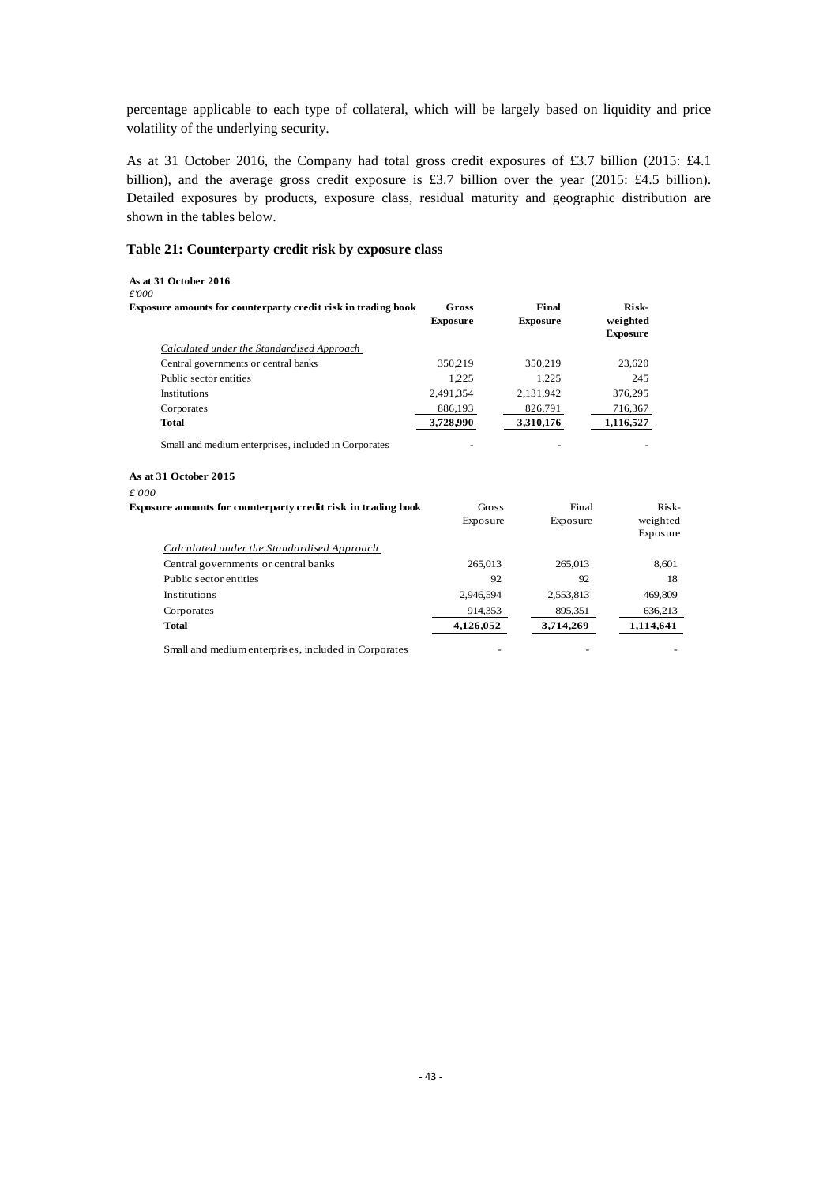percentage applicable to each type of collateral, which will be largely based on liquidity and price volatility of the underlying security.

As at 31 October 2016, the Company had total gross credit exposures of £3.7 billion (2015: £4.1 billion), and the average gross credit exposure is £3.7 billion over the year (2015: £4.5 billion). Detailed exposures by products, exposure class, residual maturity and geographic distribution are shown in the tables below.

### Table 21: Counterparty credit risk by exposure class

**As at 31 October 2016**

*£'000*

| Exposure amounts for counterparty credit risk in trading book | Gross Exposure | Final Exposure | Risk-weighted Exposure |
|---|---|---|---|
| *Calculated under the Standardised Approach* | | | |
| Central governments or central banks | 350,219 | 350,219 | 23,620 |
| Public sector entities | 1,225 | 1,225 | 245 |
| Institutions | 2,491,354 | 2,131,942 | 376,295 |
| Corporates | 886,193 | 826,791 | 716,367 |
| **Total** | **3,728,990** | **3,310,176** | **1,116,527** |
| Small and medium enterprises, included in Corporates | - | - | - |

**As at 31 October 2015**

*£'000*

| Exposure amounts for counterparty credit risk in trading book | Gross Exposure | Final Exposure | Risk-weighted Exposure |
|---|---|---|---|
| *Calculated under the Standardised Approach* | | | |
| Central governments or central banks | 265,013 | 265,013 | 8,601 |
| Public sector entities | 92 | 92 | 18 |
| Institutions | 2,946,594 | 2,553,813 | 469,809 |
| Corporates | 914,353 | 895,351 | 636,213 |
| **Total** | **4,126,052** | **3,714,269** | **1,114,641** |
| Small and medium enterprises, included in Corporates | - | - | - |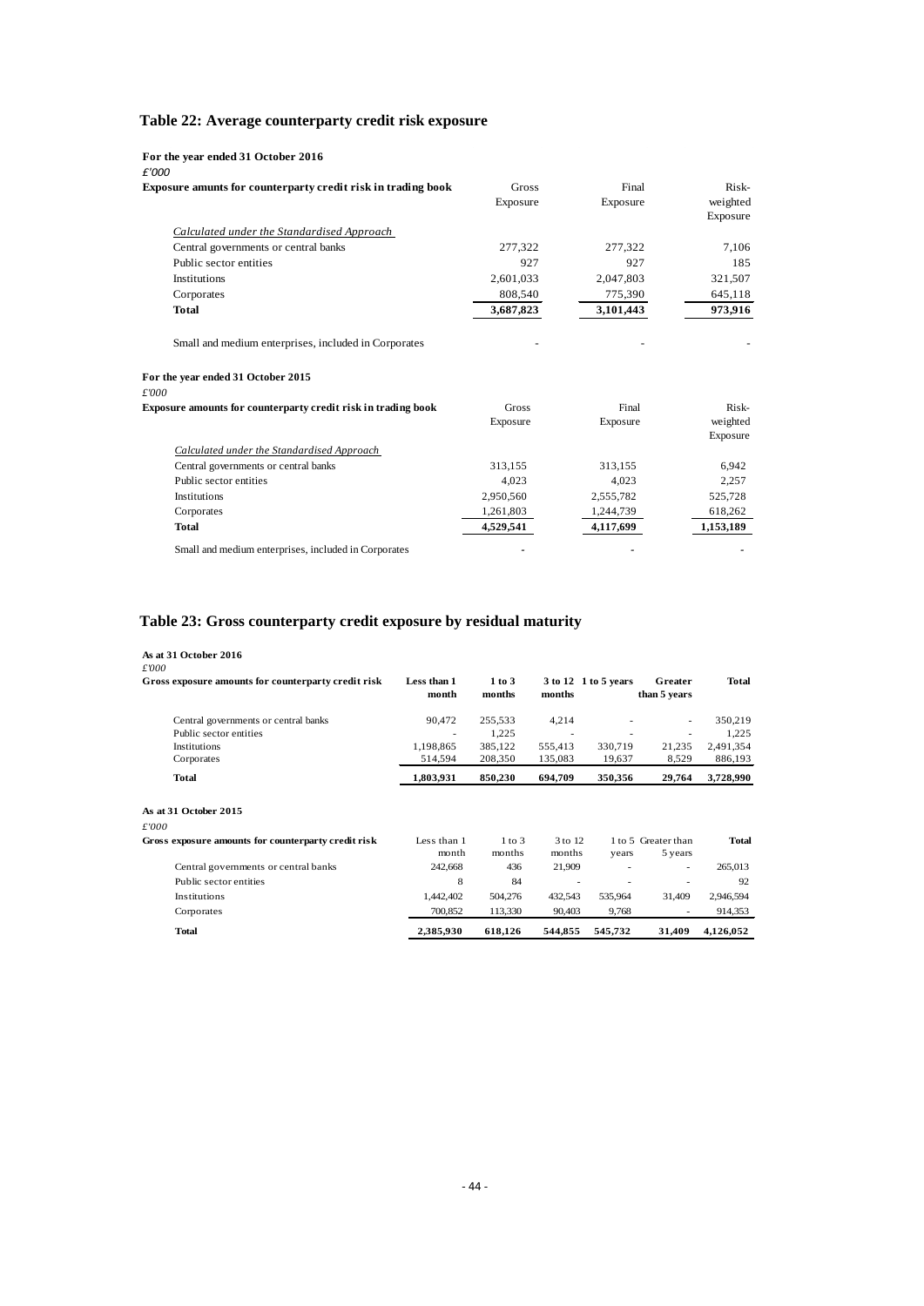## Table 22: Average counterparty credit risk exposure

**For the year ended 31 October 2016**

*£'000*

| Exposure amunts for counterparty credit risk in trading book | Gross Exposure | Final Exposure | Risk-weighted Exposure |
|---|---|---|---|
| *Calculated under the Standardised Approach* | | | |
| Central governments or central banks | 277,322 | 277,322 | 7,106 |
| Public sector entities | 927 | 927 | 185 |
| Institutions | 2,601,033 | 2,047,803 | 321,507 |
| Corporates | 808,540 | 775,390 | 645,118 |
| **Total** | **3,687,823** | **3,101,443** | **973,916** |
| Small and medium enterprises, included in Corporates | - | - | - |

**For the year ended 31 October 2015**

*£'000*

| Exposure amounts for counterparty credit risk in trading book | Gross Exposure | Final Exposure | Risk-weighted Exposure |
|---|---|---|---|
| *Calculated under the Standardised Approach* | | | |
| Central governments or central banks | 313,155 | 313,155 | 6,942 |
| Public sector entities | 4,023 | 4,023 | 2,257 |
| Institutions | 2,950,560 | 2,555,782 | 525,728 |
| Corporates | 1,261,803 | 1,244,739 | 618,262 |
| **Total** | **4,529,541** | **4,117,699** | **1,153,189** |
| Small and medium enterprises, included in Corporates | - | - | - |

## Table 23: Gross counterparty credit exposure by residual maturity

**As at 31 October 2016**

*£'000*

| Gross exposure amounts for counterparty credit risk | Less than 1 month | 1 to 3 months | 3 to 12 months | 1 to 5 years | Greater than 5 years | Total |
|---|---|---|---|---|---|---|
| Central governments or central banks | 90,472 | 255,533 | 4,214 | - | - | 350,219 |
| Public sector entities | - | 1,225 | - | - | - | 1,225 |
| Institutions | 1,198,865 | 385,122 | 555,413 | 330,719 | 21,235 | 2,491,354 |
| Corporates | 514,594 | 208,350 | 135,083 | 19,637 | 8,529 | 886,193 |
| **Total** | **1,803,931** | **850,230** | **694,709** | **350,356** | **29,764** | **3,728,990** |

**As at 31 October 2015**

*£'000*

| Gross exposure amounts for counterparty credit risk | Less than 1 month | 1 to 3 months | 3 to 12 months | 1 to 5 years | Greater than 5 years | Total |
|---|---|---|---|---|---|---|
| Central governments or central banks | 242,668 | 436 | 21,909 | - | - | 265,013 |
| Public sector entities | 8 | 84 | - | - | - | 92 |
| Institutions | 1,442,402 | 504,276 | 432,543 | 535,964 | 31,409 | 2,946,594 |
| Corporates | 700,852 | 113,330 | 90,403 | 9,768 | - | 914,353 |
| **Total** | **2,385,930** | **618,126** | **544,855** | **545,732** | **31,409** | **4,126,052** |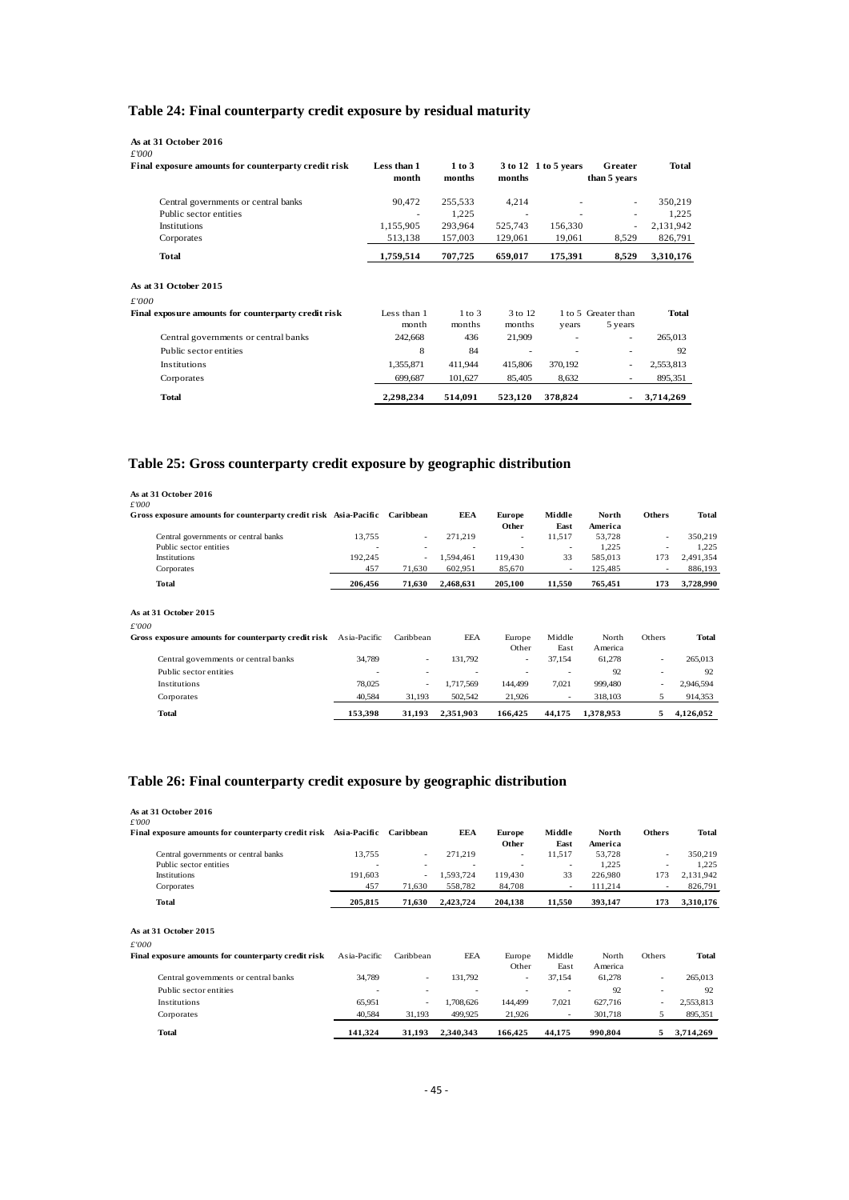## Table 24: Final counterparty credit exposure by residual maturity

**As at 31 October 2016**

*£'000*

| Final exposure amounts for counterparty credit risk | Less than 1 month | 1 to 3 months | 3 to 12 months | 1 to 5 years | Greater than 5 years | Total |
|---|---|---|---|---|---|---|
| Central governments or central banks | 90,472 | 255,533 | 4,214 | - | - | 350,219 |
| Public sector entities | - | 1,225 | - | - | - | 1,225 |
| Institutions | 1,155,905 | 293,964 | 525,743 | 156,330 | - | 2,131,942 |
| Corporates | 513,138 | 157,003 | 129,061 | 19,061 | 8,529 | 826,791 |
| **Total** | **1,759,514** | **707,725** | **659,017** | **175,391** | **8,529** | **3,310,176** |

**As at 31 October 2015**

*£'000*

| Final exposure amounts for counterparty credit risk | Less than 1 month | 1 to 3 months | 3 to 12 months | 1 to 5 years | Greater than 5 years | Total |
|---|---|---|---|---|---|---|
| Central governments or central banks | 242,668 | 436 | 21,909 | - | - | 265,013 |
| Public sector entities | 8 | 84 | - | - | - | 92 |
| Institutions | 1,355,871 | 411,944 | 415,806 | 370,192 | - | 2,553,813 |
| Corporates | 699,687 | 101,627 | 85,405 | 8,632 | - | 895,351 |
| **Total** | **2,298,234** | **514,091** | **523,120** | **378,824** | **-** | **3,714,269** |

## Table 25: Gross counterparty credit exposure by geographic distribution

**As at 31 October 2016**

*£'000*

| Gross exposure amounts for counterparty credit risk | Asia-Pacific | Caribbean | EEA | Europe Other | Middle East | North America | Others | Total |
|---|---|---|---|---|---|---|---|---|
| Central governments or central banks | 13,755 | - | 271,219 | - | 11,517 | 53,728 | - | 350,219 |
| Public sector entities | - | - | - | - | - | 1,225 | - | 1,225 |
| Institutions | 192,245 | - | 1,594,461 | 119,430 | 33 | 585,013 | 173 | 2,491,354 |
| Corporates | 457 | 71,630 | 602,951 | 85,670 | - | 125,485 | - | 886,193 |
| **Total** | **206,456** | **71,630** | **2,468,631** | **205,100** | **11,550** | **765,451** | **173** | **3,728,990** |

**As at 31 October 2015**

*£'000*

| Gross exposure amounts for counterparty credit risk | Asia-Pacific | Caribbean | EEA | Europe Other | Middle East | North America | Others | Total |
|---|---|---|---|---|---|---|---|---|
| Central governments or central banks | 34,789 | - | 131,792 | - | 37,154 | 61,278 | - | 265,013 |
| Public sector entities | - | - | - | - | - | 92 | - | 92 |
| Institutions | 78,025 | - | 1,717,569 | 144,499 | 7,021 | 999,480 | - | 2,946,594 |
| Corporates | 40,584 | 31,193 | 502,542 | 21,926 | - | 318,103 | 5 | 914,353 |
| **Total** | **153,398** | **31,193** | **2,351,903** | **166,425** | **44,175** | **1,378,953** | **5** | **4,126,052** |

## Table 26: Final counterparty credit exposure by geographic distribution

**As at 31 October 2016**

*£'000*

| Final exposure amounts for counterparty credit risk | Asia-Pacific | Caribbean | EEA | Europe Other | Middle East | North America | Others | Total |
|---|---|---|---|---|---|---|---|---|
| Central governments or central banks | 13,755 | - | 271,219 | - | 11,517 | 53,728 | - | 350,219 |
| Public sector entities | - | - | - | - | - | 1,225 | - | 1,225 |
| Institutions | 191,603 | - | 1,593,724 | 119,430 | 33 | 226,980 | 173 | 2,131,942 |
| Corporates | 457 | 71,630 | 558,782 | 84,708 | - | 111,214 | - | 826,791 |
| **Total** | **205,815** | **71,630** | **2,423,724** | **204,138** | **11,550** | **393,147** | **173** | **3,310,176** |

**As at 31 October 2015**

*£'000*

| Final exposure amounts for counterparty credit risk | Asia-Pacific | Caribbean | EEA | Europe Other | Middle East | North America | Others | Total |
|---|---|---|---|---|---|---|---|---|
| Central governments or central banks | 34,789 | - | 131,792 | - | 37,154 | 61,278 | - | 265,013 |
| Public sector entities | - | - | - | - | - | 92 | - | 92 |
| Institutions | 65,951 | - | 1,708,626 | 144,499 | 7,021 | 627,716 | - | 2,553,813 |
| Corporates | 40,584 | 31,193 | 499,925 | 21,926 | - | 301,718 | 5 | 895,351 |
| **Total** | **141,324** | **31,193** | **2,340,343** | **166,425** | **44,175** | **990,804** | **5** | **3,714,269** |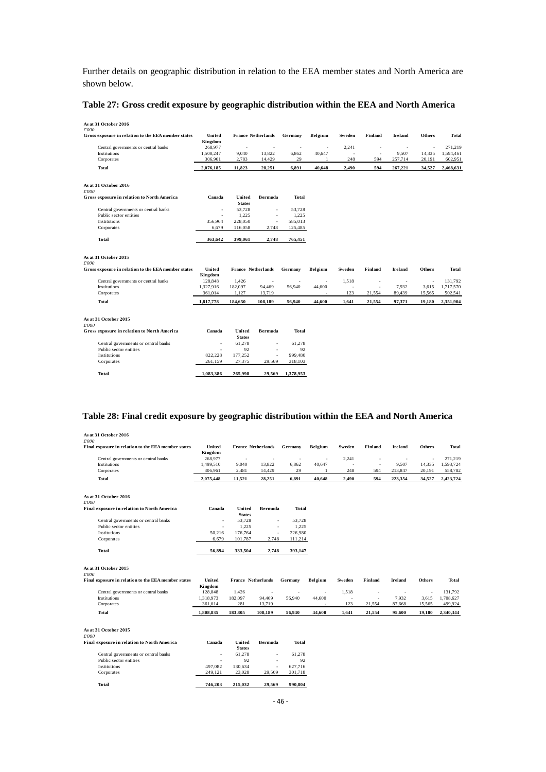Further details on geographic distribution in relation to the EEA member states and North America are shown below.

## Table 27: Gross credit exposure by geographic distribution within the EEA and North America

As at 31 October 2016
£'000

| Gross exposure in relation to the EEA member states | United Kingdom | France | Netherlands | Germany | Belgium | Sweden | Finland | Ireland | Others | Total |
|---|---|---|---|---|---|---|---|---|---|---|
| Central governments or central banks | 268,977 | - | - | - | - | 2,241 | - | - | - | 271,219 |
| Institutions | 1,500,247 | 9,040 | 13,822 | 6,862 | 40,647 | - | - | 9,507 | 14,335 | 1,594,461 |
| Corporates | 306,961 | 2,783 | 14,429 | 29 | 1 | 248 | 594 | 257,714 | 20,191 | 602,951 |
| **Total** | **2,076,185** | **11,823** | **28,251** | **6,891** | **40,648** | **2,490** | **594** | **267,221** | **34,527** | **2,468,631** |

As at 31 October 2016
£'000

| Gross exposure in relation to North America | Canada | United States | Bermuda | Total |
|---|---|---|---|---|
| Central governments or central banks | - | 53,728 | - | 53,728 |
| Public sector entities | - | 1,225 | - | 1,225 |
| Institutions | 356,964 | 228,050 | - | 585,013 |
| Corporates | 6,679 | 116,058 | 2,748 | 125,485 |
| **Total** | **363,642** | **399,061** | **2,748** | **765,451** |

As at 31 October 2015
£'000

| Gross exposure in relation to the EEA member states | United Kingdom | France | Netherlands | Germany | Belgium | Sweden | Finland | Ireland | Others | Total |
|---|---|---|---|---|---|---|---|---|---|---|
| Central governments or central banks | 128,848 | 1,426 | - | - | - | 1,518 | - | - | - | 131,792 |
| Institutions | 1,327,916 | 182,097 | 94,469 | 56,940 | 44,600 | - | - | 7,932 | 3,615 | 1,717,570 |
| Corporates | 361,014 | 1,127 | 13,719 | | - | 123 | 21,554 | 89,439 | 15,565 | 502,541 |
| **Total** | **1,817,778** | **184,650** | **108,189** | **56,940** | **44,600** | **1,641** | **21,554** | **97,371** | **19,180** | **2,351,904** |

As at 31 October 2015
£'000

| Gross exposure in relation to North America | Canada | United States | Bermuda | Total |
|---|---|---|---|---|
| Central governments or central banks | - | 61,278 | - | 61,278 |
| Public sector entities | - | 92 | - | 92 |
| Institutions | 822,228 | 177,252 | - | 999,480 |
| Corporates | 261,159 | 27,375 | 29,569 | 318,103 |
| **Total** | **1,083,386** | **265,998** | **29,569** | **1,378,953** |

## Table 28: Final credit exposure by geographic distribution within the EEA and North America

As at 31 October 2016
£'000

| Final exposure in relation to the EEA member states | United Kingdom | France | Netherlands | Germany | Belgium | Sweden | Finland | Ireland | Others | Total |
|---|---|---|---|---|---|---|---|---|---|---|
| Central governments or central banks | 268,977 | - | - | - | - | 2,241 | - | - | - | 271,219 |
| Institutions | 1,499,510 | 9,040 | 13,822 | 6,862 | 40,647 | - | - | 9,507 | 14,335 | 1,593,724 |
| Corporates | 306,961 | 2,481 | 14,429 | 29 | 1 | 248 | 594 | 213,847 | 20,191 | 558,782 |
| **Total** | **2,075,448** | **11,521** | **28,251** | **6,891** | **40,648** | **2,490** | **594** | **223,354** | **34,527** | **2,423,724** |

As at 31 October 2016
£'000

| Final exposure in relation to North America | Canada | United States | Bermuda | Total |
|---|---|---|---|---|
| Central governments or central banks | - | 53,728 | - | 53,728 |
| Public sector entities | - | 1,225 | - | 1,225 |
| Institutions | 50,216 | 176,764 | - | 226,980 |
| Corporates | 6,679 | 101,787 | 2,748 | 111,214 |
| **Total** | **56,894** | **333,504** | **2,748** | **393,147** |

As at 31 October 2015
£'000

| Final exposure in relation to the EEA member states | United Kingdom | France | Netherlands | Germany | Belgium | Sweden | Finland | Ireland | Others | Total |
|---|---|---|---|---|---|---|---|---|---|---|
| Central governments or central banks | 128,848 | 1,426 | - | - | - | 1,518 | - | - | - | 131,792 |
| Institutions | 1,318,973 | 182,097 | 94,469 | 56,940 | 44,600 | - | - | 7,932 | 3,615 | 1,708,627 |
| Corporates | 361,014 | 281 | 13,719 | | - | 123 | 21,554 | 87,668 | 15,565 | 499,924 |
| **Total** | **1,808,835** | **183,805** | **108,189** | **56,940** | **44,600** | **1,641** | **21,554** | **95,600** | **19,180** | **2,340,344** |

As at 31 October 2015
£'000

| Final exposure in relation to North America | Canada | United States | Bermuda | Total |
|---|---|---|---|---|
| Central governments or central banks | - | 61,278 | - | 61,278 |
| Public sector entities | - | 92 | - | 92 |
| Institutions | 497,082 | 130,634 | - | 627,716 |
| Corporates | 249,121 | 23,028 | 29,569 | 301,718 |
| **Total** | **746,203** | **215,032** | **29,569** | **990,804** |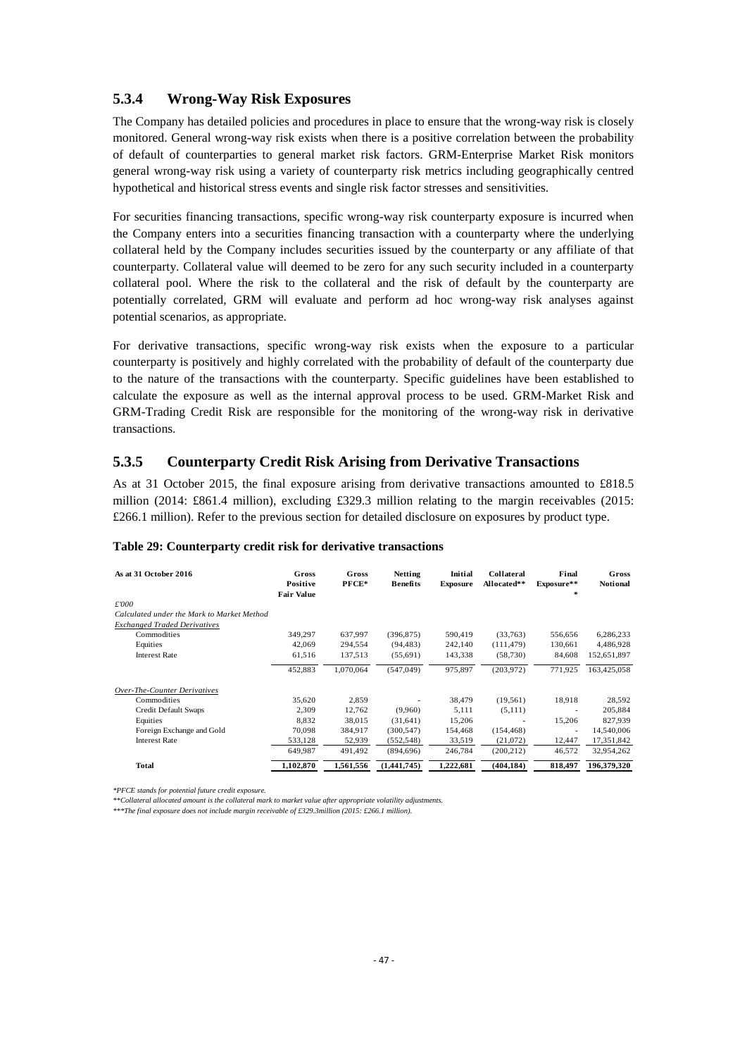### 5.3.4 Wrong-Way Risk Exposures

The Company has detailed policies and procedures in place to ensure that the wrong-way risk is closely monitored. General wrong-way risk exists when there is a positive correlation between the probability of default of counterparties to general market risk factors. GRM-Enterprise Market Risk monitors general wrong-way risk using a variety of counterparty risk metrics including geographically centred hypothetical and historical stress events and single risk factor stresses and sensitivities.

For securities financing transactions, specific wrong-way risk counterparty exposure is incurred when the Company enters into a securities financing transaction with a counterparty where the underlying collateral held by the Company includes securities issued by the counterparty or any affiliate of that counterparty. Collateral value will deemed to be zero for any such security included in a counterparty collateral pool. Where the risk to the collateral and the risk of default by the counterparty are potentially correlated, GRM will evaluate and perform ad hoc wrong-way risk analyses against potential scenarios, as appropriate.

For derivative transactions, specific wrong-way risk exists when the exposure to a particular counterparty is positively and highly correlated with the probability of default of the counterparty due to the nature of the transactions with the counterparty. Specific guidelines have been established to calculate the exposure as well as the internal approval process to be used. GRM-Market Risk and GRM-Trading Credit Risk are responsible for the monitoring of the wrong-way risk in derivative transactions.

### 5.3.5 Counterparty Credit Risk Arising from Derivative Transactions

As at 31 October 2015, the final exposure arising from derivative transactions amounted to £818.5 million (2014: £861.4 million), excluding £329.3 million relating to the margin receivables (2015: £266.1 million). Refer to the previous section for detailed disclosure on exposures by product type.

**Table 29: Counterparty credit risk for derivative transactions**

| As at 31 October 2016 | Gross Positive Fair Value | Gross PFCE* | Netting Benefits | Initial Exposure | Collateral Allocated** | Final Exposure*** | Gross Notional |
|---|---|---|---|---|---|---|---|
| *£'000* | | | | | | | |
| *Calculated under the Mark to Market Method* | | | | | | | |
| *Exchanged Traded Derivatives* | | | | | | | |
| Commodities | 349,297 | 637,997 | (396,875) | 590,419 | (33,763) | 556,656 | 6,286,233 |
| Equities | 42,069 | 294,554 | (94,483) | 242,140 | (111,479) | 130,661 | 4,486,928 |
| Interest Rate | 61,516 | 137,513 | (55,691) | 143,338 | (58,730) | 84,608 | 152,651,897 |
| | 452,883 | 1,070,064 | (547,049) | 975,897 | (203,972) | 771,925 | 163,425,058 |
| *Over-The-Counter Derivatives* | | | | | | | |
| Commodities | 35,620 | 2,859 | - | 38,479 | (19,561) | 18,918 | 28,592 |
| Credit Default Swaps | 2,309 | 12,762 | (9,960) | 5,111 | (5,111) | - | 205,884 |
| Equities | 8,832 | 38,015 | (31,641) | 15,206 | - | 15,206 | 827,939 |
| Foreign Exchange and Gold | 70,098 | 384,917 | (300,547) | 154,468 | (154,468) | - | 14,540,006 |
| Interest Rate | 533,128 | 52,939 | (552,548) | 33,519 | (21,072) | 12,447 | 17,351,842 |
| | 649,987 | 491,492 | (894,696) | 246,784 | (200,212) | 46,572 | 32,954,262 |
| **Total** | **1,102,870** | **1,561,556** | **(1,441,745)** | **1,222,681** | **(404,184)** | **818,497** | **196,379,320** |

*\*PFCE stands for potential future credit exposure.*

*\*\*Collateral allocated amount is the collateral mark to market value after appropriate volatility adjustments.*

*\*\*\*The final exposure does not include margin receivable of £329.3million (2015: £266.1 million).*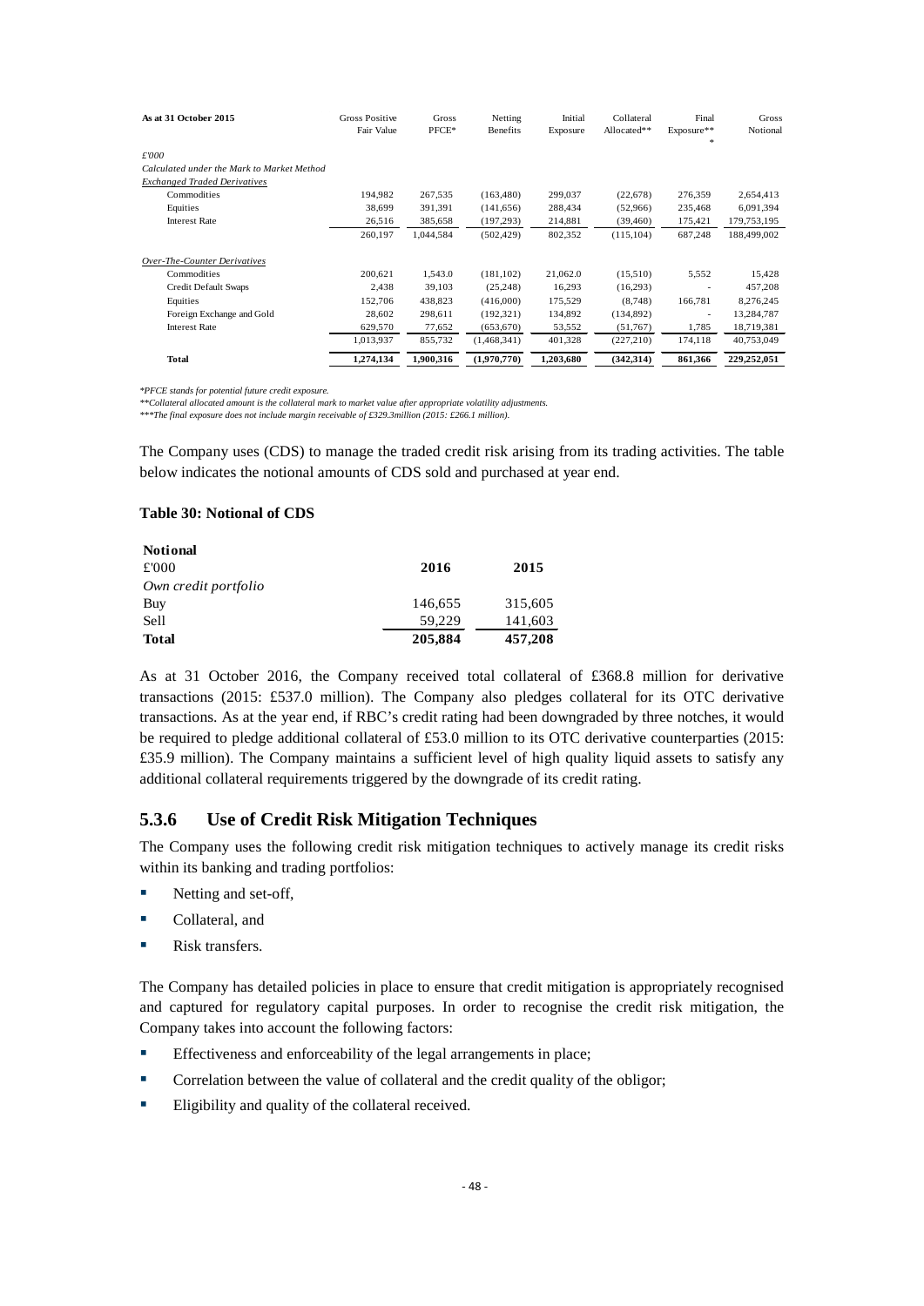| As at 31 October 2015 | Gross Positive Fair Value | Gross PFCE* | Netting Benefits | Initial Exposure | Collateral Allocated** | Final Exposure*** | Gross Notional |
|---|---|---|---|---|---|---|---|
| *£'000* | | | | | | | |
| *Calculated under the Mark to Market Method* | | | | | | | |
| *Exchanged Traded Derivatives* | | | | | | | |
| Commodities | 194,982 | 267,535 | (163,480) | 299,037 | (22,678) | 276,359 | 2,654,413 |
| Equities | 38,699 | 391,391 | (141,656) | 288,434 | (52,966) | 235,468 | 6,091,394 |
| Interest Rate | 26,516 | 385,658 | (197,293) | 214,881 | (39,460) | 175,421 | 179,753,195 |
| | 260,197 | 1,044,584 | (502,429) | 802,352 | (115,104) | 687,248 | 188,499,002 |
| *Over-The-Counter Derivatives* | | | | | | | |
| Commodities | 200,621 | 1,543.0 | (181,102) | 21,062.0 | (15,510) | 5,552 | 15,428 |
| Credit Default Swaps | 2,438 | 39,103 | (25,248) | 16,293 | (16,293) | - | 457,208 |
| Equities | 152,706 | 438,823 | (416,000) | 175,529 | (8,748) | 166,781 | 8,276,245 |
| Foreign Exchange and Gold | 28,602 | 298,611 | (192,321) | 134,892 | (134,892) | - | 13,284,787 |
| Interest Rate | 629,570 | 77,652 | (653,670) | 53,552 | (51,767) | 1,785 | 18,719,381 |
| | 1,013,937 | 855,732 | (1,468,341) | 401,328 | (227,210) | 174,118 | 40,753,049 |
| **Total** | **1,274,134** | **1,900,316** | **(1,970,770)** | **1,203,680** | **(342,314)** | **861,366** | **229,252,051** |

*\*PFCE stands for potential future credit exposure.*
*\*\*Collateral allocated amount is the collateral mark to market value after appropriate volatility adjustments.*
*\*\*\*The final exposure does not include margin receivable of £329.3million (2015: £266.1 million).*

The Company uses (CDS) to manage the traded credit risk arising from its trading activities. The table below indicates the notional amounts of CDS sold and purchased at year end.

**Table 30: Notional of CDS**

| **Notional** | | |
|---|---|---|
| £'000 | **2016** | **2015** |
| *Own credit portfolio* | | |
| Buy | 146,655 | 315,605 |
| Sell | 59,229 | 141,603 |
| **Total** | **205,884** | **457,208** |

As at 31 October 2016, the Company received total collateral of £368.8 million for derivative transactions (2015: £537.0 million). The Company also pledges collateral for its OTC derivative transactions. As at the year end, if RBC's credit rating had been downgraded by three notches, it would be required to pledge additional collateral of £53.0 million to its OTC derivative counterparties (2015: £35.9 million). The Company maintains a sufficient level of high quality liquid assets to satisfy any additional collateral requirements triggered by the downgrade of its credit rating.

### 5.3.6 Use of Credit Risk Mitigation Techniques

The Company uses the following credit risk mitigation techniques to actively manage its credit risks within its banking and trading portfolios:

- Netting and set-off,
- Collateral, and
- Risk transfers.

The Company has detailed policies in place to ensure that credit mitigation is appropriately recognised and captured for regulatory capital purposes. In order to recognise the credit risk mitigation, the Company takes into account the following factors:

- Effectiveness and enforceability of the legal arrangements in place;
- Correlation between the value of collateral and the credit quality of the obligor;
- Eligibility and quality of the collateral received.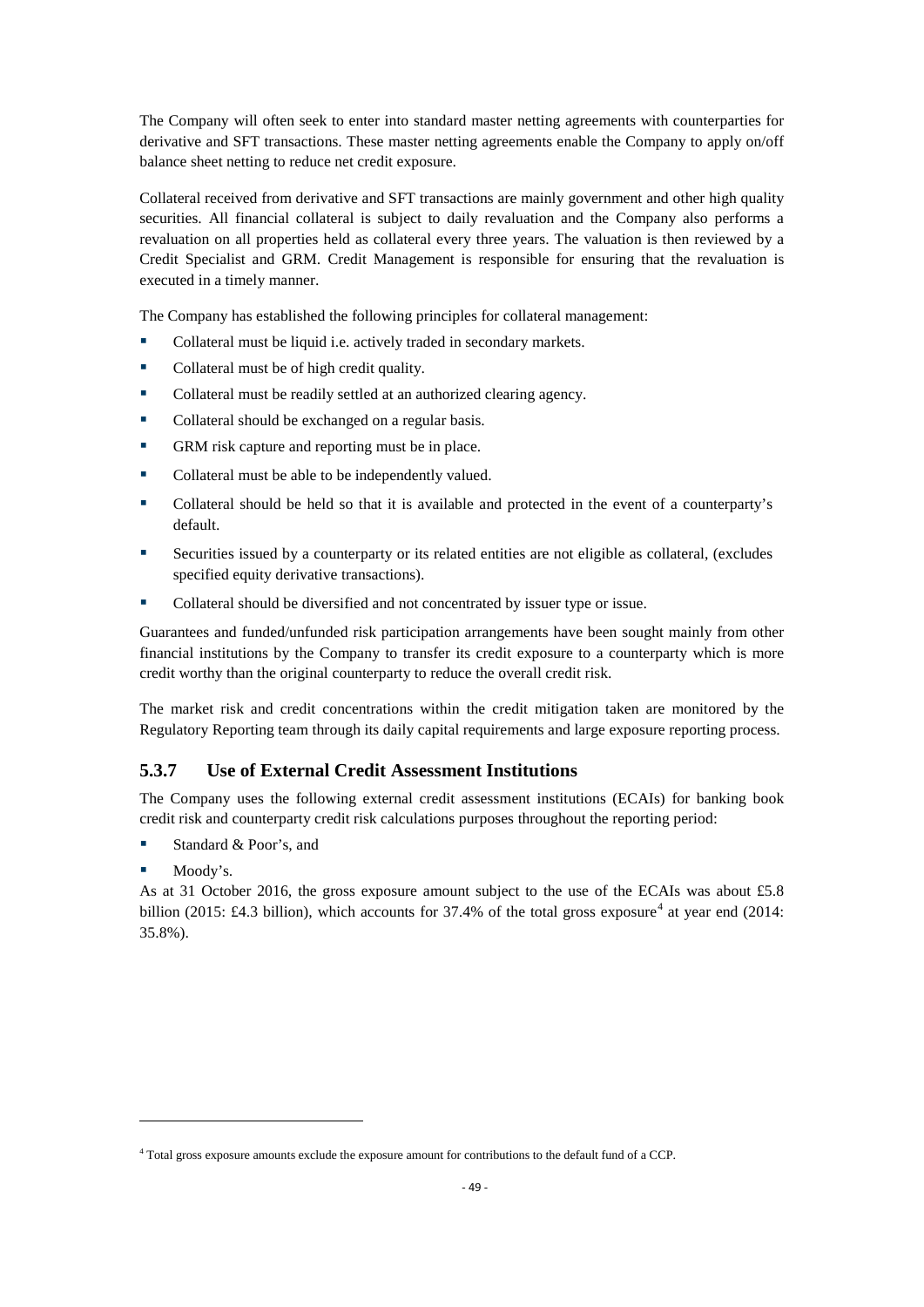The Company will often seek to enter into standard master netting agreements with counterparties for derivative and SFT transactions. These master netting agreements enable the Company to apply on/off balance sheet netting to reduce net credit exposure.

Collateral received from derivative and SFT transactions are mainly government and other high quality securities. All financial collateral is subject to daily revaluation and the Company also performs a revaluation on all properties held as collateral every three years. The valuation is then reviewed by a Credit Specialist and GRM. Credit Management is responsible for ensuring that the revaluation is executed in a timely manner.

The Company has established the following principles for collateral management:

- Collateral must be liquid i.e. actively traded in secondary markets.
- Collateral must be of high credit quality.
- Collateral must be readily settled at an authorized clearing agency.
- Collateral should be exchanged on a regular basis.
- GRM risk capture and reporting must be in place.
- Collateral must be able to be independently valued.
- Collateral should be held so that it is available and protected in the event of a counterparty's default.
- Securities issued by a counterparty or its related entities are not eligible as collateral, (excludes specified equity derivative transactions).
- Collateral should be diversified and not concentrated by issuer type or issue.

Guarantees and funded/unfunded risk participation arrangements have been sought mainly from other financial institutions by the Company to transfer its credit exposure to a counterparty which is more credit worthy than the original counterparty to reduce the overall credit risk.

The market risk and credit concentrations within the credit mitigation taken are monitored by the Regulatory Reporting team through its daily capital requirements and large exposure reporting process.

### 5.3.7 Use of External Credit Assessment Institutions

The Company uses the following external credit assessment institutions (ECAIs) for banking book credit risk and counterparty credit risk calculations purposes throughout the reporting period:

- Standard & Poor's, and
- Moody's.

As at 31 October 2016, the gross exposure amount subject to the use of the ECAIs was about £5.8 billion (2015: £4.3 billion), which accounts for 37.4% of the total gross exposure[4] at year end (2014: 35.8%).

[4] Total gross exposure amounts exclude the exposure amount for contributions to the default fund of a CCP.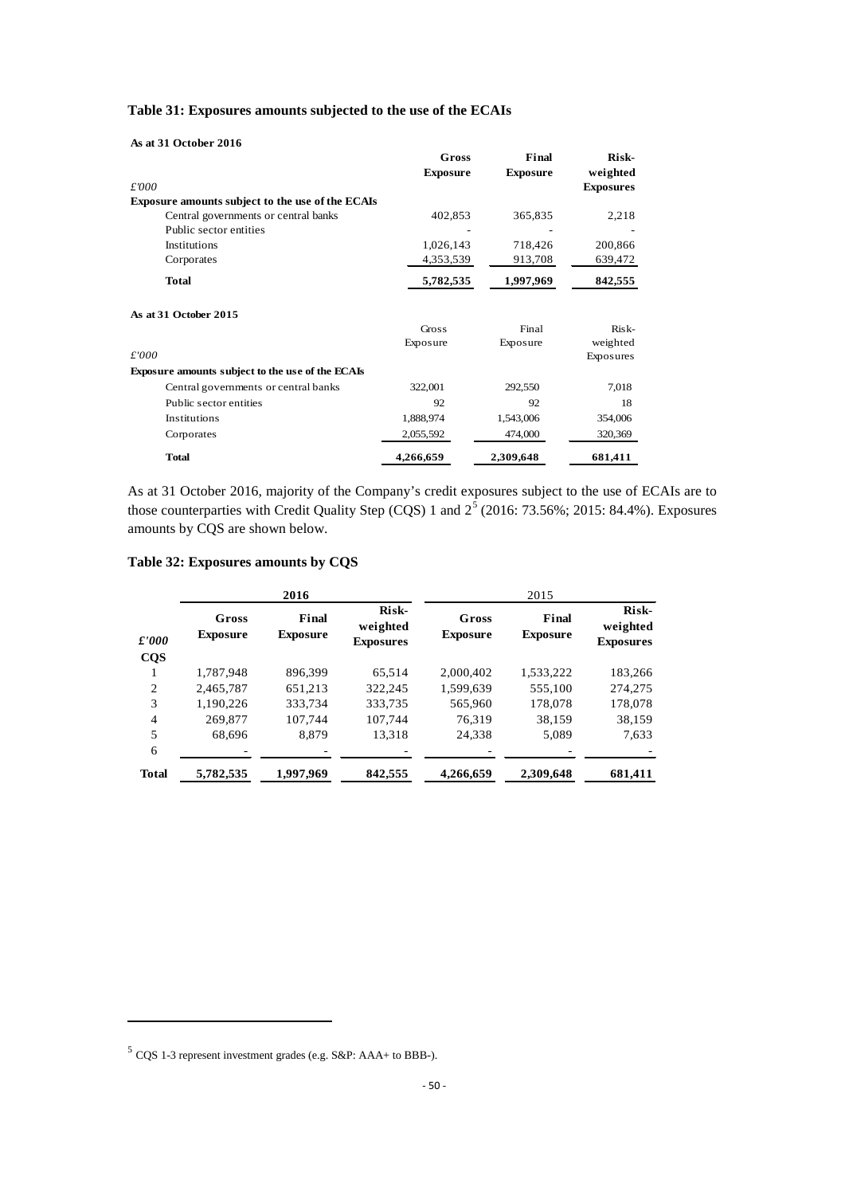### Table 31: Exposures amounts subjected to the use of the ECAIs

**As at 31 October 2016**

| £'000 | Gross Exposure | Final Exposure | Risk-weighted Exposures |
|---|---|---|---|
| **Exposure amounts subject to the use of the ECAIs** | | | |
| Central governments or central banks | 402,853 | 365,835 | 2,218 |
| Public sector entities | - | - | - |
| Institutions | 1,026,143 | 718,426 | 200,866 |
| Corporates | 4,353,539 | 913,708 | 639,472 |
| **Total** | **5,782,535** | **1,997,969** | **842,555** |

**As at 31 October 2015**

| £'000 | Gross Exposure | Final Exposure | Risk-weighted Exposures |
|---|---|---|---|
| **Exposure amounts subject to the use of the ECAIs** | | | |
| Central governments or central banks | 322,001 | 292,550 | 7,018 |
| Public sector entities | 92 | 92 | 18 |
| Institutions | 1,888,974 | 1,543,006 | 354,006 |
| Corporates | 2,055,592 | 474,000 | 320,369 |
| **Total** | **4,266,659** | **2,309,648** | **681,411** |

As at 31 October 2016, majority of the Company's credit exposures subject to the use of ECAIs are to those counterparties with Credit Quality Step (CQS) 1 and 2[5] (2016: 73.56%; 2015: 84.4%). Exposures amounts by CQS are shown below.

### Table 32: Exposures amounts by CQS

| | **2016** | | | 2015 | | |
|---|---|---|---|---|---|---|
| **£'000** | **Gross Exposure** | **Final Exposure** | **Risk-weighted Exposures** | **Gross Exposure** | **Final Exposure** | **Risk-weighted Exposures** |
| **CQS** | | | | | | |
| 1 | 1,787,948 | 896,399 | 65,514 | 2,000,402 | 1,533,222 | 183,266 |
| 2 | 2,465,787 | 651,213 | 322,245 | 1,599,639 | 555,100 | 274,275 |
| 3 | 1,190,226 | 333,734 | 333,735 | 565,960 | 178,078 | 178,078 |
| 4 | 269,877 | 107,744 | 107,744 | 76,319 | 38,159 | 38,159 |
| 5 | 68,696 | 8,879 | 13,318 | 24,338 | 5,089 | 7,633 |
| 6 | - | - | - | - | - | - |
| **Total** | **5,782,535** | **1,997,969** | **842,555** | **4,266,659** | **2,309,648** | **681,411** |

[5] CQS 1-3 represent investment grades (e.g. S&P: AAA+ to BBB-).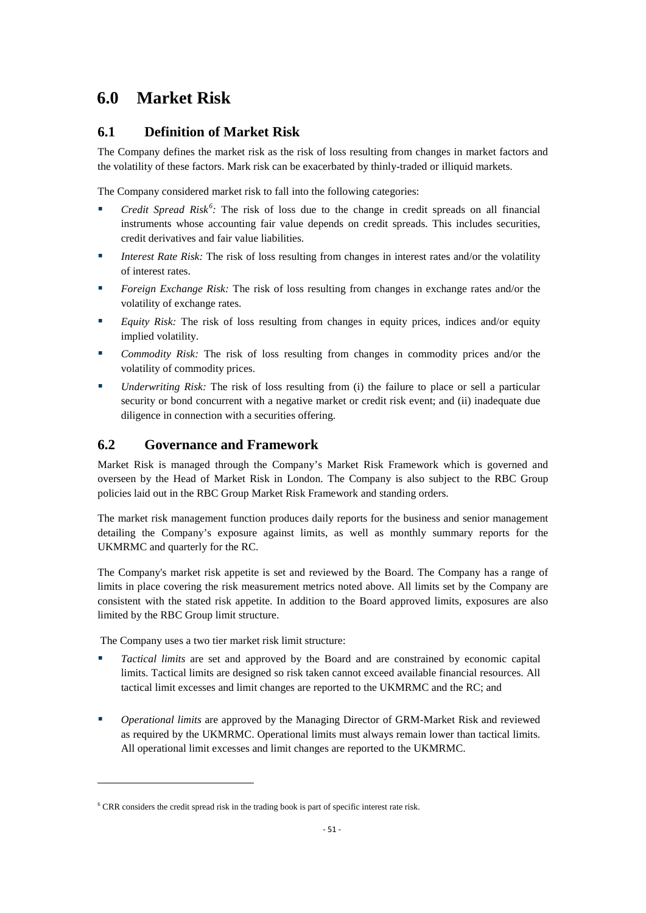# 6.0 Market Risk

## 6.1 Definition of Market Risk

The Company defines the market risk as the risk of loss resulting from changes in market factors and the volatility of these factors. Mark risk can be exacerbated by thinly-traded or illiquid markets.

The Company considered market risk to fall into the following categories:

- *Credit Spread Risk*[6]*:* The risk of loss due to the change in credit spreads on all financial instruments whose accounting fair value depends on credit spreads. This includes securities, credit derivatives and fair value liabilities.
- *Interest Rate Risk:* The risk of loss resulting from changes in interest rates and/or the volatility of interest rates.
- *Foreign Exchange Risk:* The risk of loss resulting from changes in exchange rates and/or the volatility of exchange rates.
- *Equity Risk:* The risk of loss resulting from changes in equity prices, indices and/or equity implied volatility.
- *Commodity Risk:* The risk of loss resulting from changes in commodity prices and/or the volatility of commodity prices.
- *Underwriting Risk:* The risk of loss resulting from (i) the failure to place or sell a particular security or bond concurrent with a negative market or credit risk event; and (ii) inadequate due diligence in connection with a securities offering.

## 6.2 Governance and Framework

Market Risk is managed through the Company's Market Risk Framework which is governed and overseen by the Head of Market Risk in London. The Company is also subject to the RBC Group policies laid out in the RBC Group Market Risk Framework and standing orders.

The market risk management function produces daily reports for the business and senior management detailing the Company's exposure against limits, as well as monthly summary reports for the UKMRMC and quarterly for the RC.

The Company's market risk appetite is set and reviewed by the Board. The Company has a range of limits in place covering the risk measurement metrics noted above. All limits set by the Company are consistent with the stated risk appetite. In addition to the Board approved limits, exposures are also limited by the RBC Group limit structure.

The Company uses a two tier market risk limit structure:

- *Tactical limits* are set and approved by the Board and are constrained by economic capital limits. Tactical limits are designed so risk taken cannot exceed available financial resources. All tactical limit excesses and limit changes are reported to the UKMRMC and the RC; and
- *Operational limits* are approved by the Managing Director of GRM-Market Risk and reviewed as required by the UKMRMC. Operational limits must always remain lower than tactical limits. All operational limit excesses and limit changes are reported to the UKMRMC.

[6] CRR considers the credit spread risk in the trading book is part of specific interest rate risk.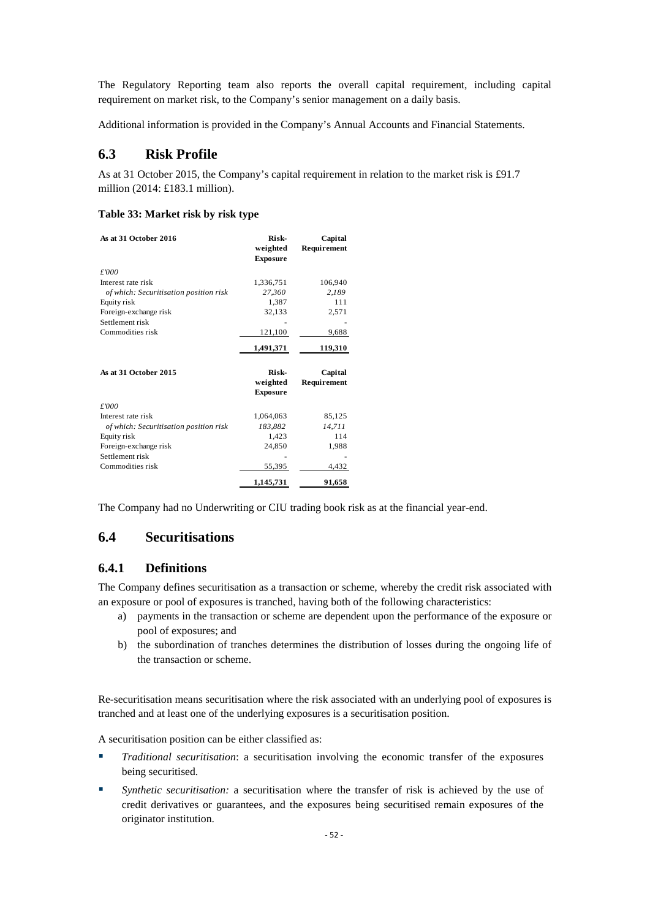The Regulatory Reporting team also reports the overall capital requirement, including capital requirement on market risk, to the Company's senior management on a daily basis.

Additional information is provided in the Company's Annual Accounts and Financial Statements.

## 6.3 Risk Profile

As at 31 October 2015, the Company's capital requirement in relation to the market risk is £91.7 million (2014: £183.1 million).

**Table 33: Market risk by risk type**

| **As at 31 October 2016** | **Risk-weighted Exposure** | **Capital Requirement** |
|---|---|---|
| *£'000* | | |
| Interest rate risk | 1,336,751 | 106,940 |
| *of which: Securitisation position risk* | *27,360* | *2,189* |
| Equity risk | 1,387 | 111 |
| Foreign-exchange risk | 32,133 | 2,571 |
| Settlement risk | - | - |
| Commodities risk | 121,100 | 9,688 |
| | **1,491,371** | **119,310** |

| **As at 31 October 2015** | **Risk-weighted Exposure** | **Capital Requirement** |
|---|---|---|
| *£'000* | | |
| Interest rate risk | 1,064,063 | 85,125 |
| *of which: Securitisation position risk* | *183,882* | *14,711* |
| Equity risk | 1,423 | 114 |
| Foreign-exchange risk | 24,850 | 1,988 |
| Settlement risk | - | - |
| Commodities risk | 55,395 | 4,432 |
| | **1,145,731** | **91,658** |

The Company had no Underwriting or CIU trading book risk as at the financial year-end.

## 6.4 Securitisations

### 6.4.1 Definitions

The Company defines securitisation as a transaction or scheme, whereby the credit risk associated with an exposure or pool of exposures is tranched, having both of the following characteristics:

a) payments in the transaction or scheme are dependent upon the performance of the exposure or pool of exposures; and
b) the subordination of tranches determines the distribution of losses during the ongoing life of the transaction or scheme.

Re-securitisation means securitisation where the risk associated with an underlying pool of exposures is tranched and at least one of the underlying exposures is a securitisation position.

A securitisation position can be either classified as:

- *Traditional securitisation*: a securitisation involving the economic transfer of the exposures being securitised.
- *Synthetic securitisation:* a securitisation where the transfer of risk is achieved by the use of credit derivatives or guarantees, and the exposures being securitised remain exposures of the originator institution.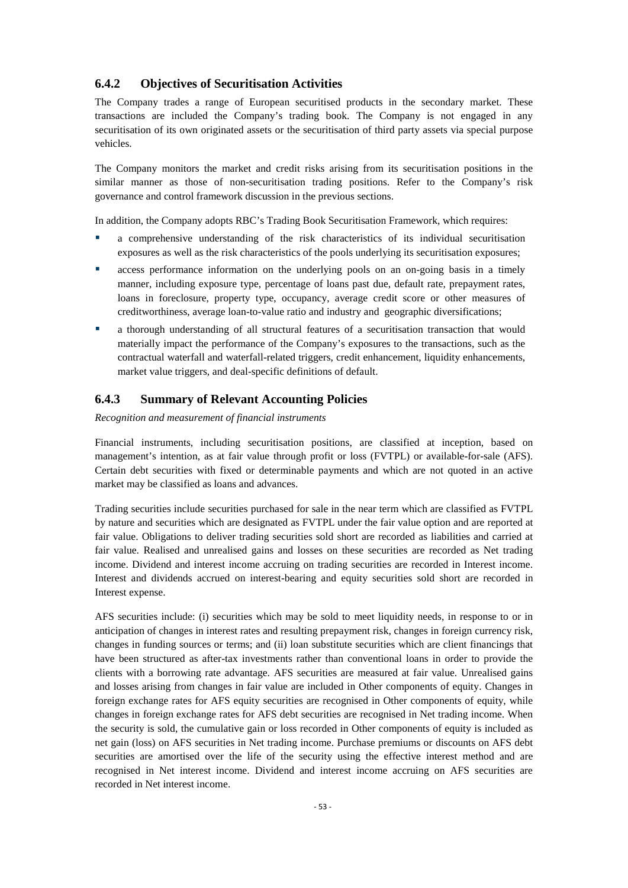### 6.4.2 Objectives of Securitisation Activities

The Company trades a range of European securitised products in the secondary market. These transactions are included the Company's trading book. The Company is not engaged in any securitisation of its own originated assets or the securitisation of third party assets via special purpose vehicles.

The Company monitors the market and credit risks arising from its securitisation positions in the similar manner as those of non-securitisation trading positions. Refer to the Company's risk governance and control framework discussion in the previous sections.

In addition, the Company adopts RBC's Trading Book Securitisation Framework, which requires:

- a comprehensive understanding of the risk characteristics of its individual securitisation exposures as well as the risk characteristics of the pools underlying its securitisation exposures;
- access performance information on the underlying pools on an on-going basis in a timely manner, including exposure type, percentage of loans past due, default rate, prepayment rates, loans in foreclosure, property type, occupancy, average credit score or other measures of creditworthiness, average loan-to-value ratio and industry and geographic diversifications;
- a thorough understanding of all structural features of a securitisation transaction that would materially impact the performance of the Company's exposures to the transactions, such as the contractual waterfall and waterfall-related triggers, credit enhancement, liquidity enhancements, market value triggers, and deal-specific definitions of default.

### 6.4.3 Summary of Relevant Accounting Policies

*Recognition and measurement of financial instruments*

Financial instruments, including securitisation positions, are classified at inception, based on management's intention, as at fair value through profit or loss (FVTPL) or available-for-sale (AFS). Certain debt securities with fixed or determinable payments and which are not quoted in an active market may be classified as loans and advances.

Trading securities include securities purchased for sale in the near term which are classified as FVTPL by nature and securities which are designated as FVTPL under the fair value option and are reported at fair value. Obligations to deliver trading securities sold short are recorded as liabilities and carried at fair value. Realised and unrealised gains and losses on these securities are recorded as Net trading income. Dividend and interest income accruing on trading securities are recorded in Interest income. Interest and dividends accrued on interest-bearing and equity securities sold short are recorded in Interest expense.

AFS securities include: (i) securities which may be sold to meet liquidity needs, in response to or in anticipation of changes in interest rates and resulting prepayment risk, changes in foreign currency risk, changes in funding sources or terms; and (ii) loan substitute securities which are client financings that have been structured as after-tax investments rather than conventional loans in order to provide the clients with a borrowing rate advantage. AFS securities are measured at fair value. Unrealised gains and losses arising from changes in fair value are included in Other components of equity. Changes in foreign exchange rates for AFS equity securities are recognised in Other components of equity, while changes in foreign exchange rates for AFS debt securities are recognised in Net trading income. When the security is sold, the cumulative gain or loss recorded in Other components of equity is included as net gain (loss) on AFS securities in Net trading income. Purchase premiums or discounts on AFS debt securities are amortised over the life of the security using the effective interest method and are recognised in Net interest income. Dividend and interest income accruing on AFS securities are recorded in Net interest income.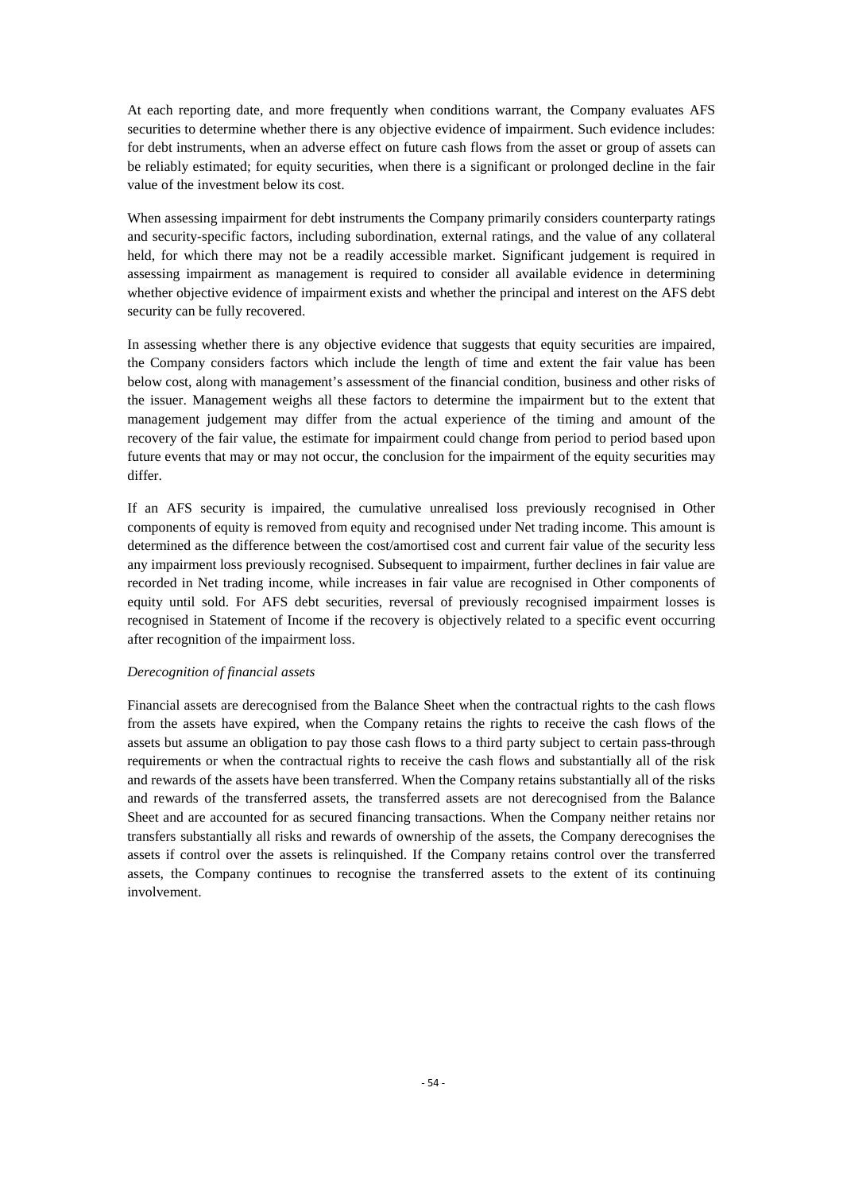At each reporting date, and more frequently when conditions warrant, the Company evaluates AFS securities to determine whether there is any objective evidence of impairment. Such evidence includes: for debt instruments, when an adverse effect on future cash flows from the asset or group of assets can be reliably estimated; for equity securities, when there is a significant or prolonged decline in the fair value of the investment below its cost.

When assessing impairment for debt instruments the Company primarily considers counterparty ratings and security-specific factors, including subordination, external ratings, and the value of any collateral held, for which there may not be a readily accessible market. Significant judgement is required in assessing impairment as management is required to consider all available evidence in determining whether objective evidence of impairment exists and whether the principal and interest on the AFS debt security can be fully recovered.

In assessing whether there is any objective evidence that suggests that equity securities are impaired, the Company considers factors which include the length of time and extent the fair value has been below cost, along with management's assessment of the financial condition, business and other risks of the issuer. Management weighs all these factors to determine the impairment but to the extent that management judgement may differ from the actual experience of the timing and amount of the recovery of the fair value, the estimate for impairment could change from period to period based upon future events that may or may not occur, the conclusion for the impairment of the equity securities may differ.

If an AFS security is impaired, the cumulative unrealised loss previously recognised in Other components of equity is removed from equity and recognised under Net trading income. This amount is determined as the difference between the cost/amortised cost and current fair value of the security less any impairment loss previously recognised. Subsequent to impairment, further declines in fair value are recorded in Net trading income, while increases in fair value are recognised in Other components of equity until sold. For AFS debt securities, reversal of previously recognised impairment losses is recognised in Statement of Income if the recovery is objectively related to a specific event occurring after recognition of the impairment loss.

*Derecognition of financial assets*

Financial assets are derecognised from the Balance Sheet when the contractual rights to the cash flows from the assets have expired, when the Company retains the rights to receive the cash flows of the assets but assume an obligation to pay those cash flows to a third party subject to certain pass-through requirements or when the contractual rights to receive the cash flows and substantially all of the risk and rewards of the assets have been transferred. When the Company retains substantially all of the risks and rewards of the transferred assets, the transferred assets are not derecognised from the Balance Sheet and are accounted for as secured financing transactions. When the Company neither retains nor transfers substantially all risks and rewards of ownership of the assets, the Company derecognises the assets if control over the assets is relinquished. If the Company retains control over the transferred assets, the Company continues to recognise the transferred assets to the extent of its continuing involvement.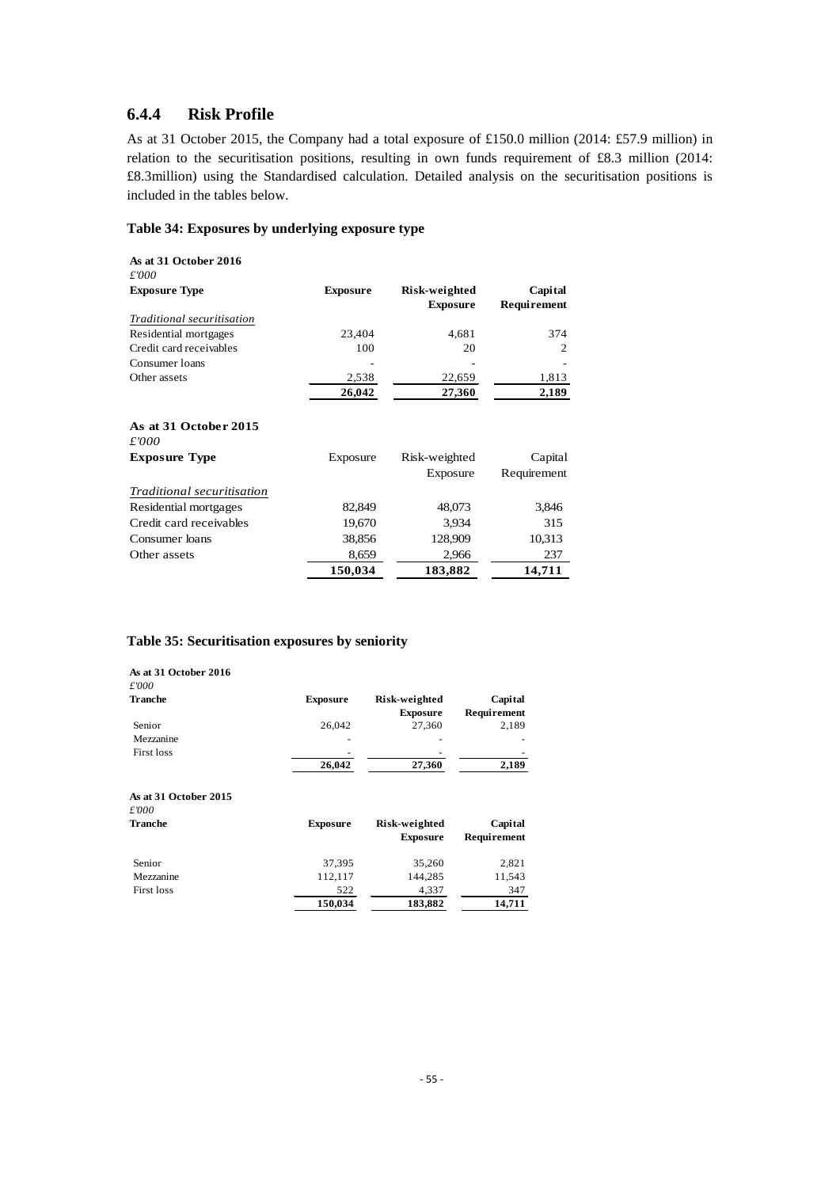### 6.4.4 Risk Profile

As at 31 October 2015, the Company had a total exposure of £150.0 million (2014: £57.9 million) in relation to the securitisation positions, resulting in own funds requirement of £8.3 million (2014: £8.3million) using the Standardised calculation. Detailed analysis on the securitisation positions is included in the tables below.

**Table 34: Exposures by underlying exposure type**

**As at 31 October 2016**
*£'000*

| **Exposure Type** | **Exposure** | **Risk-weighted Exposure** | **Capital Requirement** |
|---|---|---|---|
| *Traditional securitisation* | | | |
| Residential mortgages | 23,404 | 4,681 | 374 |
| Credit card receivables | 100 | 20 | 2 |
| Consumer loans | - | - | - |
| Other assets | 2,538 | 22,659 | 1,813 |
| | **26,042** | **27,360** | **2,189** |

**As at 31 October 2015**
*£'000*

| **Exposure Type** | Exposure | Risk-weighted Exposure | Capital Requirement |
|---|---|---|---|
| *Traditional securitisation* | | | |
| Residential mortgages | 82,849 | 48,073 | 3,846 |
| Credit card receivables | 19,670 | 3,934 | 315 |
| Consumer loans | 38,856 | 128,909 | 10,313 |
| Other assets | 8,659 | 2,966 | 237 |
| | **150,034** | **183,882** | **14,711** |

**Table 35: Securitisation exposures by seniority**

**As at 31 October 2016**
*£'000*

| **Tranche** | **Exposure** | **Risk-weighted Exposure** | **Capital Requirement** |
|---|---|---|---|
| Senior | 26,042 | 27,360 | 2,189 |
| Mezzanine | - | - | - |
| First loss | - | - | - |
| | **26,042** | **27,360** | **2,189** |

**As at 31 October 2015**
*£'000*

| **Tranche** | **Exposure** | **Risk-weighted Exposure** | **Capital Requirement** |
|---|---|---|---|
| Senior | 37,395 | 35,260 | 2,821 |
| Mezzanine | 112,117 | 144,285 | 11,543 |
| First loss | 522 | 4,337 | 347 |
| | **150,034** | **183,882** | **14,711** |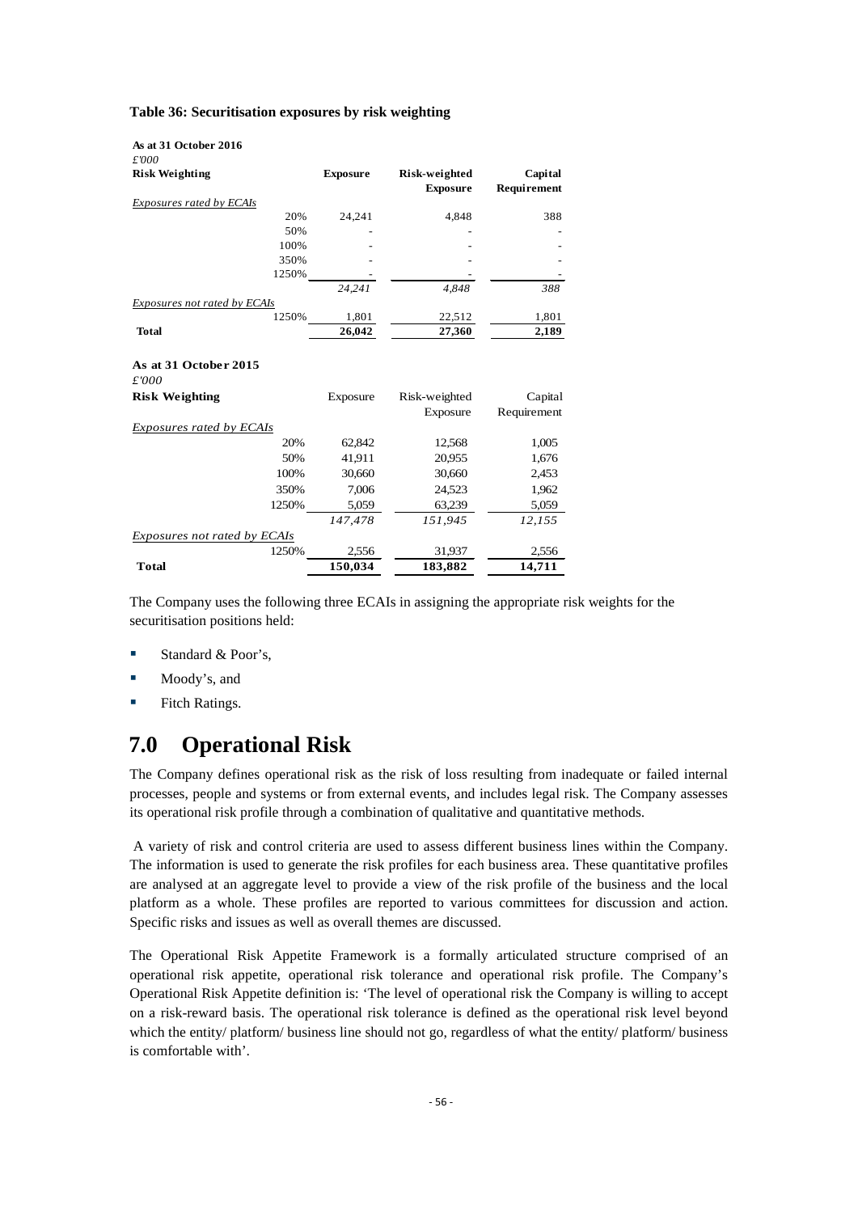**Table 36: Securitisation exposures by risk weighting**

**As at 31 October 2016**
*£'000*

| Risk Weighting | Exposure | Risk-weighted Exposure | Capital Requirement |
|---|---|---|---|
| *Exposures rated by ECAIs* | | | |
| 20% | 24,241 | 4,848 | 388 |
| 50% | - | - | - |
| 100% | - | - | - |
| 350% | - | - | - |
| 1250% | - | - | - |
| | *24,241* | *4,848* | *388* |
| *Exposures not rated by ECAIs* | | | |
| 1250% | 1,801 | 22,512 | 1,801 |
| **Total** | **26,042** | **27,360** | **2,189** |

**As at 31 October 2015**
*£'000*

| Risk Weighting | Exposure | Risk-weighted Exposure | Capital Requirement |
|---|---|---|---|
| *Exposures rated by ECAIs* | | | |
| 20% | 62,842 | 12,568 | 1,005 |
| 50% | 41,911 | 20,955 | 1,676 |
| 100% | 30,660 | 30,660 | 2,453 |
| 350% | 7,006 | 24,523 | 1,962 |
| 1250% | 5,059 | 63,239 | 5,059 |
| | *147,478* | *151,945* | *12,155* |
| *Exposures not rated by ECAIs* | | | |
| 1250% | 2,556 | 31,937 | 2,556 |
| **Total** | **150,034** | **183,882** | **14,711** |

The Company uses the following three ECAIs in assigning the appropriate risk weights for the securitisation positions held:

- Standard & Poor's,
- Moody's, and
- Fitch Ratings.

# 7.0 Operational Risk

The Company defines operational risk as the risk of loss resulting from inadequate or failed internal processes, people and systems or from external events, and includes legal risk. The Company assesses its operational risk profile through a combination of qualitative and quantitative methods.

A variety of risk and control criteria are used to assess different business lines within the Company. The information is used to generate the risk profiles for each business area. These quantitative profiles are analysed at an aggregate level to provide a view of the risk profile of the business and the local platform as a whole. These profiles are reported to various committees for discussion and action. Specific risks and issues as well as overall themes are discussed.

The Operational Risk Appetite Framework is a formally articulated structure comprised of an operational risk appetite, operational risk tolerance and operational risk profile. The Company's Operational Risk Appetite definition is: 'The level of operational risk the Company is willing to accept on a risk-reward basis. The operational risk tolerance is defined as the operational risk level beyond which the entity/ platform/ business line should not go, regardless of what the entity/ platform/ business is comfortable with'.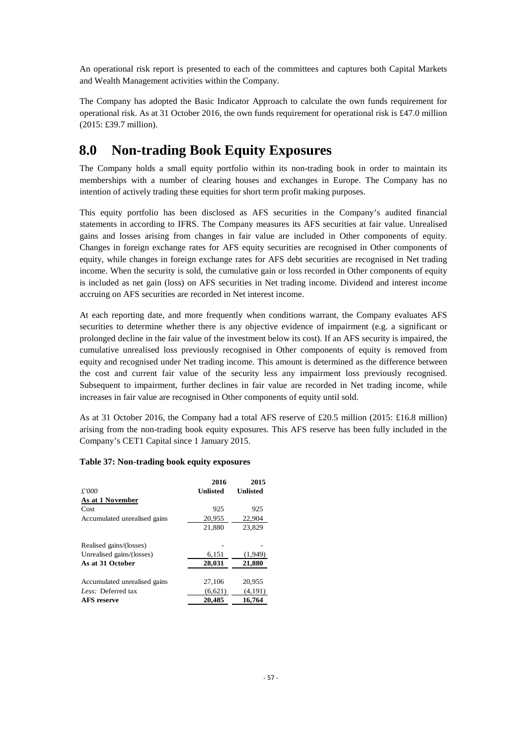An operational risk report is presented to each of the committees and captures both Capital Markets and Wealth Management activities within the Company.

The Company has adopted the Basic Indicator Approach to calculate the own funds requirement for operational risk. As at 31 October 2016, the own funds requirement for operational risk is £47.0 million (2015: £39.7 million).

# 8.0 Non-trading Book Equity Exposures

The Company holds a small equity portfolio within its non-trading book in order to maintain its memberships with a number of clearing houses and exchanges in Europe. The Company has no intention of actively trading these equities for short term profit making purposes.

This equity portfolio has been disclosed as AFS securities in the Company's audited financial statements in according to IFRS. The Company measures its AFS securities at fair value. Unrealised gains and losses arising from changes in fair value are included in Other components of equity. Changes in foreign exchange rates for AFS equity securities are recognised in Other components of equity, while changes in foreign exchange rates for AFS debt securities are recognised in Net trading income. When the security is sold, the cumulative gain or loss recorded in Other components of equity is included as net gain (loss) on AFS securities in Net trading income. Dividend and interest income accruing on AFS securities are recorded in Net interest income.

At each reporting date, and more frequently when conditions warrant, the Company evaluates AFS securities to determine whether there is any objective evidence of impairment (e.g. a significant or prolonged decline in the fair value of the investment below its cost). If an AFS security is impaired, the cumulative unrealised loss previously recognised in Other components of equity is removed from equity and recognised under Net trading income. This amount is determined as the difference between the cost and current fair value of the security less any impairment loss previously recognised. Subsequent to impairment, further declines in fair value are recorded in Net trading income, while increases in fair value are recognised in Other components of equity until sold.

As at 31 October 2016, the Company had a total AFS reserve of £20.5 million (2015: £16.8 million) arising from the non-trading book equity exposures. This AFS reserve has been fully included in the Company's CET1 Capital since 1 January 2015.

**Table 37: Non-trading book equity exposures**

| *£'000* | **2016 Unlisted** | **2015 Unlisted** |
|---|---|---|
| **As at 1 November** | | |
| Cost | 925 | 925 |
| Accumulated unrealised gains | 20,955 | 22,904 |
| | 21,880 | 23,829 |
| | | |
| Realised gains/(losses) | - | - |
| Unrealised gains/(losses) | 6,151 | (1,949) |
| **As at 31 October** | **28,031** | **21,880** |
| | | |
| Accumulated unrealised gains | 27,106 | 20,955 |
| *Less:* Deferred tax | (6,621) | (4,191) |
| **AFS reserve** | **20,485** | **16,764** |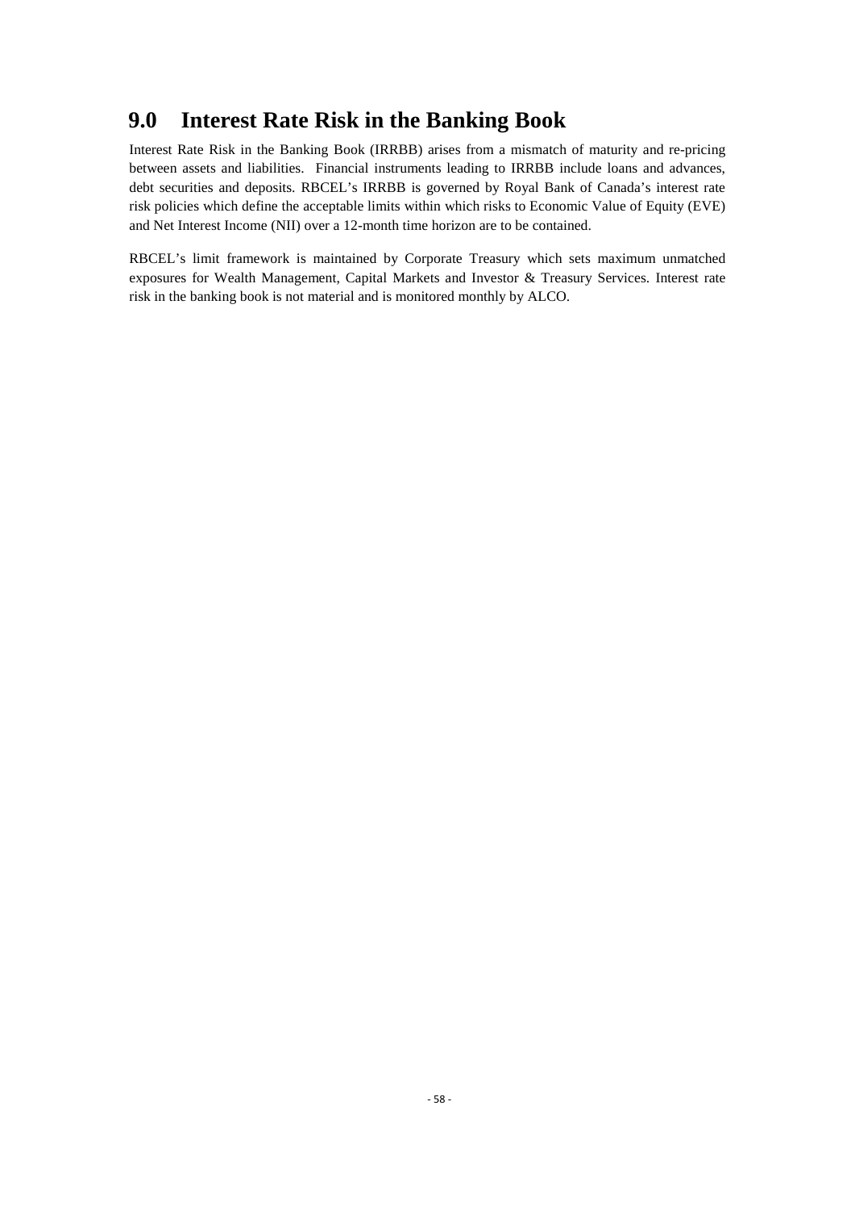# 9.0 Interest Rate Risk in the Banking Book

Interest Rate Risk in the Banking Book (IRRBB) arises from a mismatch of maturity and re-pricing between assets and liabilities. Financial instruments leading to IRRBB include loans and advances, debt securities and deposits. RBCEL's IRRBB is governed by Royal Bank of Canada's interest rate risk policies which define the acceptable limits within which risks to Economic Value of Equity (EVE) and Net Interest Income (NII) over a 12-month time horizon are to be contained.

RBCEL's limit framework is maintained by Corporate Treasury which sets maximum unmatched exposures for Wealth Management, Capital Markets and Investor & Treasury Services. Interest rate risk in the banking book is not material and is monitored monthly by ALCO.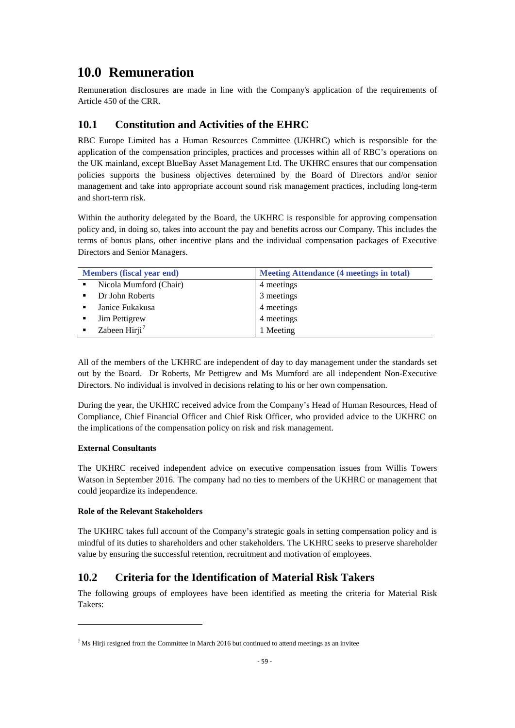# 10.0 Remuneration

Remuneration disclosures are made in line with the Company's application of the requirements of Article 450 of the CRR.

## 10.1 Constitution and Activities of the EHRC

RBC Europe Limited has a Human Resources Committee (UKHRC) which is responsible for the application of the compensation principles, practices and processes within all of RBC's operations on the UK mainland, except BlueBay Asset Management Ltd. The UKHRC ensures that our compensation policies supports the business objectives determined by the Board of Directors and/or senior management and take into appropriate account sound risk management practices, including long-term and short-term risk.

Within the authority delegated by the Board, the UKHRC is responsible for approving compensation policy and, in doing so, takes into account the pay and benefits across our Company. This includes the terms of bonus plans, other incentive plans and the individual compensation packages of Executive Directors and Senior Managers.

| Members (fiscal year end) | Meeting Attendance (4 meetings in total) |
|---|---|
| ▪ Nicola Mumford (Chair) | 4 meetings |
| ▪ Dr John Roberts | 3 meetings |
| ▪ Janice Fukakusa | 4 meetings |
| ▪ Jim Pettigrew | 4 meetings |
| ▪ Zabeen Hirji[7] | 1 Meeting |

All of the members of the UKHRC are independent of day to day management under the standards set out by the Board. Dr Roberts, Mr Pettigrew and Ms Mumford are all independent Non-Executive Directors. No individual is involved in decisions relating to his or her own compensation.

During the year, the UKHRC received advice from the Company's Head of Human Resources, Head of Compliance, Chief Financial Officer and Chief Risk Officer, who provided advice to the UKHRC on the implications of the compensation policy on risk and risk management.

**External Consultants**

The UKHRC received independent advice on executive compensation issues from Willis Towers Watson in September 2016. The company had no ties to members of the UKHRC or management that could jeopardize its independence.

**Role of the Relevant Stakeholders**

The UKHRC takes full account of the Company's strategic goals in setting compensation policy and is mindful of its duties to shareholders and other stakeholders. The UKHRC seeks to preserve shareholder value by ensuring the successful retention, recruitment and motivation of employees.

## 10.2 Criteria for the Identification of Material Risk Takers

The following groups of employees have been identified as meeting the criteria for Material Risk Takers:

[7] Ms Hirji resigned from the Committee in March 2016 but continued to attend meetings as an invitee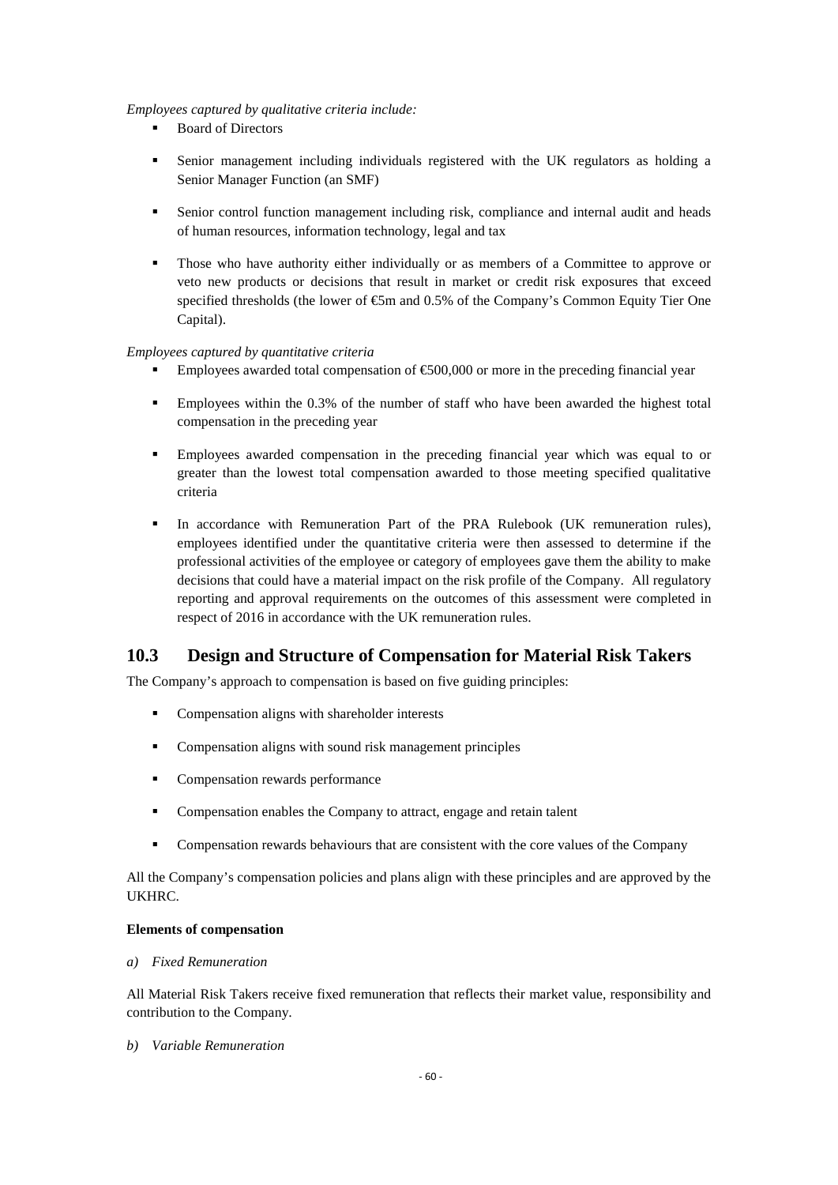*Employees captured by qualitative criteria include:*

- Board of Directors
- Senior management including individuals registered with the UK regulators as holding a Senior Manager Function (an SMF)
- Senior control function management including risk, compliance and internal audit and heads of human resources, information technology, legal and tax
- Those who have authority either individually or as members of a Committee to approve or veto new products or decisions that result in market or credit risk exposures that exceed specified thresholds (the lower of €5m and 0.5% of the Company's Common Equity Tier One Capital).

*Employees captured by quantitative criteria*

- Employees awarded total compensation of €500,000 or more in the preceding financial year
- Employees within the 0.3% of the number of staff who have been awarded the highest total compensation in the preceding year
- Employees awarded compensation in the preceding financial year which was equal to or greater than the lowest total compensation awarded to those meeting specified qualitative criteria
- In accordance with Remuneration Part of the PRA Rulebook (UK remuneration rules), employees identified under the quantitative criteria were then assessed to determine if the professional activities of the employee or category of employees gave them the ability to make decisions that could have a material impact on the risk profile of the Company. All regulatory reporting and approval requirements on the outcomes of this assessment were completed in respect of 2016 in accordance with the UK remuneration rules.

## 10.3 Design and Structure of Compensation for Material Risk Takers

The Company's approach to compensation is based on five guiding principles:

- Compensation aligns with shareholder interests
- Compensation aligns with sound risk management principles
- Compensation rewards performance
- Compensation enables the Company to attract, engage and retain talent
- Compensation rewards behaviours that are consistent with the core values of the Company

All the Company's compensation policies and plans align with these principles and are approved by the UKHRC.

**Elements of compensation**

*a) Fixed Remuneration*

All Material Risk Takers receive fixed remuneration that reflects their market value, responsibility and contribution to the Company.

*b) Variable Remuneration*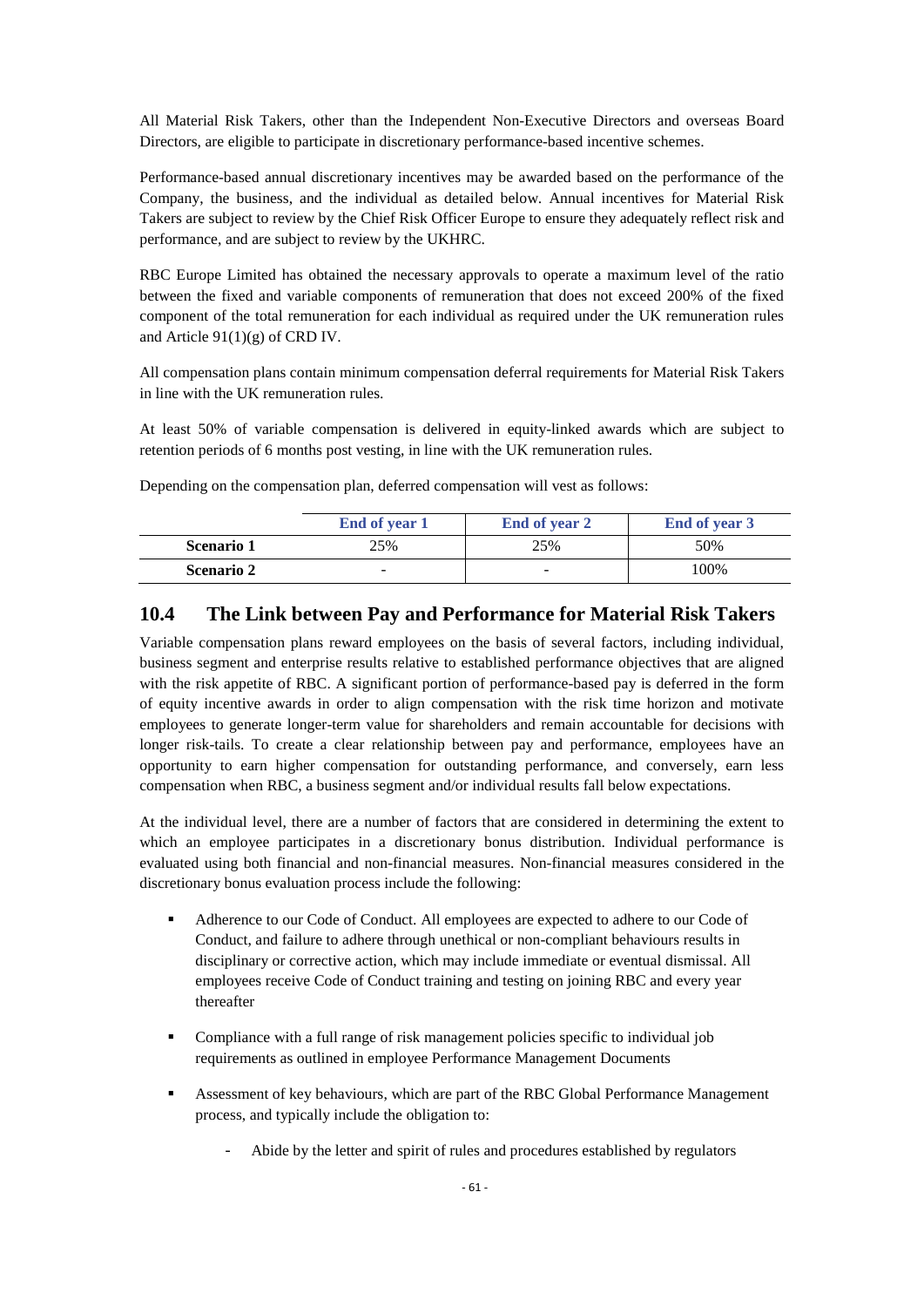All Material Risk Takers, other than the Independent Non-Executive Directors and overseas Board Directors, are eligible to participate in discretionary performance-based incentive schemes.

Performance-based annual discretionary incentives may be awarded based on the performance of the Company, the business, and the individual as detailed below. Annual incentives for Material Risk Takers are subject to review by the Chief Risk Officer Europe to ensure they adequately reflect risk and performance, and are subject to review by the UKHRC.

RBC Europe Limited has obtained the necessary approvals to operate a maximum level of the ratio between the fixed and variable components of remuneration that does not exceed 200% of the fixed component of the total remuneration for each individual as required under the UK remuneration rules and Article 91(1)(g) of CRD IV.

All compensation plans contain minimum compensation deferral requirements for Material Risk Takers in line with the UK remuneration rules.

At least 50% of variable compensation is delivered in equity-linked awards which are subject to retention periods of 6 months post vesting, in line with the UK remuneration rules.

Depending on the compensation plan, deferred compensation will vest as follows:

| | End of year 1 | End of year 2 | End of year 3 |
|---|---|---|---|
| **Scenario 1** | 25% | 25% | 50% |
| **Scenario 2** | - | - | 100% |

## 10.4 The Link between Pay and Performance for Material Risk Takers

Variable compensation plans reward employees on the basis of several factors, including individual, business segment and enterprise results relative to established performance objectives that are aligned with the risk appetite of RBC. A significant portion of performance-based pay is deferred in the form of equity incentive awards in order to align compensation with the risk time horizon and motivate employees to generate longer-term value for shareholders and remain accountable for decisions with longer risk-tails. To create a clear relationship between pay and performance, employees have an opportunity to earn higher compensation for outstanding performance, and conversely, earn less compensation when RBC, a business segment and/or individual results fall below expectations.

At the individual level, there are a number of factors that are considered in determining the extent to which an employee participates in a discretionary bonus distribution. Individual performance is evaluated using both financial and non-financial measures. Non-financial measures considered in the discretionary bonus evaluation process include the following:

- Adherence to our Code of Conduct. All employees are expected to adhere to our Code of Conduct, and failure to adhere through unethical or non-compliant behaviours results in disciplinary or corrective action, which may include immediate or eventual dismissal. All employees receive Code of Conduct training and testing on joining RBC and every year thereafter
- Compliance with a full range of risk management policies specific to individual job requirements as outlined in employee Performance Management Documents
- Assessment of key behaviours, which are part of the RBC Global Performance Management process, and typically include the obligation to:
  - Abide by the letter and spirit of rules and procedures established by regulators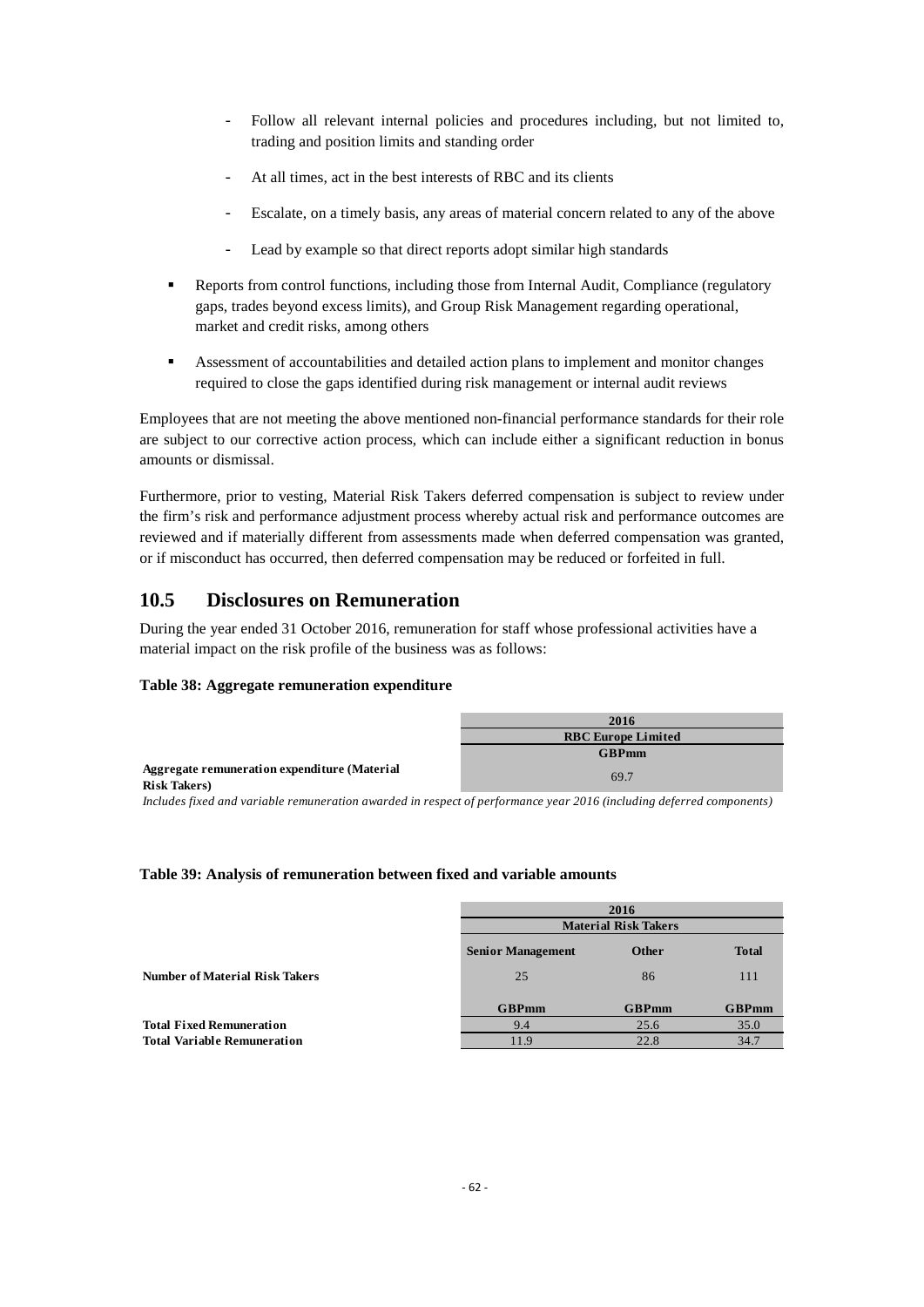- Follow all relevant internal policies and procedures including, but not limited to, trading and position limits and standing order
- At all times, act in the best interests of RBC and its clients
- Escalate, on a timely basis, any areas of material concern related to any of the above
- Lead by example so that direct reports adopt similar high standards

- Reports from control functions, including those from Internal Audit, Compliance (regulatory gaps, trades beyond excess limits), and Group Risk Management regarding operational, market and credit risks, among others
- Assessment of accountabilities and detailed action plans to implement and monitor changes required to close the gaps identified during risk management or internal audit reviews

Employees that are not meeting the above mentioned non-financial performance standards for their role are subject to our corrective action process, which can include either a significant reduction in bonus amounts or dismissal.

Furthermore, prior to vesting, Material Risk Takers deferred compensation is subject to review under the firm's risk and performance adjustment process whereby actual risk and performance outcomes are reviewed and if materially different from assessments made when deferred compensation was granted, or if misconduct has occurred, then deferred compensation may be reduced or forfeited in full.

## 10.5 Disclosures on Remuneration

During the year ended 31 October 2016, remuneration for staff whose professional activities have a material impact on the risk profile of the business was as follows:

**Table 38: Aggregate remuneration expenditure**

| | 2016 |
|---|---|
| | RBC Europe Limited |
| | GBPmm |
| **Aggregate remuneration expenditure (Material Risk Takers)** | 69.7 |

*Includes fixed and variable remuneration awarded in respect of performance year 2016 (including deferred components)*

**Table 39: Analysis of remuneration between fixed and variable amounts**

| | 2016 | | |
|---|---|---|---|
| | Material Risk Takers | | |
| | Senior Management | Other | Total |
| **Number of Material Risk Takers** | 25 | 86 | 111 |
| | GBPmm | GBPmm | GBPmm |
| **Total Fixed Remuneration** | 9.4 | 25.6 | 35.0 |
| **Total Variable Remuneration** | 11.9 | 22.8 | 34.7 |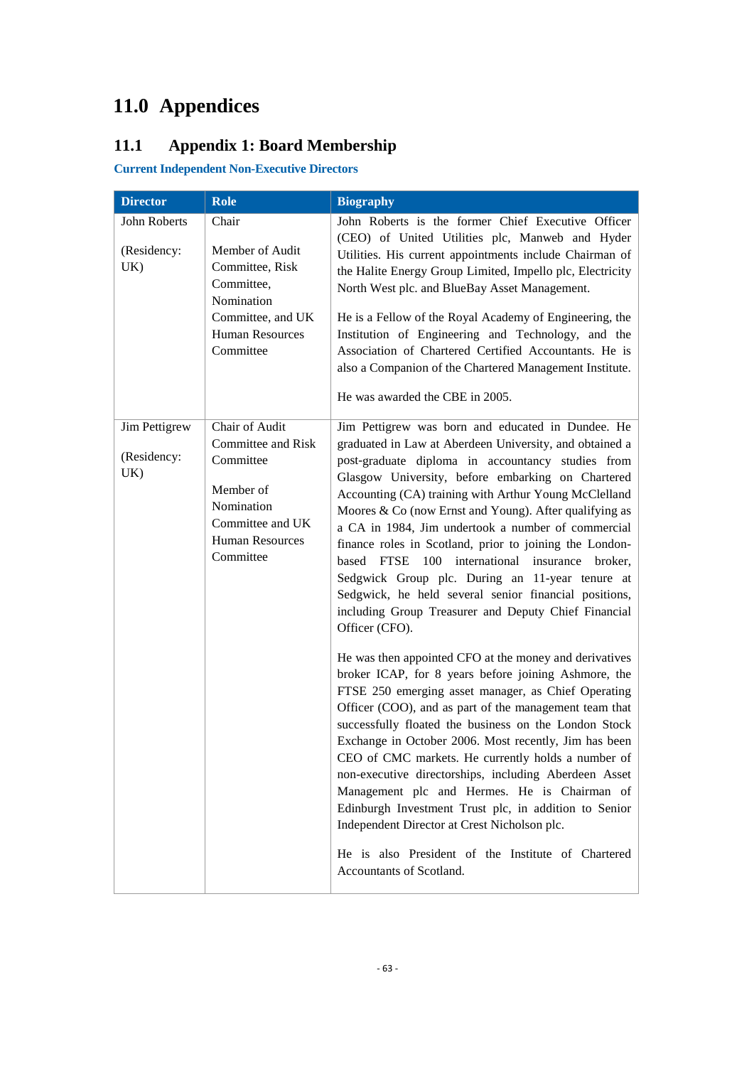# 11.0 Appendices

## 11.1 Appendix 1: Board Membership

### Current Independent Non-Executive Directors

| Director | Role | Biography |
|---|---|---|
| John Roberts<br><br>(Residency: UK) | Chair<br><br>Member of Audit Committee, Risk Committee, Nomination Committee, and UK Human Resources Committee | John Roberts is the former Chief Executive Officer (CEO) of United Utilities plc, Manweb and Hyder Utilities. His current appointments include Chairman of the Halite Energy Group Limited, Impello plc, Electricity North West plc. and BlueBay Asset Management.<br><br>He is a Fellow of the Royal Academy of Engineering, the Institution of Engineering and Technology, and the Association of Chartered Certified Accountants. He is also a Companion of the Chartered Management Institute.<br><br>He was awarded the CBE in 2005. |
| Jim Pettigrew<br><br>(Residency: UK) | Chair of Audit Committee and Risk Committee<br><br>Member of Nomination Committee and UK Human Resources Committee | Jim Pettigrew was born and educated in Dundee. He graduated in Law at Aberdeen University, and obtained a post-graduate diploma in accountancy studies from Glasgow University, before embarking on Chartered Accounting (CA) training with Arthur Young McClelland Moores & Co (now Ernst and Young). After qualifying as a CA in 1984, Jim undertook a number of commercial finance roles in Scotland, prior to joining the London-based FTSE 100 international insurance broker, Sedgwick Group plc. During an 11-year tenure at Sedgwick, he held several senior financial positions, including Group Treasurer and Deputy Chief Financial Officer (CFO).<br><br>He was then appointed CFO at the money and derivatives broker ICAP, for 8 years before joining Ashmore, the FTSE 250 emerging asset manager, as Chief Operating Officer (COO), and as part of the management team that successfully floated the business on the London Stock Exchange in October 2006. Most recently, Jim has been CEO of CMC markets. He currently holds a number of non-executive directorships, including Aberdeen Asset Management plc and Hermes. He is Chairman of Edinburgh Investment Trust plc, in addition to Senior Independent Director at Crest Nicholson plc.<br><br>He is also President of the Institute of Chartered Accountants of Scotland. |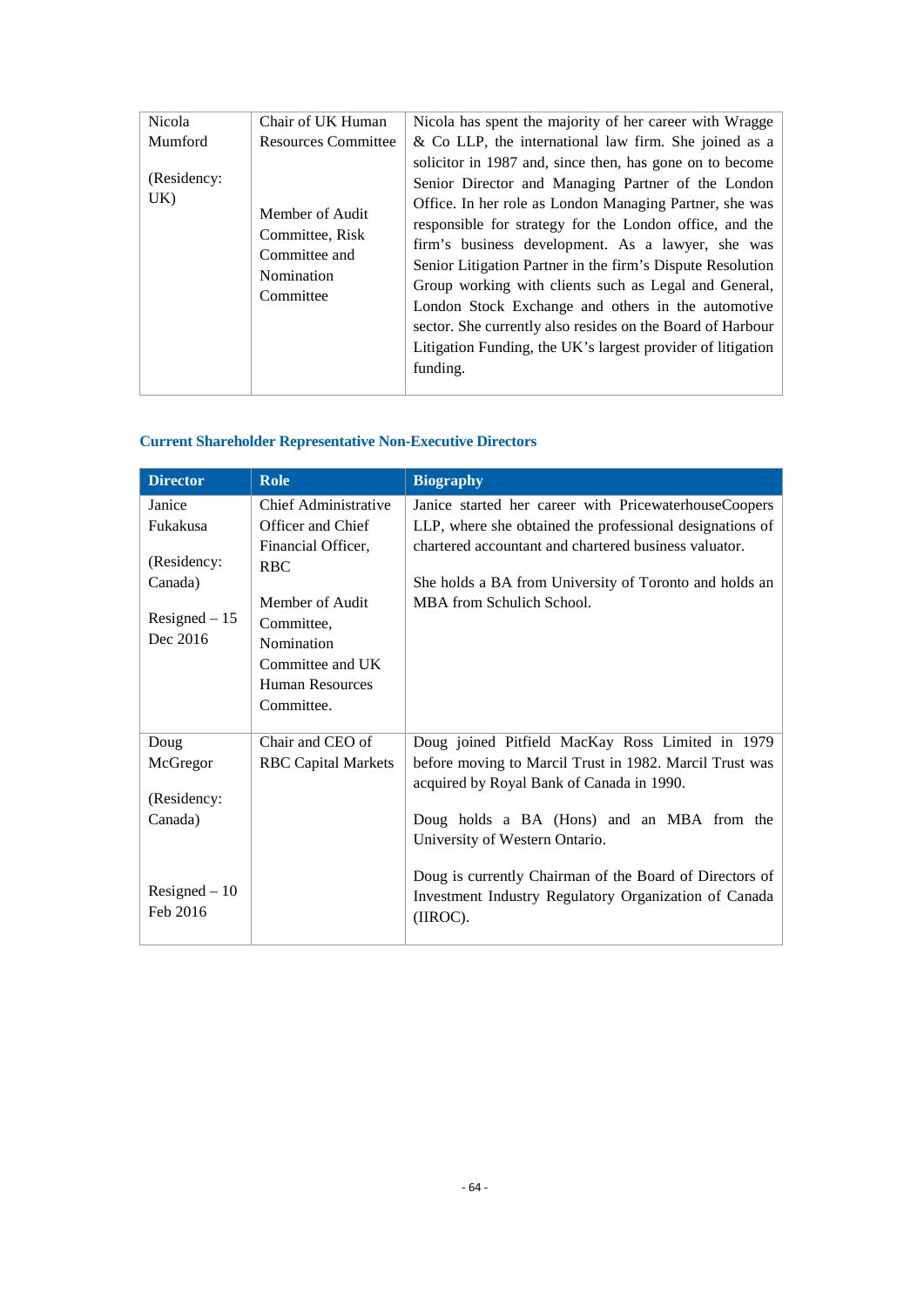| Nicola Mumford<br><br>(Residency: UK) | Chair of UK Human Resources Committee<br><br>Member of Audit Committee, Risk Committee and Nomination Committee | Nicola has spent the majority of her career with Wragge & Co LLP, the international law firm. She joined as a solicitor in 1987 and, since then, has gone on to become Senior Director and Managing Partner of the London Office. In her role as London Managing Partner, she was responsible for strategy for the London office, and the firm's business development. As a lawyer, she was Senior Litigation Partner in the firm's Dispute Resolution Group working with clients such as Legal and General, London Stock Exchange and others in the automotive sector. She currently also resides on the Board of Harbour Litigation Funding, the UK's largest provider of litigation funding. |
|---|---|---|

### Current Shareholder Representative Non-Executive Directors

| Director | Role | Biography |
|---|---|---|
| Janice Fukakusa<br><br>(Residency: Canada)<br><br>Resigned – 15 Dec 2016 | Chief Administrative Officer and Chief Financial Officer, RBC<br><br>Member of Audit Committee, Nomination Committee and UK Human Resources Committee. | Janice started her career with PricewaterhouseCoopers LLP, where she obtained the professional designations of chartered accountant and chartered business valuator.<br><br>She holds a BA from University of Toronto and holds an MBA from Schulich School. |
| Doug McGregor<br><br>(Residency: Canada)<br><br>Resigned – 10 Feb 2016 | Chair and CEO of RBC Capital Markets | Doug joined Pitfield MacKay Ross Limited in 1979 before moving to Marcil Trust in 1982. Marcil Trust was acquired by Royal Bank of Canada in 1990.<br><br>Doug holds a BA (Hons) and an MBA from the University of Western Ontario.<br><br>Doug is currently Chairman of the Board of Directors of Investment Industry Regulatory Organization of Canada (IIROC). |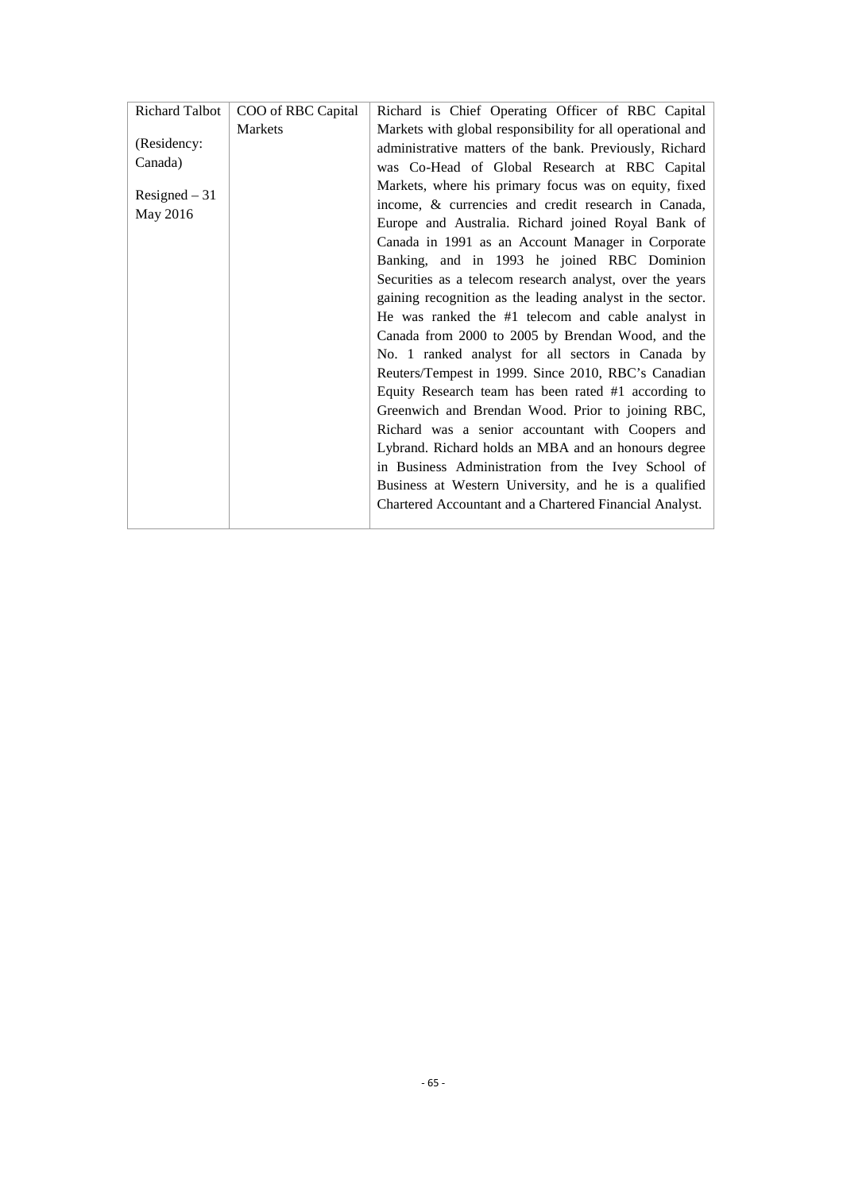| | | |
|---|---|---|
| Richard Talbot<br><br>(Residency: Canada)<br><br>Resigned – 31 May 2016 | COO of RBC Capital Markets | Richard is Chief Operating Officer of RBC Capital Markets with global responsibility for all operational and administrative matters of the bank. Previously, Richard was Co-Head of Global Research at RBC Capital Markets, where his primary focus was on equity, fixed income, & currencies and credit research in Canada, Europe and Australia. Richard joined Royal Bank of Canada in 1991 as an Account Manager in Corporate Banking, and in 1993 he joined RBC Dominion Securities as a telecom research analyst, over the years gaining recognition as the leading analyst in the sector. He was ranked the #1 telecom and cable analyst in Canada from 2000 to 2005 by Brendan Wood, and the No. 1 ranked analyst for all sectors in Canada by Reuters/Tempest in 1999. Since 2010, RBC's Canadian Equity Research team has been rated #1 according to Greenwich and Brendan Wood. Prior to joining RBC, Richard was a senior accountant with Coopers and Lybrand. Richard holds an MBA and an honours degree in Business Administration from the Ivey School of Business at Western University, and he is a qualified Chartered Accountant and a Chartered Financial Analyst. |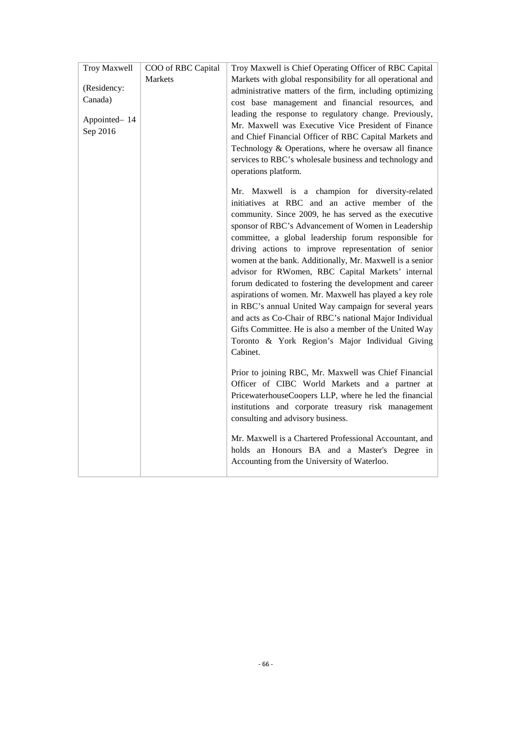| | | |
|---|---|---|
| Troy Maxwell<br><br>(Residency: Canada)<br><br>Appointed– 14 Sep 2016 | COO of RBC Capital Markets | Troy Maxwell is Chief Operating Officer of RBC Capital Markets with global responsibility for all operational and administrative matters of the firm, including optimizing cost base management and financial resources, and leading the response to regulatory change. Previously, Mr. Maxwell was Executive Vice President of Finance and Chief Financial Officer of RBC Capital Markets and Technology & Operations, where he oversaw all finance services to RBC's wholesale business and technology and operations platform.<br><br>Mr. Maxwell is a champion for diversity-related initiatives at RBC and an active member of the community. Since 2009, he has served as the executive sponsor of RBC's Advancement of Women in Leadership committee, a global leadership forum responsible for driving actions to improve representation of senior women at the bank. Additionally, Mr. Maxwell is a senior advisor for RWomen, RBC Capital Markets' internal forum dedicated to fostering the development and career aspirations of women. Mr. Maxwell has played a key role in RBC's annual United Way campaign for several years and acts as Co-Chair of RBC's national Major Individual Gifts Committee. He is also a member of the United Way Toronto & York Region's Major Individual Giving Cabinet.<br><br>Prior to joining RBC, Mr. Maxwell was Chief Financial Officer of CIBC World Markets and a partner at PricewaterhouseCoopers LLP, where he led the financial institutions and corporate treasury risk management consulting and advisory business.<br><br>Mr. Maxwell is a Chartered Professional Accountant, and holds an Honours BA and a Master's Degree in Accounting from the University of Waterloo. |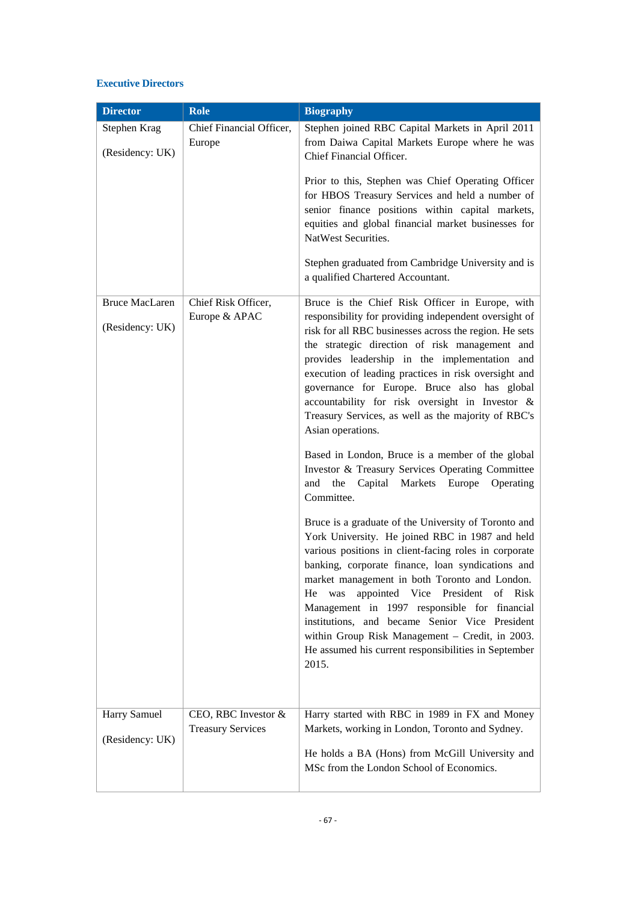### Executive Directors

| Director | Role | Biography |
|---|---|---|
| Stephen Krag<br><br>(Residency: UK) | Chief Financial Officer, Europe | Stephen joined RBC Capital Markets in April 2011 from Daiwa Capital Markets Europe where he was Chief Financial Officer.<br><br>Prior to this, Stephen was Chief Operating Officer for HBOS Treasury Services and held a number of senior finance positions within capital markets, equities and global financial market businesses for NatWest Securities.<br><br>Stephen graduated from Cambridge University and is a qualified Chartered Accountant. |
| Bruce MacLaren<br><br>(Residency: UK) | Chief Risk Officer, Europe & APAC | Bruce is the Chief Risk Officer in Europe, with responsibility for providing independent oversight of risk for all RBC businesses across the region. He sets the strategic direction of risk management and provides leadership in the implementation and execution of leading practices in risk oversight and governance for Europe. Bruce also has global accountability for risk oversight in Investor & Treasury Services, as well as the majority of RBC's Asian operations.<br><br>Based in London, Bruce is a member of the global Investor & Treasury Services Operating Committee and the Capital Markets Europe Operating Committee.<br><br>Bruce is a graduate of the University of Toronto and York University. He joined RBC in 1987 and held various positions in client-facing roles in corporate banking, corporate finance, loan syndications and market management in both Toronto and London. He was appointed Vice President of Risk Management in 1997 responsible for financial institutions, and became Senior Vice President within Group Risk Management – Credit, in 2003. He assumed his current responsibilities in September 2015. |
| Harry Samuel<br><br>(Residency: UK) | CEO, RBC Investor & Treasury Services | Harry started with RBC in 1989 in FX and Money Markets, working in London, Toronto and Sydney.<br><br>He holds a BA (Hons) from McGill University and MSc from the London School of Economics. |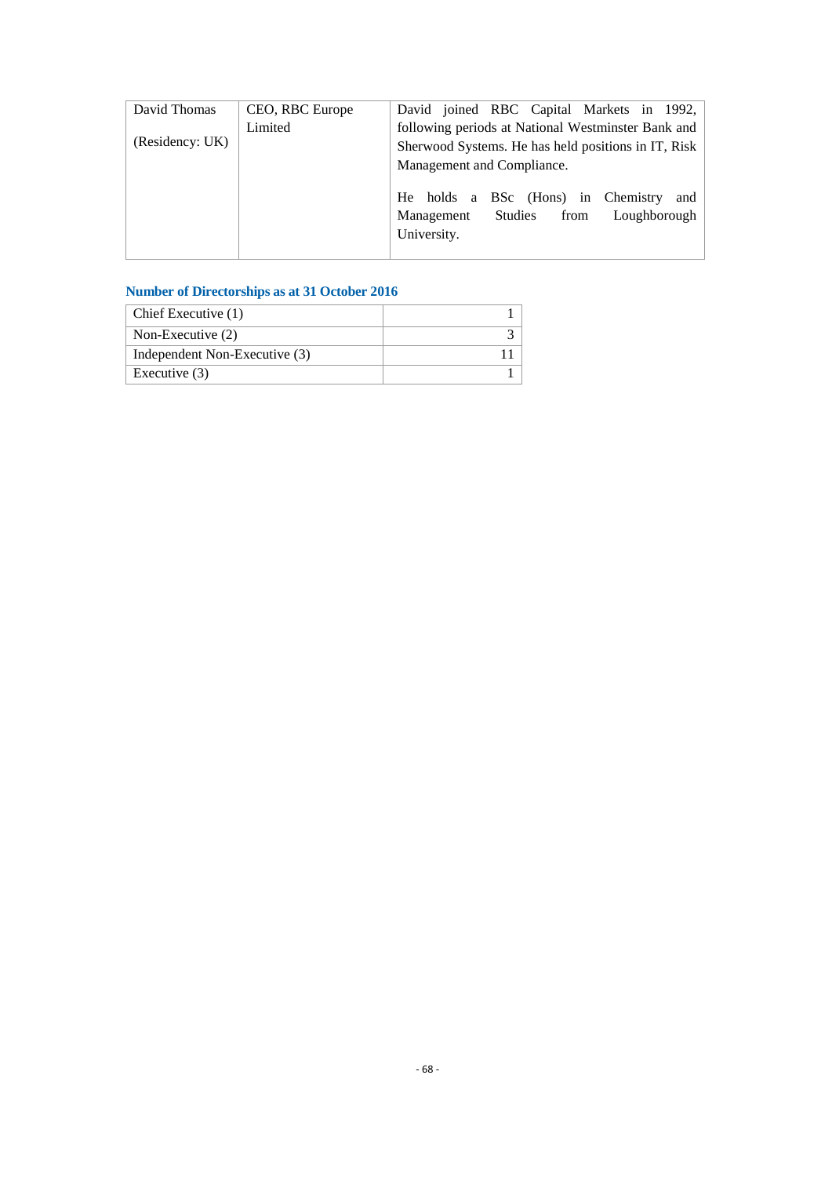| David Thomas<br><br>(Residency: UK) | CEO, RBC Europe Limited | David joined RBC Capital Markets in 1992, following periods at National Westminster Bank and Sherwood Systems. He has held positions in IT, Risk Management and Compliance.<br><br>He holds a BSc (Hons) in Chemistry and Management Studies from Loughborough University. |
|---|---|---|

### Number of Directorships as at 31 October 2016

| | |
|---|---|
| Chief Executive (1) | 1 |
| Non-Executive (2) | 3 |
| Independent Non-Executive (3) | 11 |
| Executive (3) | 1 |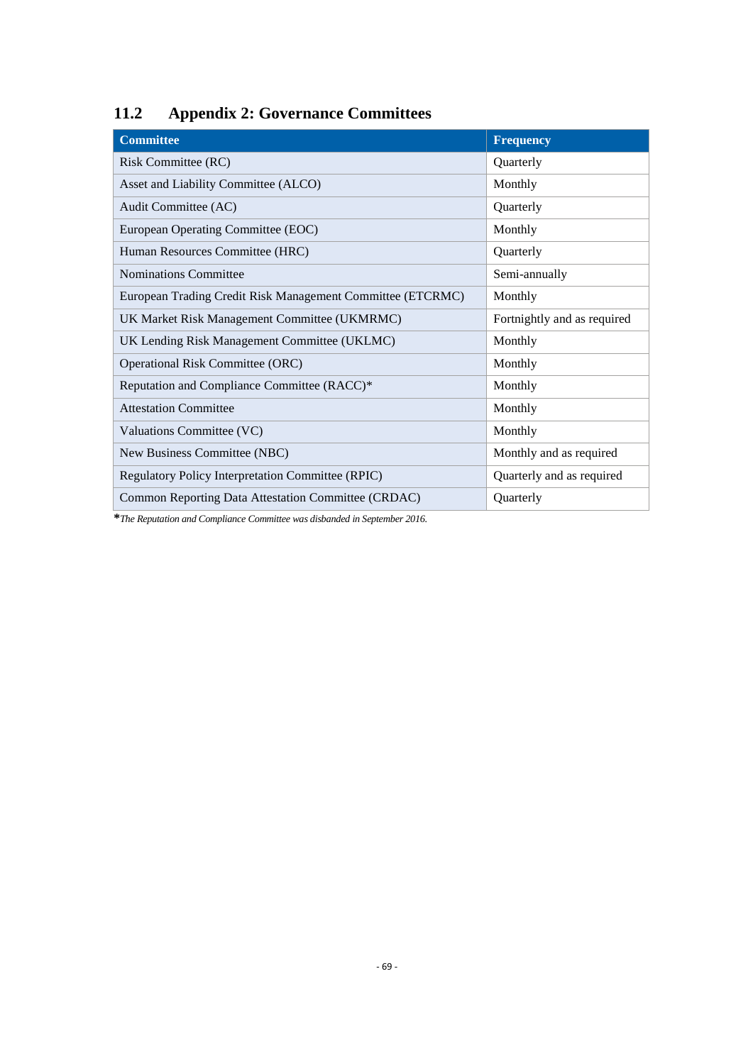## 11.2 Appendix 2: Governance Committees

| Committee | Frequency |
|---|---|
| Risk Committee (RC) | Quarterly |
| Asset and Liability Committee (ALCO) | Monthly |
| Audit Committee (AC) | Quarterly |
| European Operating Committee (EOC) | Monthly |
| Human Resources Committee (HRC) | Quarterly |
| Nominations Committee | Semi-annually |
| European Trading Credit Risk Management Committee (ETCRMC) | Monthly |
| UK Market Risk Management Committee (UKMRMC) | Fortnightly and as required |
| UK Lending Risk Management Committee (UKLMC) | Monthly |
| Operational Risk Committee (ORC) | Monthly |
| Reputation and Compliance Committee (RACC)* | Monthly |
| Attestation Committee | Monthly |
| Valuations Committee (VC) | Monthly |
| New Business Committee (NBC) | Monthly and as required |
| Regulatory Policy Interpretation Committee (RPIC) | Quarterly and as required |
| Common Reporting Data Attestation Committee (CRDAC) | Quarterly |

*\*The Reputation and Compliance Committee was disbanded in September 2016.*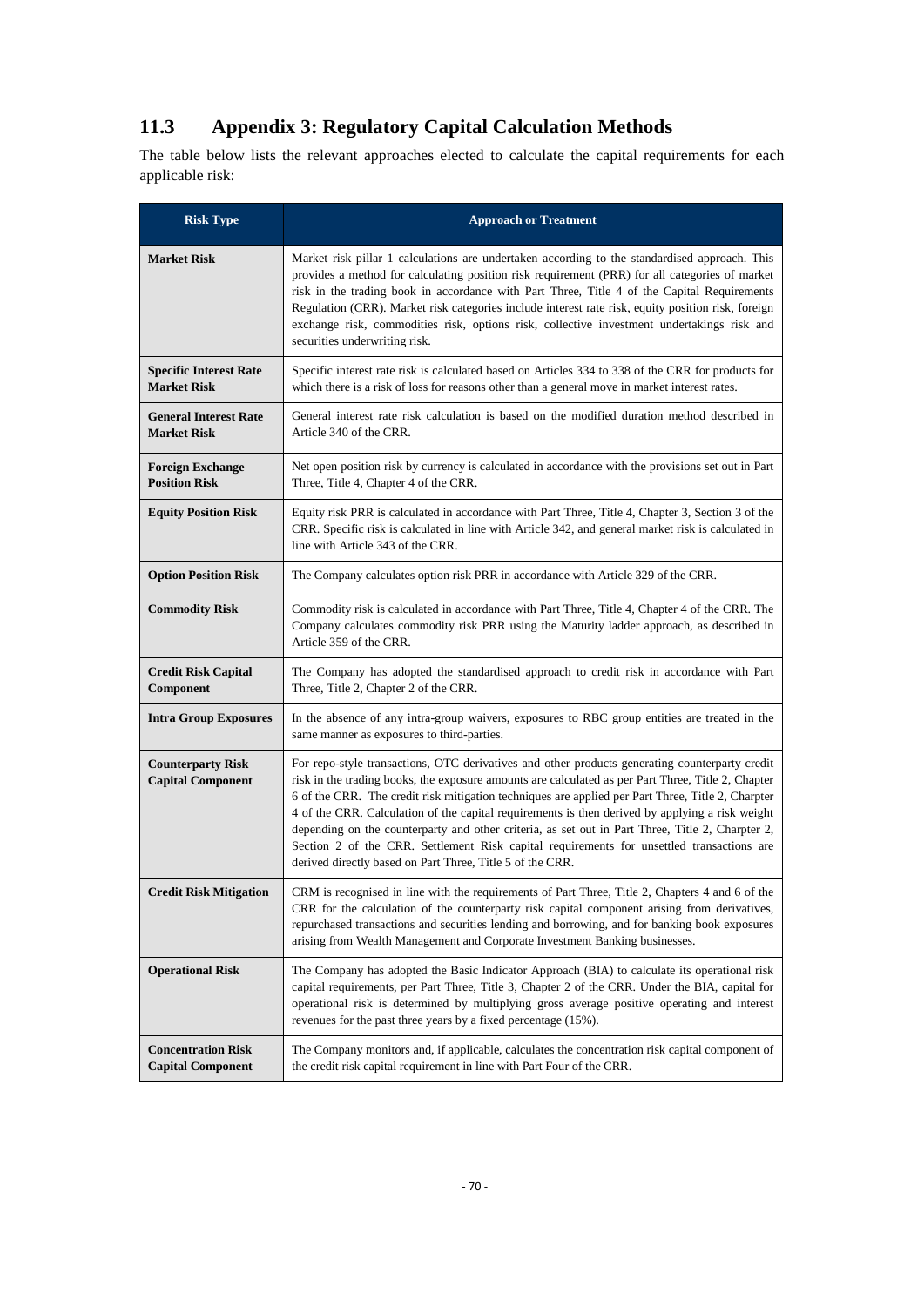## 11.3 Appendix 3: Regulatory Capital Calculation Methods

The table below lists the relevant approaches elected to calculate the capital requirements for each applicable risk:

| Risk Type | Approach or Treatment |
|---|---|
| **Market Risk** | Market risk pillar 1 calculations are undertaken according to the standardised approach. This provides a method for calculating position risk requirement (PRR) for all categories of market risk in the trading book in accordance with Part Three, Title 4 of the Capital Requirements Regulation (CRR). Market risk categories include interest rate risk, equity position risk, foreign exchange risk, commodities risk, options risk, collective investment undertakings risk and securities underwriting risk. |
| **Specific Interest Rate Market Risk** | Specific interest rate risk is calculated based on Articles 334 to 338 of the CRR for products for which there is a risk of loss for reasons other than a general move in market interest rates. |
| **General Interest Rate Market Risk** | General interest rate risk calculation is based on the modified duration method described in Article 340 of the CRR. |
| **Foreign Exchange Position Risk** | Net open position risk by currency is calculated in accordance with the provisions set out in Part Three, Title 4, Chapter 4 of the CRR. |
| **Equity Position Risk** | Equity risk PRR is calculated in accordance with Part Three, Title 4, Chapter 3, Section 3 of the CRR. Specific risk is calculated in line with Article 342, and general market risk is calculated in line with Article 343 of the CRR. |
| **Option Position Risk** | The Company calculates option risk PRR in accordance with Article 329 of the CRR. |
| **Commodity Risk** | Commodity risk is calculated in accordance with Part Three, Title 4, Chapter 4 of the CRR. The Company calculates commodity risk PRR using the Maturity ladder approach, as described in Article 359 of the CRR. |
| **Credit Risk Capital Component** | The Company has adopted the standardised approach to credit risk in accordance with Part Three, Title 2, Chapter 2 of the CRR. |
| **Intra Group Exposures** | In the absence of any intra-group waivers, exposures to RBC group entities are treated in the same manner as exposures to third-parties. |
| **Counterparty Risk Capital Component** | For repo-style transactions, OTC derivatives and other products generating counterparty credit risk in the trading books, the exposure amounts are calculated as per Part Three, Title 2, Chapter 6 of the CRR. The credit risk mitigation techniques are applied per Part Three, Title 2, Charpter 4 of the CRR. Calculation of the capital requirements is then derived by applying a risk weight depending on the counterparty and other criteria, as set out in Part Three, Title 2, Charpter 2, Section 2 of the CRR. Settlement Risk capital requirements for unsettled transactions are derived directly based on Part Three, Title 5 of the CRR. |
| **Credit Risk Mitigation** | CRM is recognised in line with the requirements of Part Three, Title 2, Chapters 4 and 6 of the CRR for the calculation of the counterparty risk capital component arising from derivatives, repurchased transactions and securities lending and borrowing, and for banking book exposures arising from Wealth Management and Corporate Investment Banking businesses. |
| **Operational Risk** | The Company has adopted the Basic Indicator Approach (BIA) to calculate its operational risk capital requirements, per Part Three, Title 3, Chapter 2 of the CRR. Under the BIA, capital for operational risk is determined by multiplying gross average positive operating and interest revenues for the past three years by a fixed percentage (15%). |
| **Concentration Risk Capital Component** | The Company monitors and, if applicable, calculates the concentration risk capital component of the credit risk capital requirement in line with Part Four of the CRR. |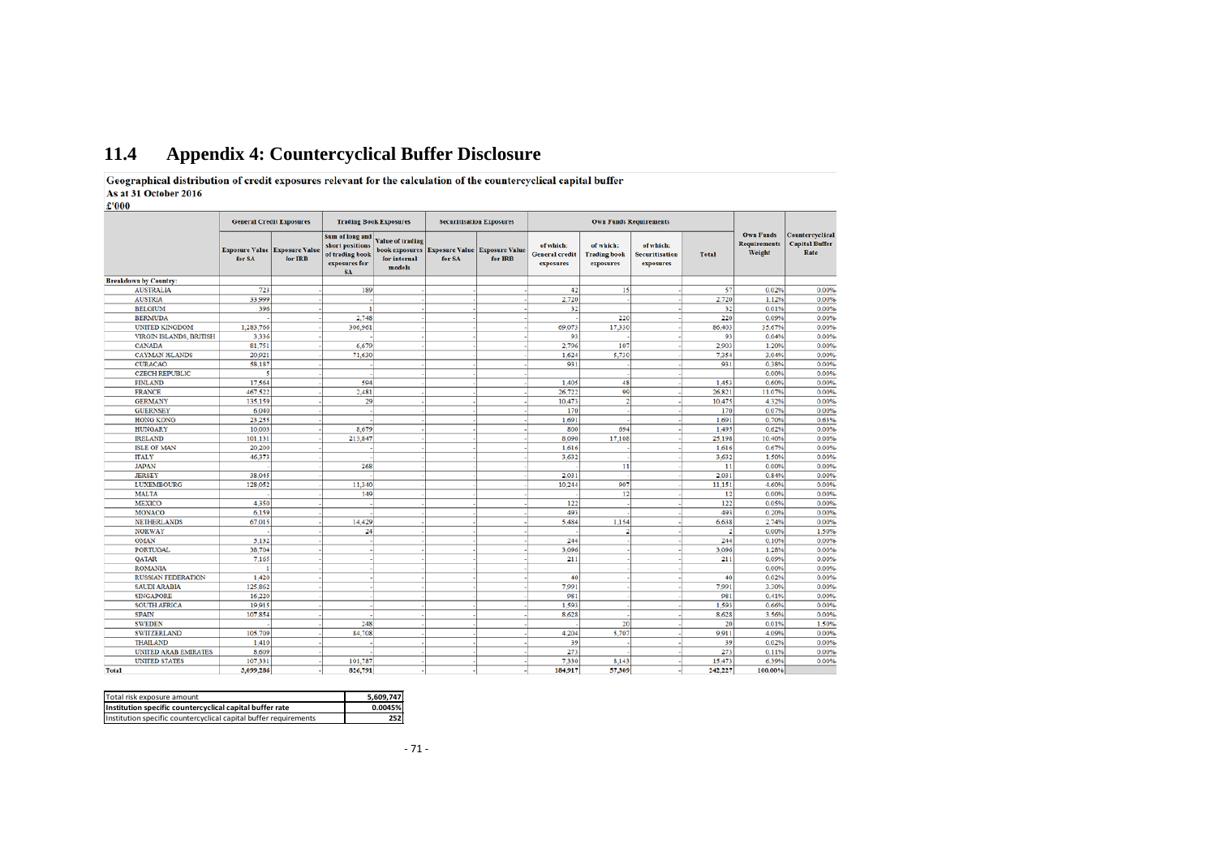## 11.4 Appendix 4: Countercyclical Buffer Disclosure

**Geographical distribution of credit exposures relevant for the calculation of the countercyclical capital buffer**
**As at 31 October 2016**
**£'000**

| | General Credit Exposures | | Trading Book Exposures | | Securitisation Exposures | | Own Funds Requirements | | | | | |
|---|---|---|---|---|---|---|---|---|---|---|---|---|
| | Exposure Value for SA | Exposure Value for IRB | Sum of long and short positions of trading book exposures for SA | Value of trading book exposures for internal models | Exposure Value for SA | Exposure Value for IRB | of which: General credit exposures | of which: Trading book exposures | of which: Securitisation exposures | Total | Own Funds Requirements Weight | Countercyclical Capital Buffer Rate |
| **Breakdown by Country:** | | | | | | | | | | | | |
| AUSTRALIA | 723 | | 189 | - | - | - | 42 | 15 | - | 57 | 0.02% | 0.00% |
| AUSTRIA | 33,999 | | - | - | - | - | 2,720 | - | - | 2,720 | 1.12% | 0.00% |
| BELGIUM | 396 | | 1 | - | - | - | 32 | - | - | 32 | 0.01% | 0.00% |
| BERMUDA | - | | 2,748 | - | - | - | - | 220 | - | 220 | 0.09% | 0.00% |
| UNITED KINGDOM | 1,283,766 | | 396,961 | - | - | - | 69,073 | 17,330 | - | 86,403 | 35.67% | 0.00% |
| VIRGIN ISLANDS, BRITISH | 3,336 | | - | - | - | - | 93 | - | - | 93 | 0.04% | 0.00% |
| CANADA | 81,751 | | 6,679 | - | - | - | 2,796 | 107 | - | 2,903 | 1.20% | 0.00% |
| CAYMAN ISLANDS | 20,921 | | 71,630 | - | - | - | 1,624 | 5,730 | - | 7,354 | 3.04% | 0.00% |
| CURACAO | 58,187 | | - | - | - | - | 931 | - | - | 931 | 0.38% | 0.00% |
| CZECH REPUBLIC | 5 | | - | - | - | - | - | - | - | - | 0.00% | 0.00% |
| FINLAND | 17,564 | | 594 | - | - | - | 1,405 | 48 | - | 1,453 | 0.60% | 0.00% |
| FRANCE | 467,522 | | 2,481 | - | - | - | 26,722 | 99 | - | 26,821 | 11.07% | 0.00% |
| GERMANY | 135,159 | | 29 | - | - | - | 10,473 | 2 | - | 10,475 | 4.32% | 0.00% |
| GUERNSEY | 6,040 | | - | - | - | - | 170 | - | - | 170 | 0.07% | 0.00% |
| HONG KONG | 23,255 | | - | - | - | - | 1,691 | - | - | 1,691 | 0.70% | 0.63% |
| HUNGARY | 10,003 | | 8,679 | - | - | - | 800 | 694 | - | 1,495 | 0.62% | 0.00% |
| IRELAND | 101,131 | | 213,847 | - | - | - | 8,090 | 17,108 | - | 25,198 | 10.40% | 0.00% |
| ISLE OF MAN | 20,200 | | - | - | - | - | 1,616 | - | - | 1,616 | 0.67% | 0.00% |
| ITALY | 46,373 | | - | - | - | - | 3,632 | - | - | 3,632 | 1.50% | 0.00% |
| JAPAN | - | | 268 | - | - | - | - | 11 | - | 11 | 0.00% | 0.00% |
| JERSEY | 38,045 | | - | - | - | - | 2,031 | - | - | 2,031 | 0.84% | 0.00% |
| LUXEMBOURG | 128,052 | | 11,340 | - | - | - | 10,244 | 907 | - | 11,151 | 4.60% | 0.00% |
| MALTA | - | | 149 | - | - | - | - | 12 | - | 12 | 0.00% | 0.00% |
| MEXICO | 4,350 | | - | - | - | - | 122 | - | - | 122 | 0.05% | 0.00% |
| MONACO | 6,159 | | - | - | - | - | 493 | - | - | 493 | 0.20% | 0.00% |
| NETHERLANDS | 67,015 | | 14,429 | - | - | - | 5,484 | 1,154 | - | 6,638 | 2.74% | 0.00% |
| NORWAY | - | | 24 | - | - | - | - | 2 | - | 2 | 0.00% | 1.50% |
| OMAN | 3,132 | | - | - | - | - | 244 | - | - | 244 | 0.10% | 0.00% |
| PORTUGAL | 38,704 | | - | - | - | - | 3,096 | - | - | 3,096 | 1.28% | 0.00% |
| QATAR | 7,165 | | - | - | - | - | 211 | - | - | 211 | 0.09% | 0.00% |
| ROMANIA | 1 | | - | - | - | - | - | - | - | - | 0.00% | 0.00% |
| RUSSIAN FEDERATION | 1,420 | | - | - | - | - | 40 | - | - | 40 | 0.02% | 0.00% |
| SAUDI ARABIA | 125,862 | | - | - | - | - | 7,991 | - | - | 7,991 | 3.30% | 0.00% |
| SINGAPORE | 16,220 | | - | - | - | - | 981 | - | - | 981 | 0.41% | 0.00% |
| SOUTH AFRICA | 19,915 | | - | - | - | - | 1,593 | - | - | 1,593 | 0.66% | 0.00% |
| SPAIN | 107,854 | | - | - | - | - | 8,628 | - | - | 8,628 | 3.56% | 0.00% |
| SWEDEN | - | | 248 | - | - | - | - | 20 | - | 20 | 0.01% | 1.50% |
| SWITZERLAND | 105,709 | | 84,708 | - | - | - | 4,204 | 5,707 | - | 9,911 | 4.09% | 0.00% |
| THAILAND | 1,410 | | - | - | - | - | 39 | - | - | 39 | 0.02% | 0.00% |
| UNITED ARAB EMIRATES | 8,609 | | - | - | - | - | 273 | - | - | 273 | 0.11% | 0.00% |
| UNITED STATES | 107,331 | | 101,787 | - | - | - | 7,330 | 8,143 | - | 15,473 | 6.39% | 0.00% |
| **Total** | 3,099,286 | | 826,791 | - | - | - | 184,917 | 57,309 | - | 242,227 | 100.00% | |

| | |
|---|---|
| Total risk exposure amount | 5,609,747 |
| **Institution specific countercyclical capital buffer rate** | **0.0045%** |
| Institution specific countercyclical capital buffer requirements | 252 |